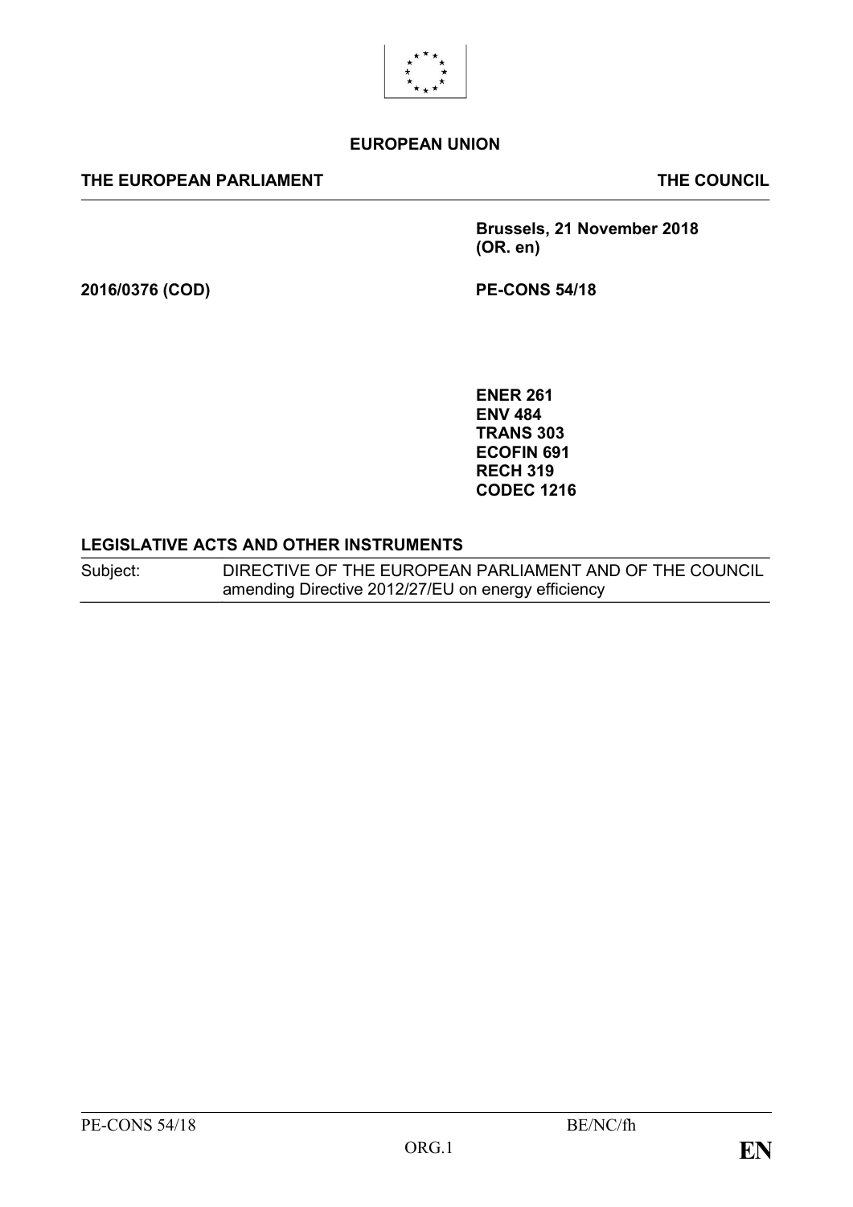**EUROPEAN UNION**

**THE EUROPEAN PARLIAMENT** **THE COUNCIL**

**Brussels, 21 November 2018**
**(OR. en)**

**2016/0376 (COD)** **PE-CONS 54/18**

**ENER 261**
**ENV 484**
**TRANS 303**
**ECOFIN 691**
**RECH 319**
**CODEC 1216**

**LEGISLATIVE ACTS AND OTHER INSTRUMENTS**

| Subject: | DIRECTIVE OF THE EUROPEAN PARLIAMENT AND OF THE COUNCIL amending Directive 2012/27/EU on energy efficiency |
|---|---|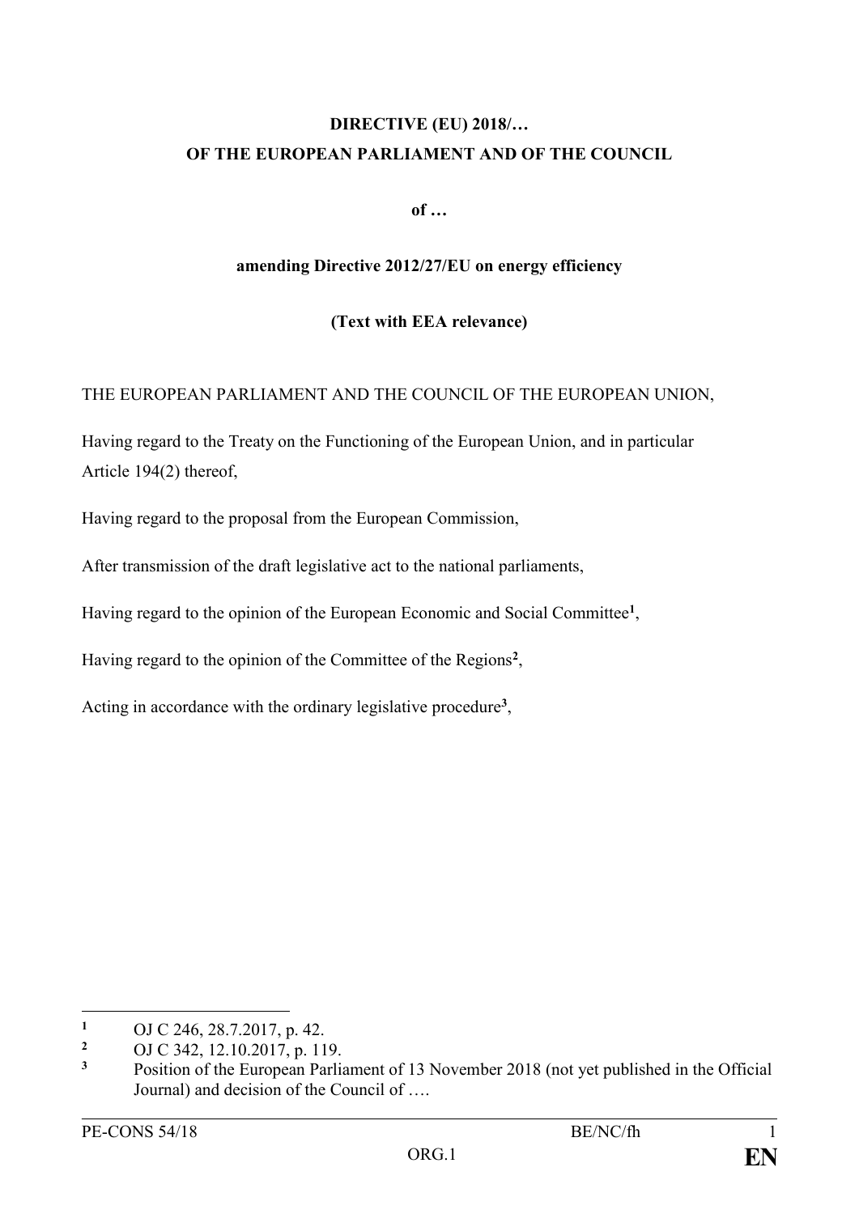**DIRECTIVE (EU) 2018/…**

**OF THE EUROPEAN PARLIAMENT AND OF THE COUNCIL**

**of …**

**amending Directive 2012/27/EU on energy efficiency**

**(Text with EEA relevance)**

THE EUROPEAN PARLIAMENT AND THE COUNCIL OF THE EUROPEAN UNION,

Having regard to the Treaty on the Functioning of the European Union, and in particular Article 194(2) thereof,

Having regard to the proposal from the European Commission,

After transmission of the draft legislative act to the national parliaments,

Having regard to the opinion of the European Economic and Social Committee[1],

Having regard to the opinion of the Committee of the Regions[2],

Acting in accordance with the ordinary legislative procedure[3],

---

[1] OJ C 246, 28.7.2017, p. 42.

[2] OJ C 342, 12.10.2017, p. 119.

[3] Position of the European Parliament of 13 November 2018 (not yet published in the Official Journal) and decision of the Council of ….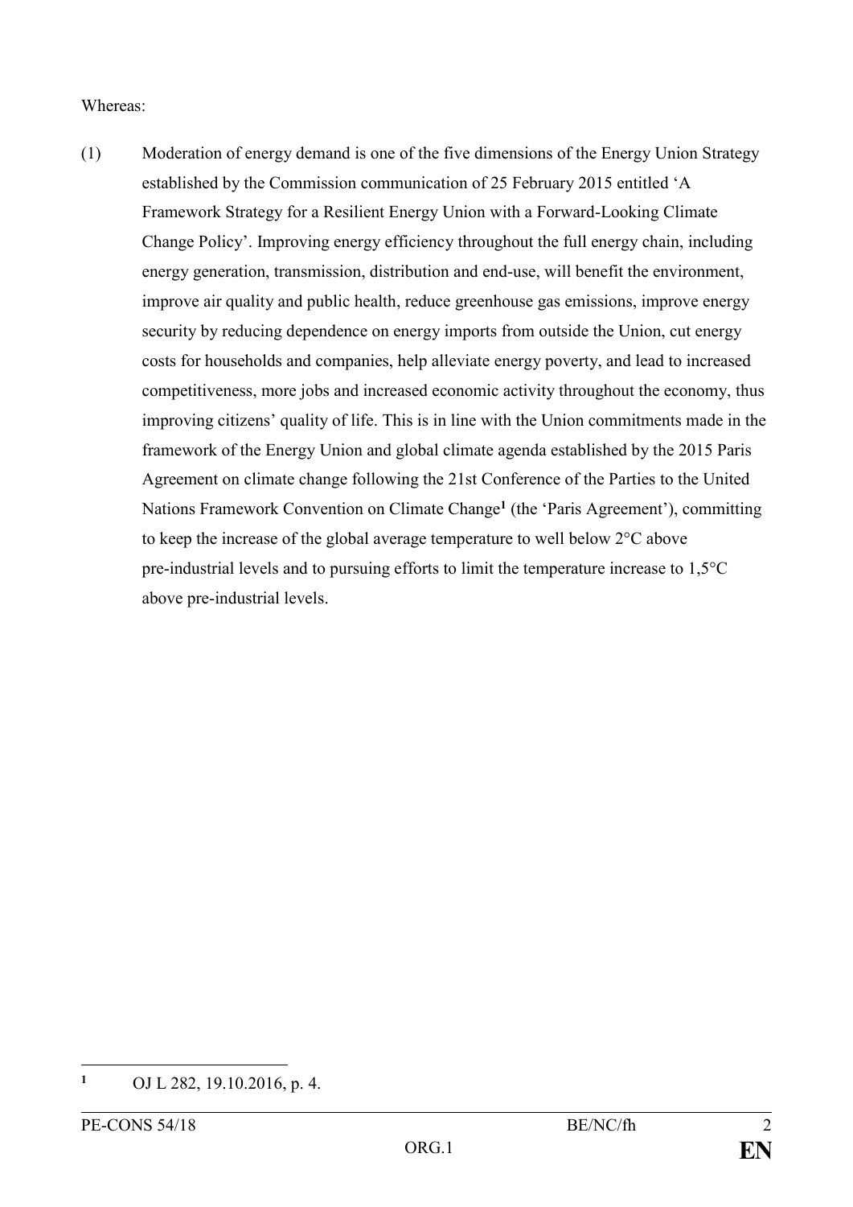Whereas:

(1) Moderation of energy demand is one of the five dimensions of the Energy Union Strategy established by the Commission communication of 25 February 2015 entitled 'A Framework Strategy for a Resilient Energy Union with a Forward-Looking Climate Change Policy'. Improving energy efficiency throughout the full energy chain, including energy generation, transmission, distribution and end-use, will benefit the environment, improve air quality and public health, reduce greenhouse gas emissions, improve energy security by reducing dependence on energy imports from outside the Union, cut energy costs for households and companies, help alleviate energy poverty, and lead to increased competitiveness, more jobs and increased economic activity throughout the economy, thus improving citizens' quality of life. This is in line with the Union commitments made in the framework of the Energy Union and global climate agenda established by the 2015 Paris Agreement on climate change following the 21st Conference of the Parties to the United Nations Framework Convention on Climate Change[1] (the 'Paris Agreement'), committing to keep the increase of the global average temperature to well below 2°C above pre-industrial levels and to pursuing efforts to limit the temperature increase to 1,5°C above pre-industrial levels.

---

[1] OJ L 282, 19.10.2016, p. 4.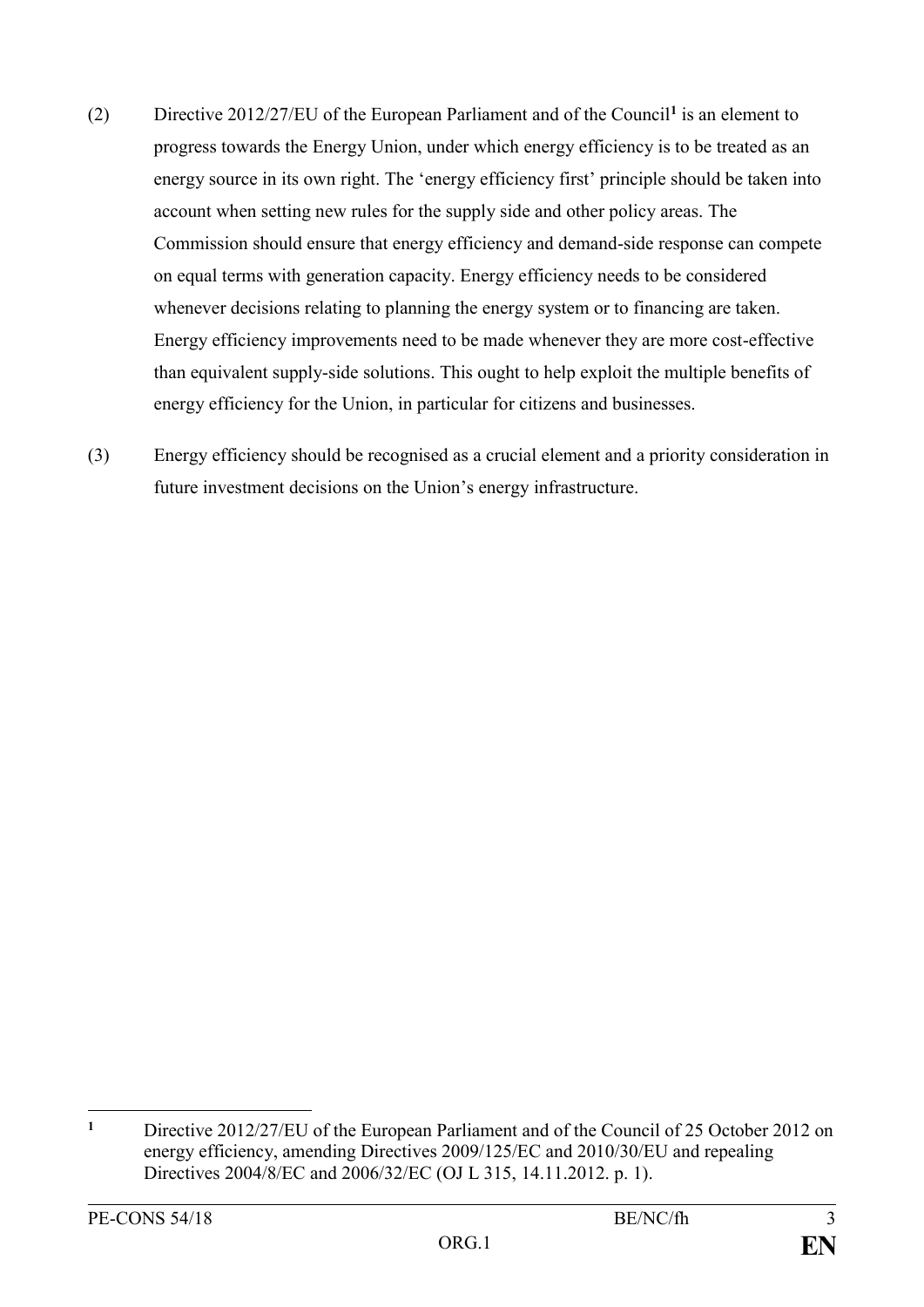(2) Directive 2012/27/EU of the European Parliament and of the Council[1] is an element to progress towards the Energy Union, under which energy efficiency is to be treated as an energy source in its own right. The 'energy efficiency first' principle should be taken into account when setting new rules for the supply side and other policy areas. The Commission should ensure that energy efficiency and demand-side response can compete on equal terms with generation capacity. Energy efficiency needs to be considered whenever decisions relating to planning the energy system or to financing are taken. Energy efficiency improvements need to be made whenever they are more cost-effective than equivalent supply-side solutions. This ought to help exploit the multiple benefits of energy efficiency for the Union, in particular for citizens and businesses.

(3) Energy efficiency should be recognised as a crucial element and a priority consideration in future investment decisions on the Union's energy infrastructure.

---

[1] Directive 2012/27/EU of the European Parliament and of the Council of 25 October 2012 on energy efficiency, amending Directives 2009/125/EC and 2010/30/EU and repealing Directives 2004/8/EC and 2006/32/EC (OJ L 315, 14.11.2012. p. 1).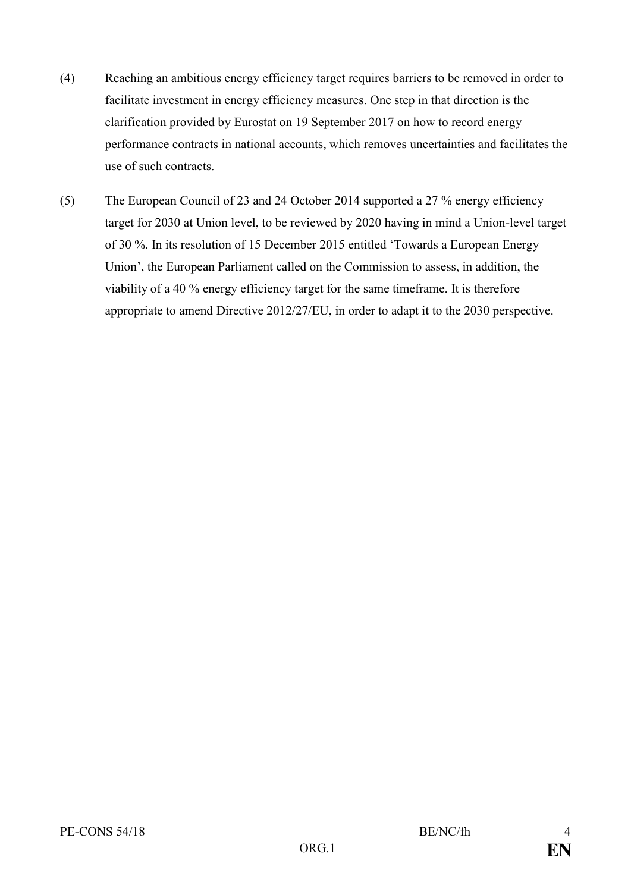(4) Reaching an ambitious energy efficiency target requires barriers to be removed in order to facilitate investment in energy efficiency measures. One step in that direction is the clarification provided by Eurostat on 19 September 2017 on how to record energy performance contracts in national accounts, which removes uncertainties and facilitates the use of such contracts.

(5) The European Council of 23 and 24 October 2014 supported a 27 % energy efficiency target for 2030 at Union level, to be reviewed by 2020 having in mind a Union-level target of 30 %. In its resolution of 15 December 2015 entitled 'Towards a European Energy Union', the European Parliament called on the Commission to assess, in addition, the viability of a 40 % energy efficiency target for the same timeframe. It is therefore appropriate to amend Directive 2012/27/EU, in order to adapt it to the 2030 perspective.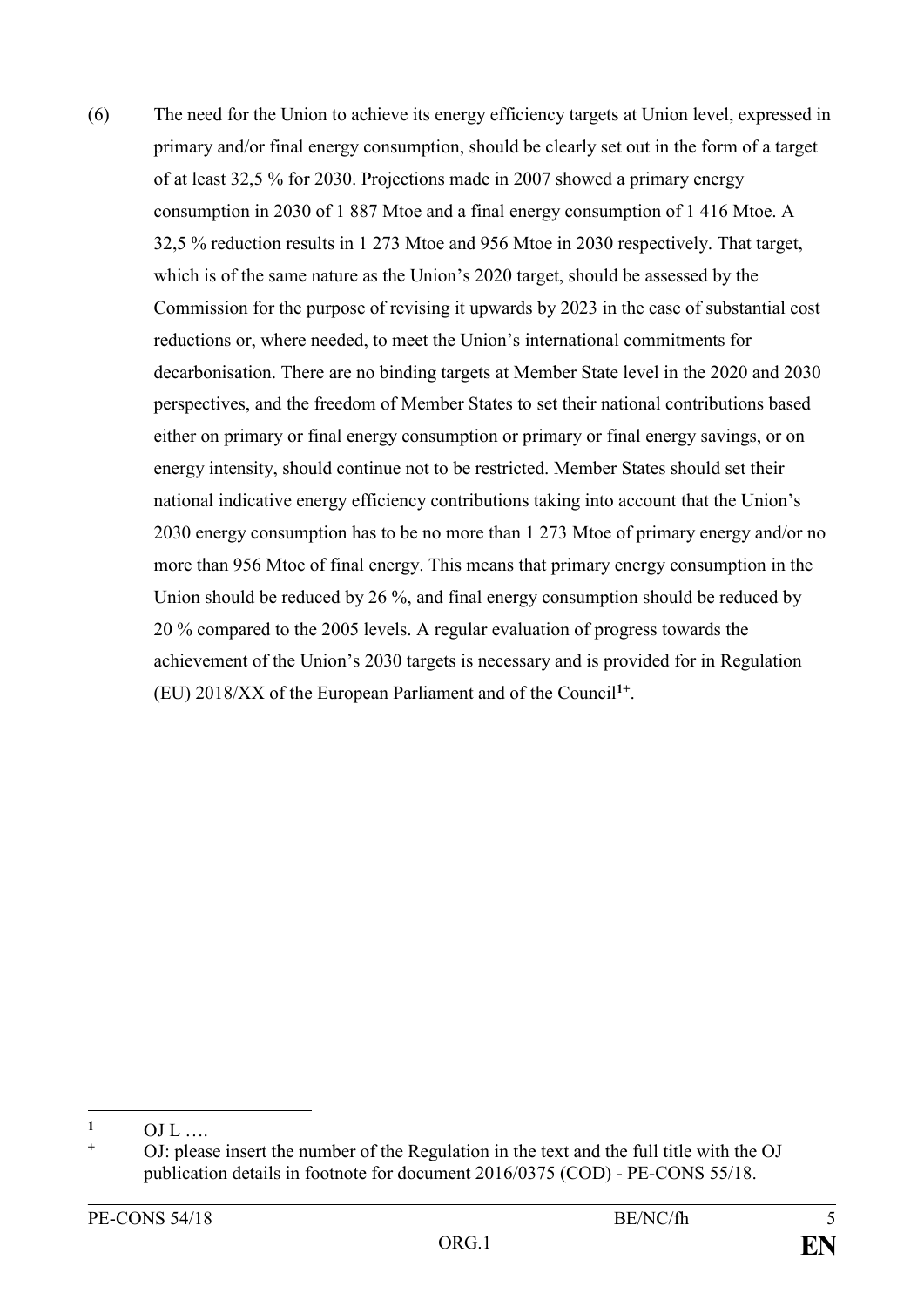(6) The need for the Union to achieve its energy efficiency targets at Union level, expressed in primary and/or final energy consumption, should be clearly set out in the form of a target of at least 32,5 % for 2030. Projections made in 2007 showed a primary energy consumption in 2030 of 1 887 Mtoe and a final energy consumption of 1 416 Mtoe. A 32,5 % reduction results in 1 273 Mtoe and 956 Mtoe in 2030 respectively. That target, which is of the same nature as the Union's 2020 target, should be assessed by the Commission for the purpose of revising it upwards by 2023 in the case of substantial cost reductions or, where needed, to meet the Union's international commitments for decarbonisation. There are no binding targets at Member State level in the 2020 and 2030 perspectives, and the freedom of Member States to set their national contributions based either on primary or final energy consumption or primary or final energy savings, or on energy intensity, should continue not to be restricted. Member States should set their national indicative energy efficiency contributions taking into account that the Union's 2030 energy consumption has to be no more than 1 273 Mtoe of primary energy and/or no more than 956 Mtoe of final energy. This means that primary energy consumption in the Union should be reduced by 26 %, and final energy consumption should be reduced by 20 % compared to the 2005 levels. A regular evaluation of progress towards the achievement of the Union's 2030 targets is necessary and is provided for in Regulation (EU) 2018/XX of the European Parliament and of the Council[1+].

---

[1] OJ L ….

[+] OJ: please insert the number of the Regulation in the text and the full title with the OJ publication details in footnote for document 2016/0375 (COD) - PE-CONS 55/18.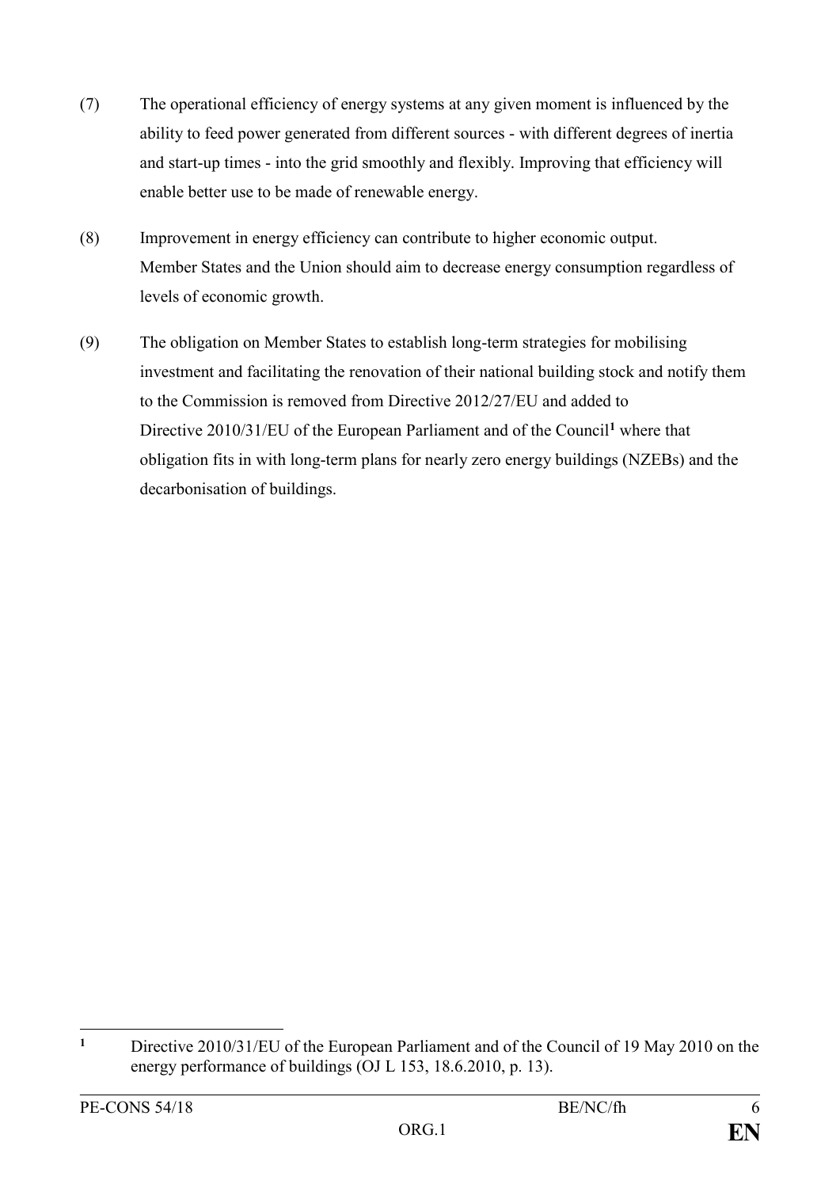(7) The operational efficiency of energy systems at any given moment is influenced by the ability to feed power generated from different sources - with different degrees of inertia and start-up times - into the grid smoothly and flexibly. Improving that efficiency will enable better use to be made of renewable energy.

(8) Improvement in energy efficiency can contribute to higher economic output. Member States and the Union should aim to decrease energy consumption regardless of levels of economic growth.

(9) The obligation on Member States to establish long-term strategies for mobilising investment and facilitating the renovation of their national building stock and notify them to the Commission is removed from Directive 2012/27/EU and added to Directive 2010/31/EU of the European Parliament and of the Council[1] where that obligation fits in with long-term plans for nearly zero energy buildings (NZEBs) and the decarbonisation of buildings.

---

[1] Directive 2010/31/EU of the European Parliament and of the Council of 19 May 2010 on the energy performance of buildings (OJ L 153, 18.6.2010, p. 13).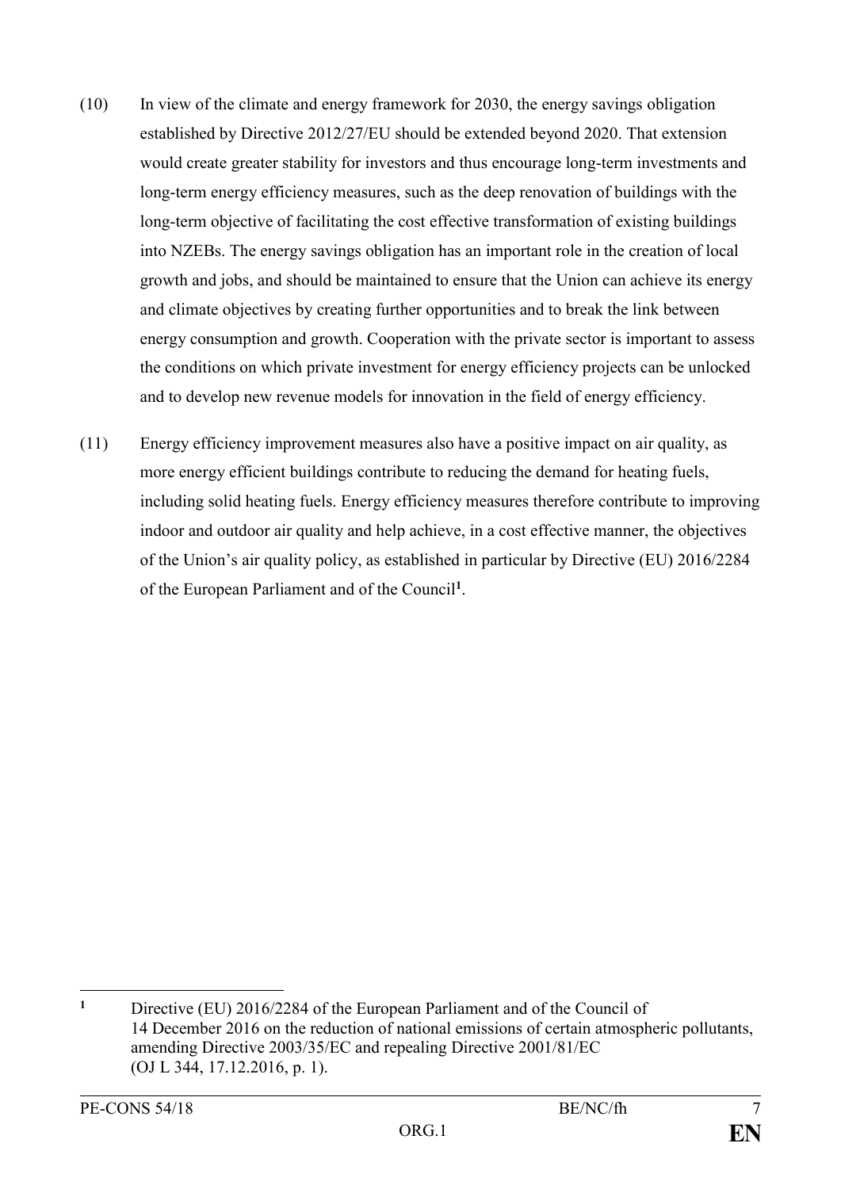(10) In view of the climate and energy framework for 2030, the energy savings obligation established by Directive 2012/27/EU should be extended beyond 2020. That extension would create greater stability for investors and thus encourage long-term investments and long-term energy efficiency measures, such as the deep renovation of buildings with the long-term objective of facilitating the cost effective transformation of existing buildings into NZEBs. The energy savings obligation has an important role in the creation of local growth and jobs, and should be maintained to ensure that the Union can achieve its energy and climate objectives by creating further opportunities and to break the link between energy consumption and growth. Cooperation with the private sector is important to assess the conditions on which private investment for energy efficiency projects can be unlocked and to develop new revenue models for innovation in the field of energy efficiency.

(11) Energy efficiency improvement measures also have a positive impact on air quality, as more energy efficient buildings contribute to reducing the demand for heating fuels, including solid heating fuels. Energy efficiency measures therefore contribute to improving indoor and outdoor air quality and help achieve, in a cost effective manner, the objectives of the Union's air quality policy, as established in particular by Directive (EU) 2016/2284 of the European Parliament and of the Council[1].

---

[1] Directive (EU) 2016/2284 of the European Parliament and of the Council of 14 December 2016 on the reduction of national emissions of certain atmospheric pollutants, amending Directive 2003/35/EC and repealing Directive 2001/81/EC (OJ L 344, 17.12.2016, p. 1).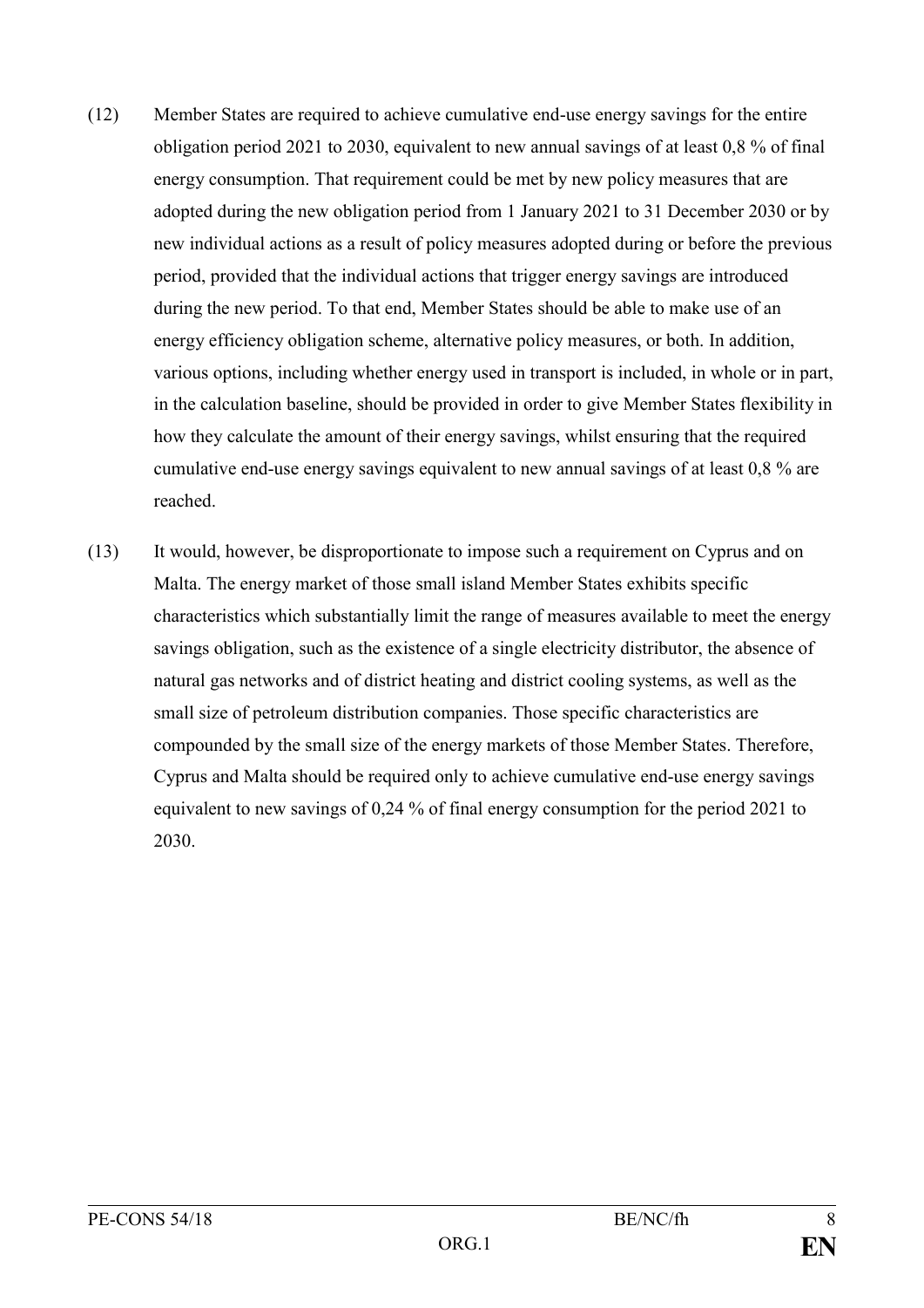(12) Member States are required to achieve cumulative end-use energy savings for the entire obligation period 2021 to 2030, equivalent to new annual savings of at least 0,8 % of final energy consumption. That requirement could be met by new policy measures that are adopted during the new obligation period from 1 January 2021 to 31 December 2030 or by new individual actions as a result of policy measures adopted during or before the previous period, provided that the individual actions that trigger energy savings are introduced during the new period. To that end, Member States should be able to make use of an energy efficiency obligation scheme, alternative policy measures, or both. In addition, various options, including whether energy used in transport is included, in whole or in part, in the calculation baseline, should be provided in order to give Member States flexibility in how they calculate the amount of their energy savings, whilst ensuring that the required cumulative end-use energy savings equivalent to new annual savings of at least 0,8 % are reached.

(13) It would, however, be disproportionate to impose such a requirement on Cyprus and on Malta. The energy market of those small island Member States exhibits specific characteristics which substantially limit the range of measures available to meet the energy savings obligation, such as the existence of a single electricity distributor, the absence of natural gas networks and of district heating and district cooling systems, as well as the small size of petroleum distribution companies. Those specific characteristics are compounded by the small size of the energy markets of those Member States. Therefore, Cyprus and Malta should be required only to achieve cumulative end-use energy savings equivalent to new savings of 0,24 % of final energy consumption for the period 2021 to 2030.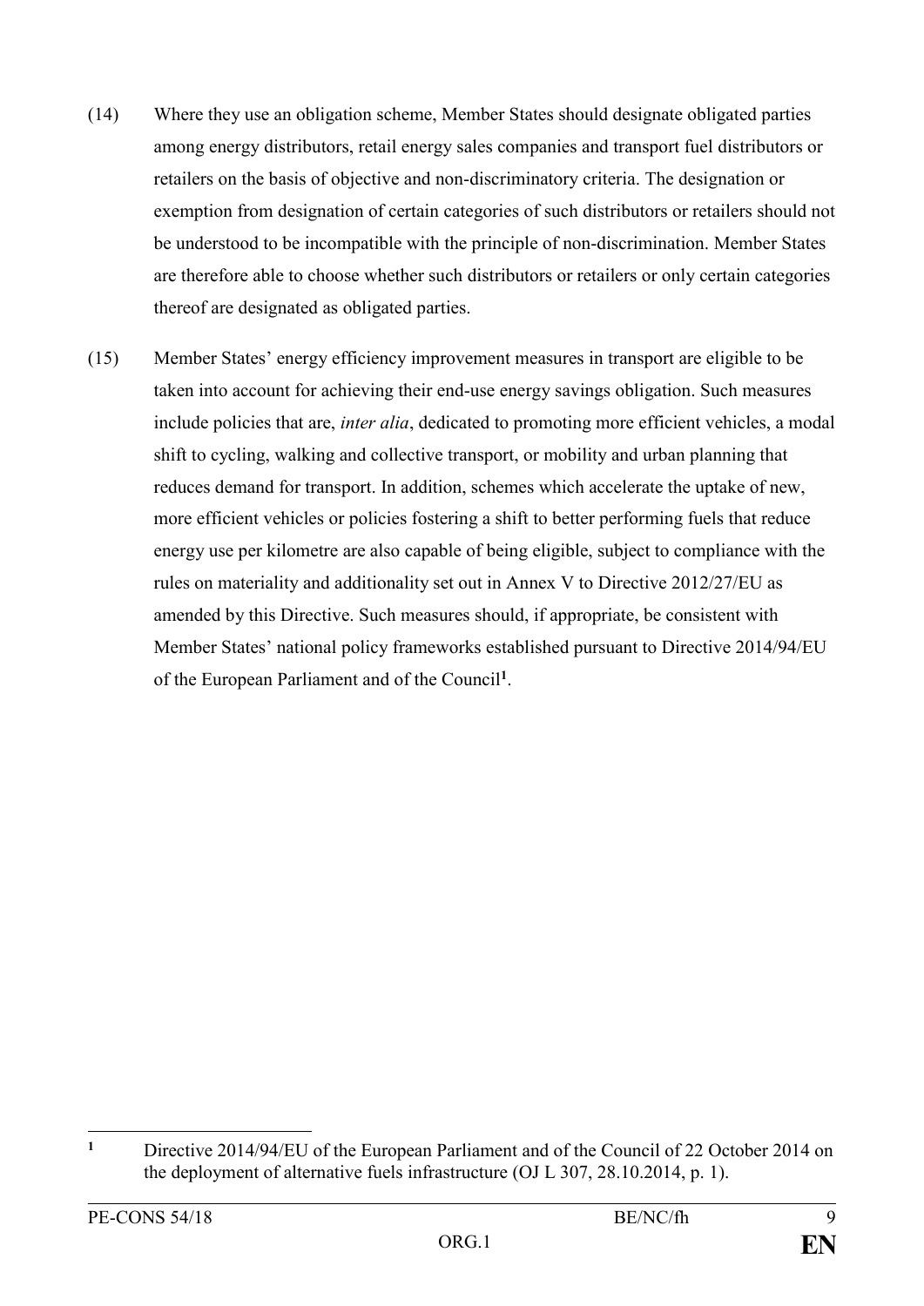(14) Where they use an obligation scheme, Member States should designate obligated parties among energy distributors, retail energy sales companies and transport fuel distributors or retailers on the basis of objective and non-discriminatory criteria. The designation or exemption from designation of certain categories of such distributors or retailers should not be understood to be incompatible with the principle of non-discrimination. Member States are therefore able to choose whether such distributors or retailers or only certain categories thereof are designated as obligated parties.

(15) Member States' energy efficiency improvement measures in transport are eligible to be taken into account for achieving their end-use energy savings obligation. Such measures include policies that are, *inter alia*, dedicated to promoting more efficient vehicles, a modal shift to cycling, walking and collective transport, or mobility and urban planning that reduces demand for transport. In addition, schemes which accelerate the uptake of new, more efficient vehicles or policies fostering a shift to better performing fuels that reduce energy use per kilometre are also capable of being eligible, subject to compliance with the rules on materiality and additionality set out in Annex V to Directive 2012/27/EU as amended by this Directive. Such measures should, if appropriate, be consistent with Member States' national policy frameworks established pursuant to Directive 2014/94/EU of the European Parliament and of the Council[1].

---

[1] Directive 2014/94/EU of the European Parliament and of the Council of 22 October 2014 on the deployment of alternative fuels infrastructure (OJ L 307, 28.10.2014, p. 1).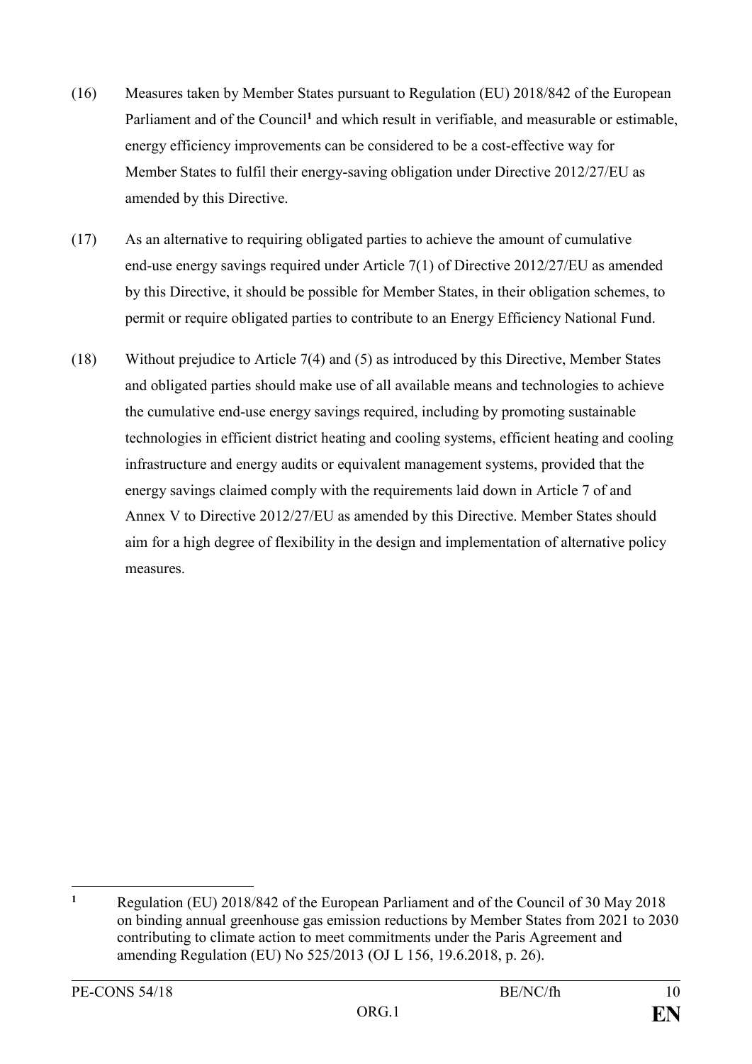(16) Measures taken by Member States pursuant to Regulation (EU) 2018/842 of the European Parliament and of the Council[1] and which result in verifiable, and measurable or estimable, energy efficiency improvements can be considered to be a cost-effective way for Member States to fulfil their energy-saving obligation under Directive 2012/27/EU as amended by this Directive.

(17) As an alternative to requiring obligated parties to achieve the amount of cumulative end-use energy savings required under Article 7(1) of Directive 2012/27/EU as amended by this Directive, it should be possible for Member States, in their obligation schemes, to permit or require obligated parties to contribute to an Energy Efficiency National Fund.

(18) Without prejudice to Article 7(4) and (5) as introduced by this Directive, Member States and obligated parties should make use of all available means and technologies to achieve the cumulative end-use energy savings required, including by promoting sustainable technologies in efficient district heating and cooling systems, efficient heating and cooling infrastructure and energy audits or equivalent management systems, provided that the energy savings claimed comply with the requirements laid down in Article 7 of and Annex V to Directive 2012/27/EU as amended by this Directive. Member States should aim for a high degree of flexibility in the design and implementation of alternative policy measures.

---

[1] Regulation (EU) 2018/842 of the European Parliament and of the Council of 30 May 2018 on binding annual greenhouse gas emission reductions by Member States from 2021 to 2030 contributing to climate action to meet commitments under the Paris Agreement and amending Regulation (EU) No 525/2013 (OJ L 156, 19.6.2018, p. 26).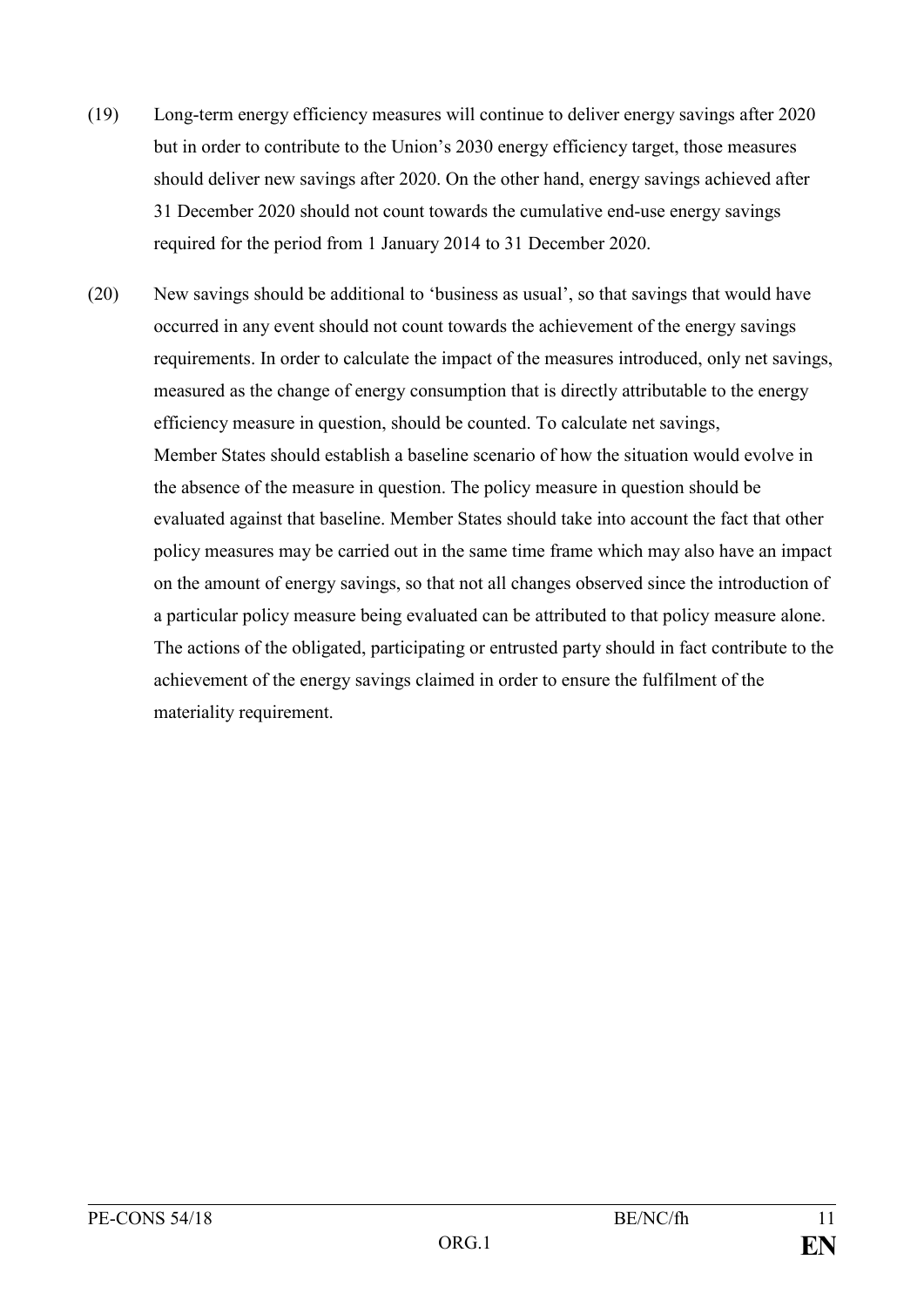(19) Long-term energy efficiency measures will continue to deliver energy savings after 2020 but in order to contribute to the Union's 2030 energy efficiency target, those measures should deliver new savings after 2020. On the other hand, energy savings achieved after 31 December 2020 should not count towards the cumulative end-use energy savings required for the period from 1 January 2014 to 31 December 2020.

(20) New savings should be additional to 'business as usual', so that savings that would have occurred in any event should not count towards the achievement of the energy savings requirements. In order to calculate the impact of the measures introduced, only net savings, measured as the change of energy consumption that is directly attributable to the energy efficiency measure in question, should be counted. To calculate net savings, Member States should establish a baseline scenario of how the situation would evolve in the absence of the measure in question. The policy measure in question should be evaluated against that baseline. Member States should take into account the fact that other policy measures may be carried out in the same time frame which may also have an impact on the amount of energy savings, so that not all changes observed since the introduction of a particular policy measure being evaluated can be attributed to that policy measure alone. The actions of the obligated, participating or entrusted party should in fact contribute to the achievement of the energy savings claimed in order to ensure the fulfilment of the materiality requirement.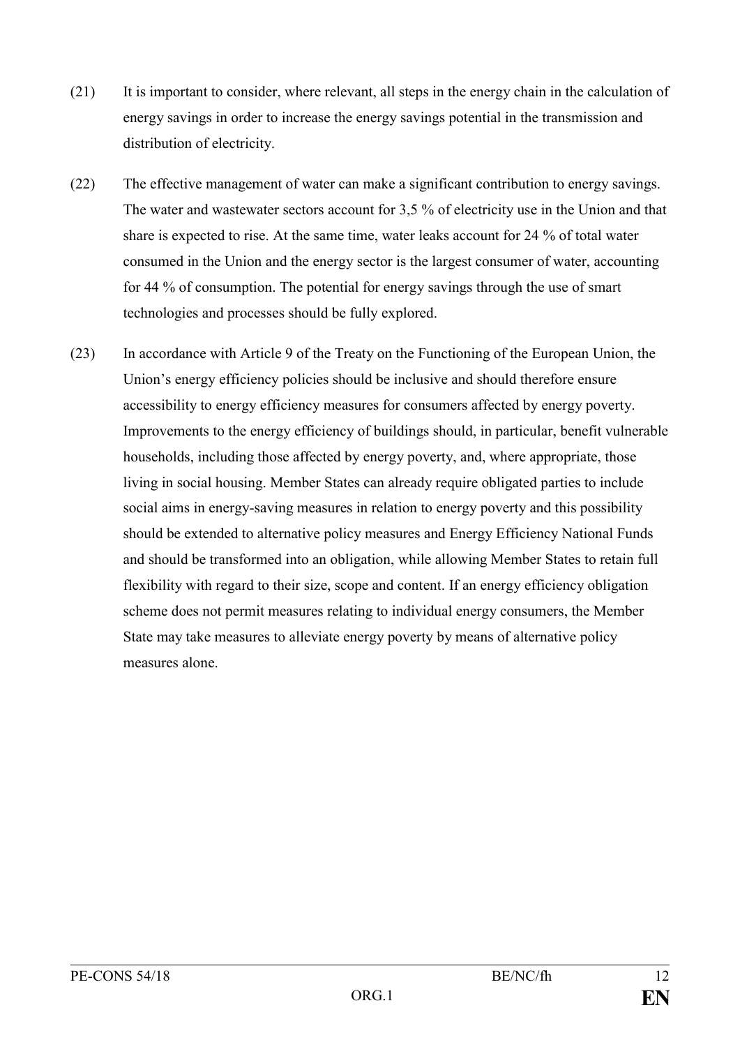(21) It is important to consider, where relevant, all steps in the energy chain in the calculation of energy savings in order to increase the energy savings potential in the transmission and distribution of electricity.

(22) The effective management of water can make a significant contribution to energy savings. The water and wastewater sectors account for 3,5 % of electricity use in the Union and that share is expected to rise. At the same time, water leaks account for 24 % of total water consumed in the Union and the energy sector is the largest consumer of water, accounting for 44 % of consumption. The potential for energy savings through the use of smart technologies and processes should be fully explored.

(23) In accordance with Article 9 of the Treaty on the Functioning of the European Union, the Union's energy efficiency policies should be inclusive and should therefore ensure accessibility to energy efficiency measures for consumers affected by energy poverty. Improvements to the energy efficiency of buildings should, in particular, benefit vulnerable households, including those affected by energy poverty, and, where appropriate, those living in social housing. Member States can already require obligated parties to include social aims in energy-saving measures in relation to energy poverty and this possibility should be extended to alternative policy measures and Energy Efficiency National Funds and should be transformed into an obligation, while allowing Member States to retain full flexibility with regard to their size, scope and content. If an energy efficiency obligation scheme does not permit measures relating to individual energy consumers, the Member State may take measures to alleviate energy poverty by means of alternative policy measures alone.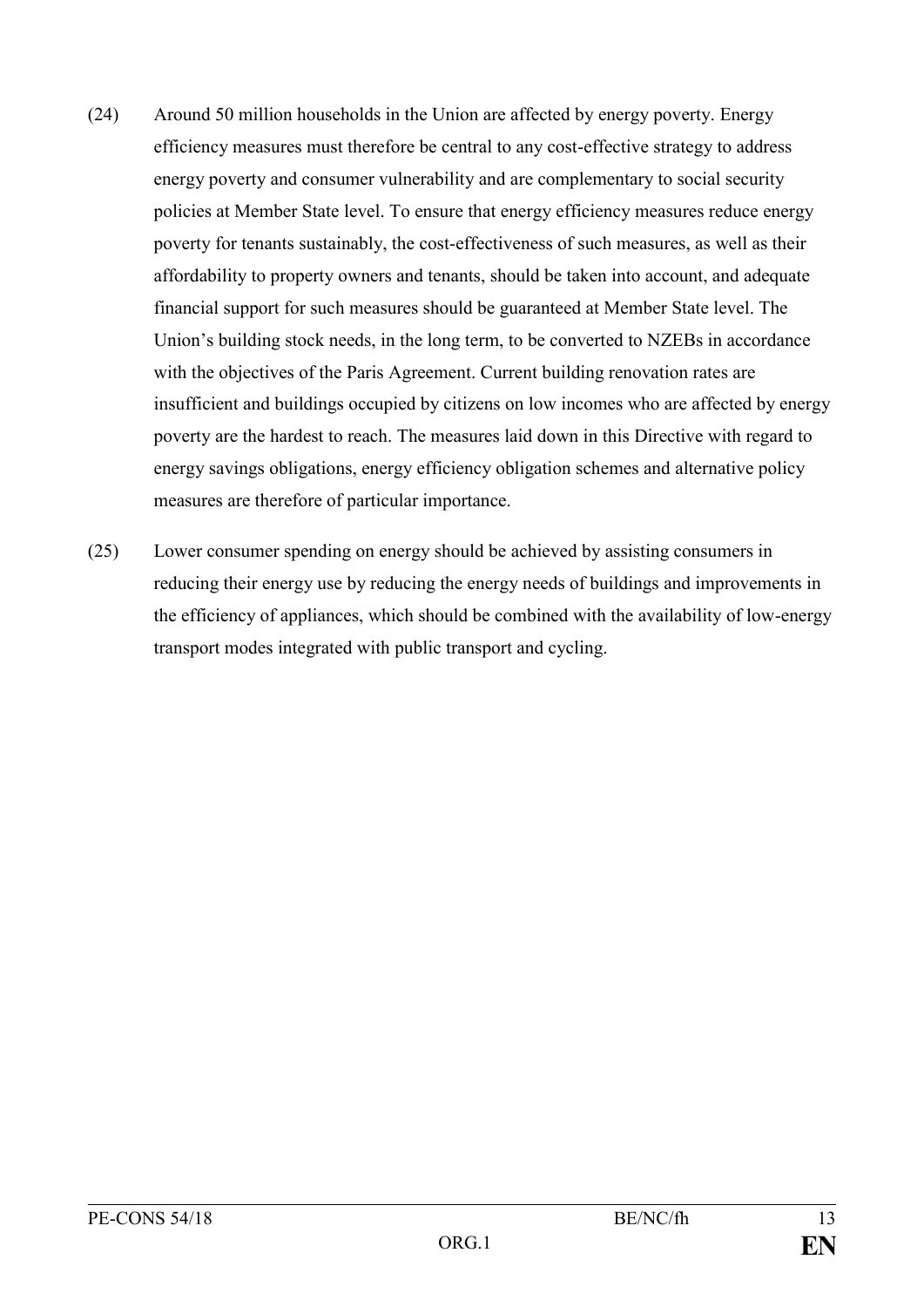(24) Around 50 million households in the Union are affected by energy poverty. Energy efficiency measures must therefore be central to any cost-effective strategy to address energy poverty and consumer vulnerability and are complementary to social security policies at Member State level. To ensure that energy efficiency measures reduce energy poverty for tenants sustainably, the cost-effectiveness of such measures, as well as their affordability to property owners and tenants, should be taken into account, and adequate financial support for such measures should be guaranteed at Member State level. The Union's building stock needs, in the long term, to be converted to NZEBs in accordance with the objectives of the Paris Agreement. Current building renovation rates are insufficient and buildings occupied by citizens on low incomes who are affected by energy poverty are the hardest to reach. The measures laid down in this Directive with regard to energy savings obligations, energy efficiency obligation schemes and alternative policy measures are therefore of particular importance.

(25) Lower consumer spending on energy should be achieved by assisting consumers in reducing their energy use by reducing the energy needs of buildings and improvements in the efficiency of appliances, which should be combined with the availability of low-energy transport modes integrated with public transport and cycling.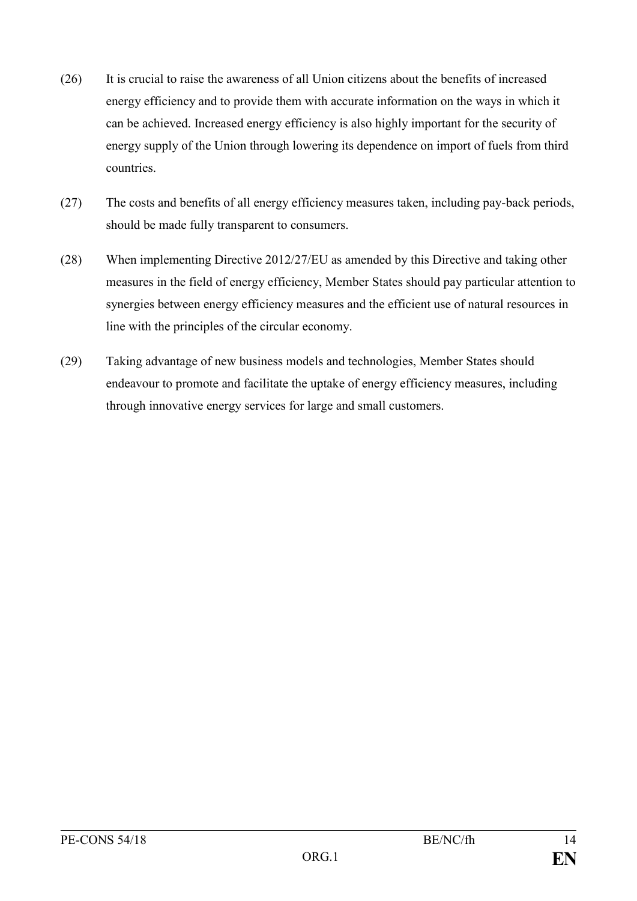(26) It is crucial to raise the awareness of all Union citizens about the benefits of increased energy efficiency and to provide them with accurate information on the ways in which it can be achieved. Increased energy efficiency is also highly important for the security of energy supply of the Union through lowering its dependence on import of fuels from third countries.

(27) The costs and benefits of all energy efficiency measures taken, including pay-back periods, should be made fully transparent to consumers.

(28) When implementing Directive 2012/27/EU as amended by this Directive and taking other measures in the field of energy efficiency, Member States should pay particular attention to synergies between energy efficiency measures and the efficient use of natural resources in line with the principles of the circular economy.

(29) Taking advantage of new business models and technologies, Member States should endeavour to promote and facilitate the uptake of energy efficiency measures, including through innovative energy services for large and small customers.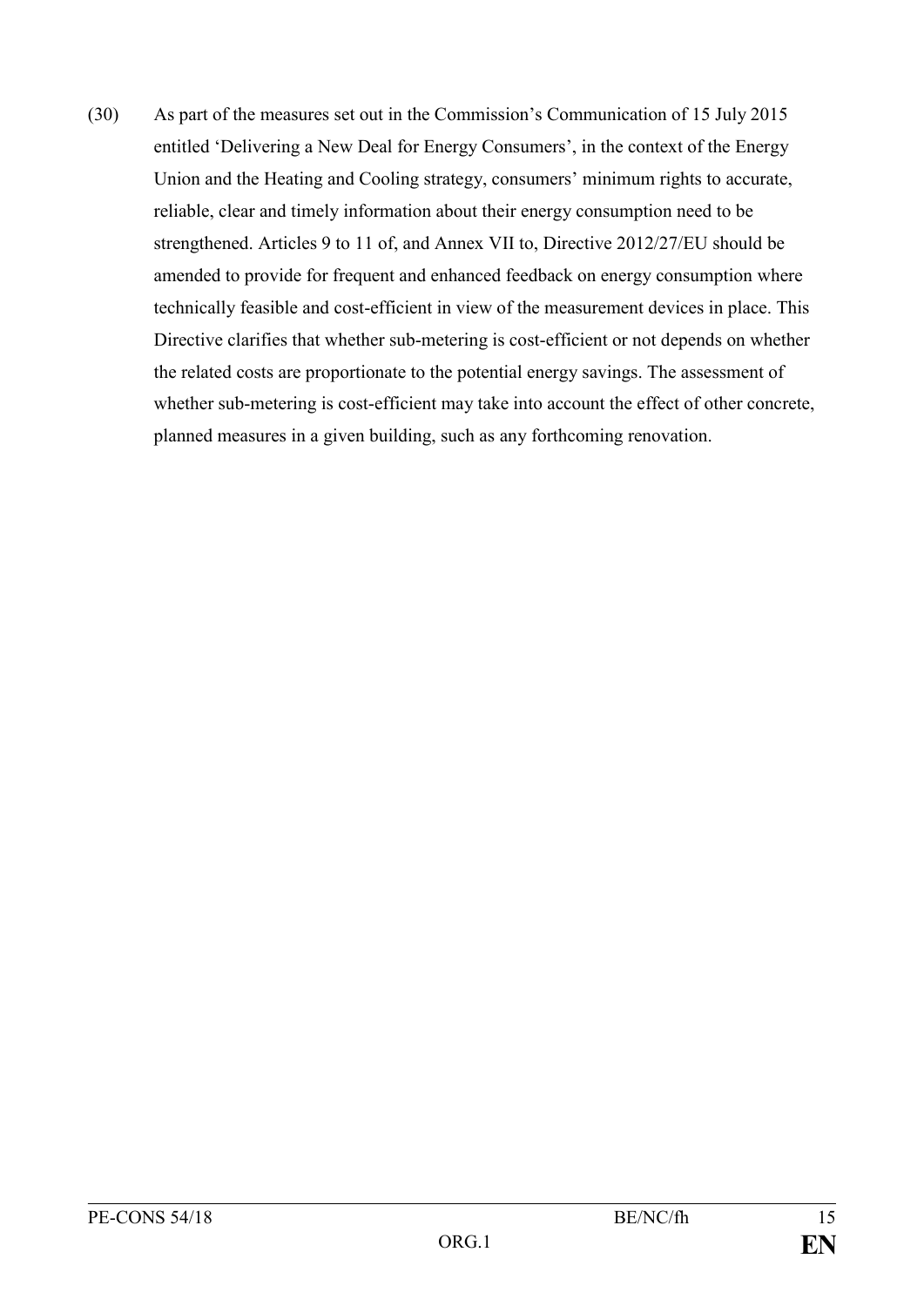(30) As part of the measures set out in the Commission's Communication of 15 July 2015 entitled 'Delivering a New Deal for Energy Consumers', in the context of the Energy Union and the Heating and Cooling strategy, consumers' minimum rights to accurate, reliable, clear and timely information about their energy consumption need to be strengthened. Articles 9 to 11 of, and Annex VII to, Directive 2012/27/EU should be amended to provide for frequent and enhanced feedback on energy consumption where technically feasible and cost-efficient in view of the measurement devices in place. This Directive clarifies that whether sub-metering is cost-efficient or not depends on whether the related costs are proportionate to the potential energy savings. The assessment of whether sub-metering is cost-efficient may take into account the effect of other concrete, planned measures in a given building, such as any forthcoming renovation.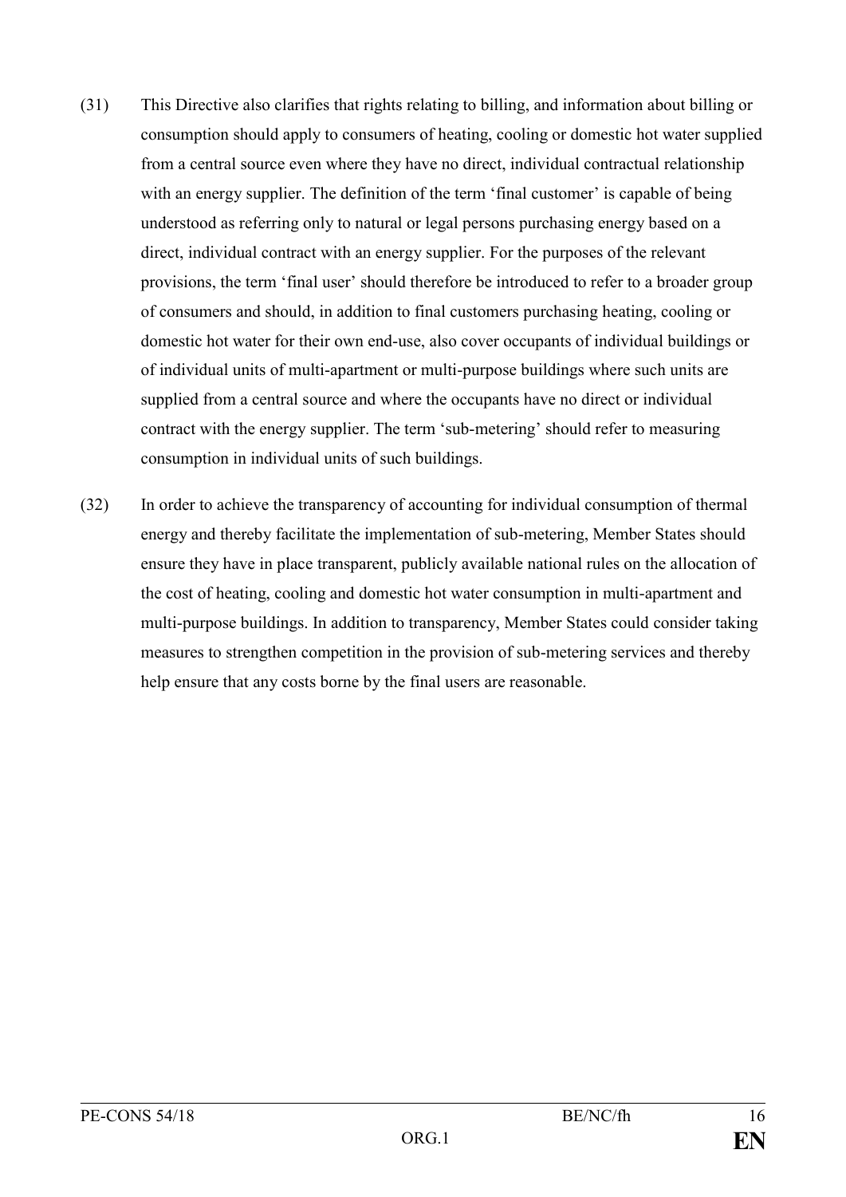(31) This Directive also clarifies that rights relating to billing, and information about billing or consumption should apply to consumers of heating, cooling or domestic hot water supplied from a central source even where they have no direct, individual contractual relationship with an energy supplier. The definition of the term 'final customer' is capable of being understood as referring only to natural or legal persons purchasing energy based on a direct, individual contract with an energy supplier. For the purposes of the relevant provisions, the term 'final user' should therefore be introduced to refer to a broader group of consumers and should, in addition to final customers purchasing heating, cooling or domestic hot water for their own end-use, also cover occupants of individual buildings or of individual units of multi-apartment or multi-purpose buildings where such units are supplied from a central source and where the occupants have no direct or individual contract with the energy supplier. The term 'sub-metering' should refer to measuring consumption in individual units of such buildings.

(32) In order to achieve the transparency of accounting for individual consumption of thermal energy and thereby facilitate the implementation of sub-metering, Member States should ensure they have in place transparent, publicly available national rules on the allocation of the cost of heating, cooling and domestic hot water consumption in multi-apartment and multi-purpose buildings. In addition to transparency, Member States could consider taking measures to strengthen competition in the provision of sub-metering services and thereby help ensure that any costs borne by the final users are reasonable.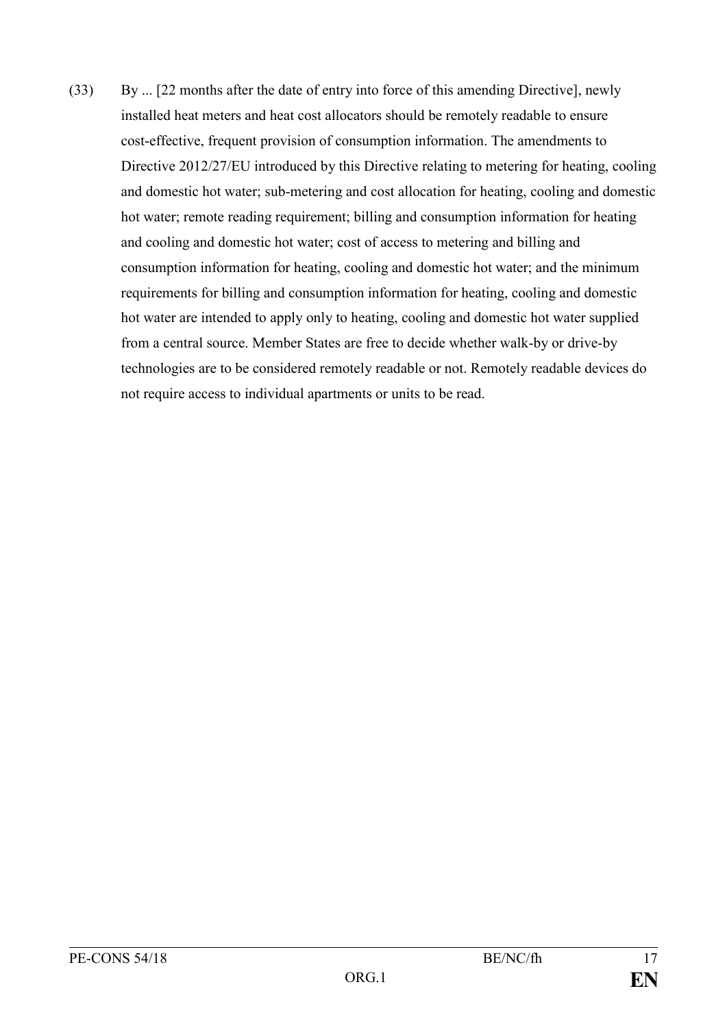(33) By ... [22 months after the date of entry into force of this amending Directive], newly installed heat meters and heat cost allocators should be remotely readable to ensure cost-effective, frequent provision of consumption information. The amendments to Directive 2012/27/EU introduced by this Directive relating to metering for heating, cooling and domestic hot water; sub-metering and cost allocation for heating, cooling and domestic hot water; remote reading requirement; billing and consumption information for heating and cooling and domestic hot water; cost of access to metering and billing and consumption information for heating, cooling and domestic hot water; and the minimum requirements for billing and consumption information for heating, cooling and domestic hot water are intended to apply only to heating, cooling and domestic hot water supplied from a central source. Member States are free to decide whether walk-by or drive-by technologies are to be considered remotely readable or not. Remotely readable devices do not require access to individual apartments or units to be read.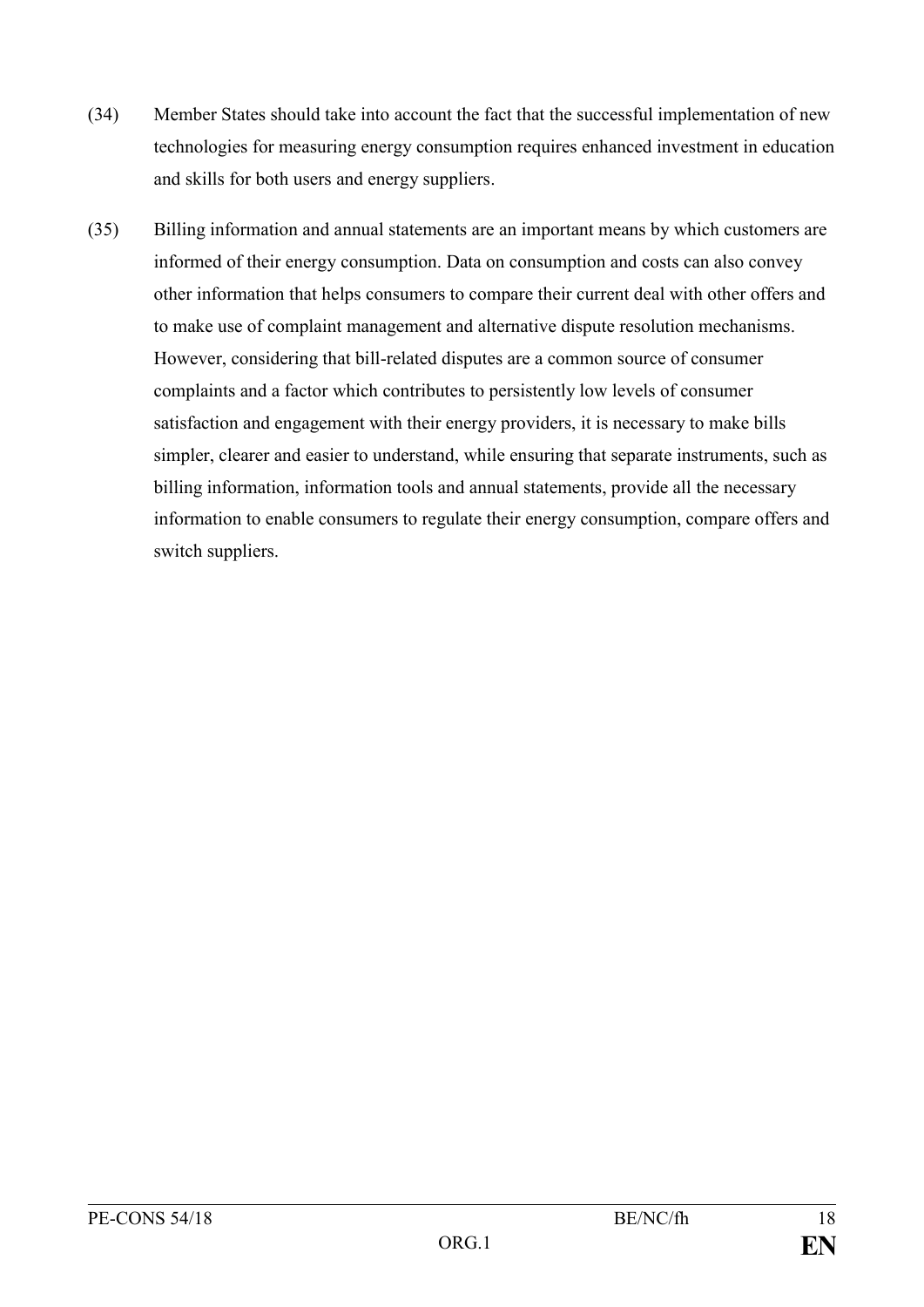(34) Member States should take into account the fact that the successful implementation of new technologies for measuring energy consumption requires enhanced investment in education and skills for both users and energy suppliers.

(35) Billing information and annual statements are an important means by which customers are informed of their energy consumption. Data on consumption and costs can also convey other information that helps consumers to compare their current deal with other offers and to make use of complaint management and alternative dispute resolution mechanisms. However, considering that bill-related disputes are a common source of consumer complaints and a factor which contributes to persistently low levels of consumer satisfaction and engagement with their energy providers, it is necessary to make bills simpler, clearer and easier to understand, while ensuring that separate instruments, such as billing information, information tools and annual statements, provide all the necessary information to enable consumers to regulate their energy consumption, compare offers and switch suppliers.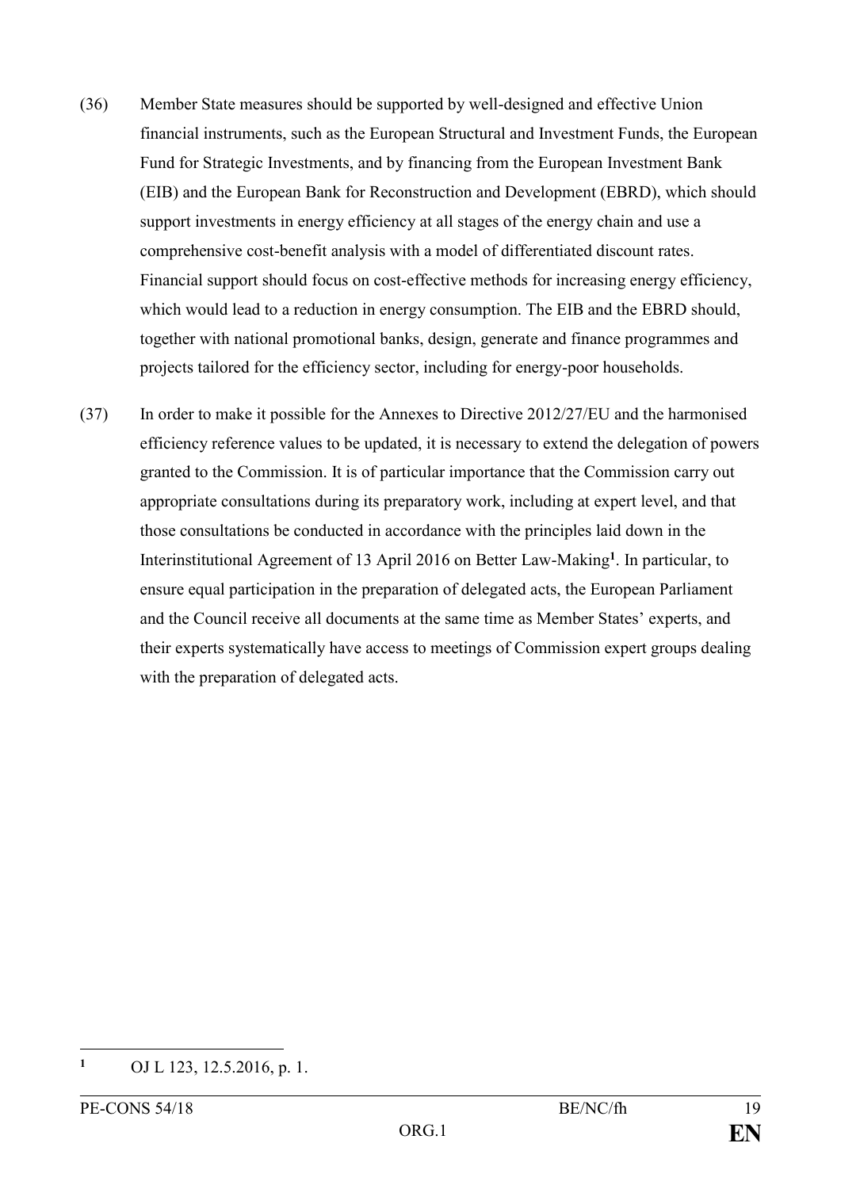(36) Member State measures should be supported by well-designed and effective Union financial instruments, such as the European Structural and Investment Funds, the European Fund for Strategic Investments, and by financing from the European Investment Bank (EIB) and the European Bank for Reconstruction and Development (EBRD), which should support investments in energy efficiency at all stages of the energy chain and use a comprehensive cost-benefit analysis with a model of differentiated discount rates. Financial support should focus on cost-effective methods for increasing energy efficiency, which would lead to a reduction in energy consumption. The EIB and the EBRD should, together with national promotional banks, design, generate and finance programmes and projects tailored for the efficiency sector, including for energy-poor households.

(37) In order to make it possible for the Annexes to Directive 2012/27/EU and the harmonised efficiency reference values to be updated, it is necessary to extend the delegation of powers granted to the Commission. It is of particular importance that the Commission carry out appropriate consultations during its preparatory work, including at expert level, and that those consultations be conducted in accordance with the principles laid down in the Interinstitutional Agreement of 13 April 2016 on Better Law-Making[1]. In particular, to ensure equal participation in the preparation of delegated acts, the European Parliament and the Council receive all documents at the same time as Member States' experts, and their experts systematically have access to meetings of Commission expert groups dealing with the preparation of delegated acts.

[1] OJ L 123, 12.5.2016, p. 1.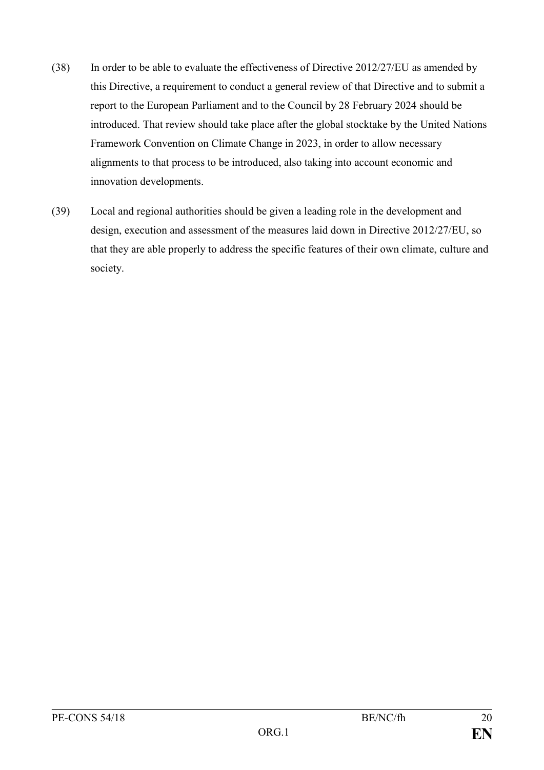(38) In order to be able to evaluate the effectiveness of Directive 2012/27/EU as amended by this Directive, a requirement to conduct a general review of that Directive and to submit a report to the European Parliament and to the Council by 28 February 2024 should be introduced. That review should take place after the global stocktake by the United Nations Framework Convention on Climate Change in 2023, in order to allow necessary alignments to that process to be introduced, also taking into account economic and innovation developments.

(39) Local and regional authorities should be given a leading role in the development and design, execution and assessment of the measures laid down in Directive 2012/27/EU, so that they are able properly to address the specific features of their own climate, culture and society.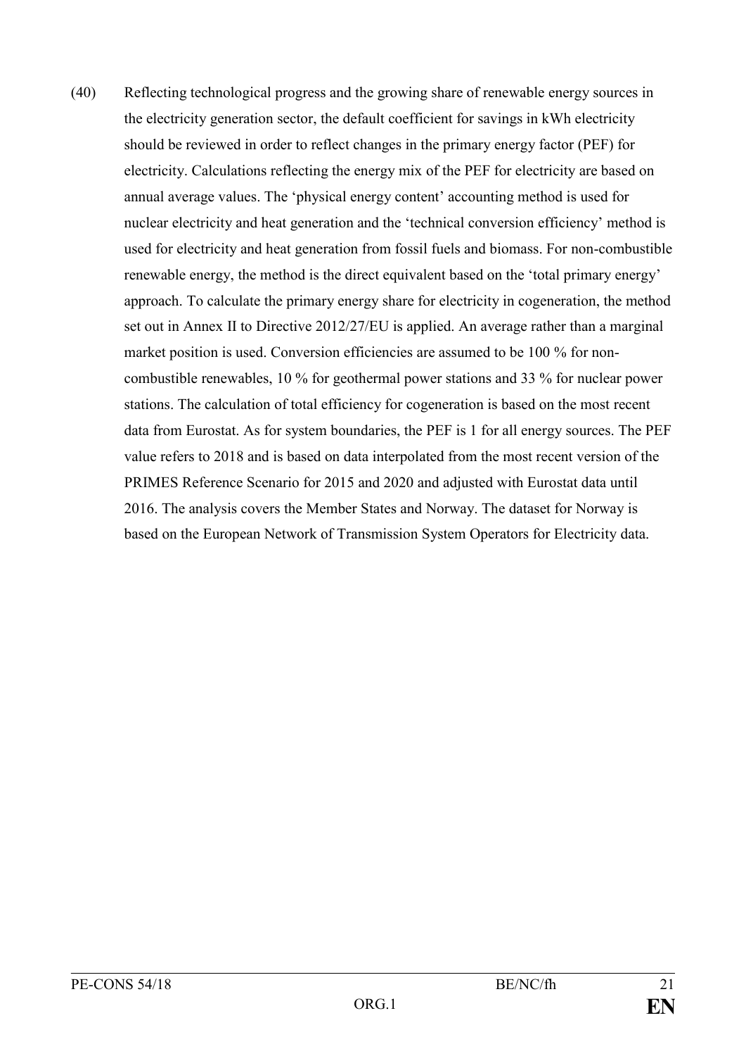(40) Reflecting technological progress and the growing share of renewable energy sources in the electricity generation sector, the default coefficient for savings in kWh electricity should be reviewed in order to reflect changes in the primary energy factor (PEF) for electricity. Calculations reflecting the energy mix of the PEF for electricity are based on annual average values. The 'physical energy content' accounting method is used for nuclear electricity and heat generation and the 'technical conversion efficiency' method is used for electricity and heat generation from fossil fuels and biomass. For non-combustible renewable energy, the method is the direct equivalent based on the 'total primary energy' approach. To calculate the primary energy share for electricity in cogeneration, the method set out in Annex II to Directive 2012/27/EU is applied. An average rather than a marginal market position is used. Conversion efficiencies are assumed to be 100 % for non-combustible renewables, 10 % for geothermal power stations and 33 % for nuclear power stations. The calculation of total efficiency for cogeneration is based on the most recent data from Eurostat. As for system boundaries, the PEF is 1 for all energy sources. The PEF value refers to 2018 and is based on data interpolated from the most recent version of the PRIMES Reference Scenario for 2015 and 2020 and adjusted with Eurostat data until 2016. The analysis covers the Member States and Norway. The dataset for Norway is based on the European Network of Transmission System Operators for Electricity data.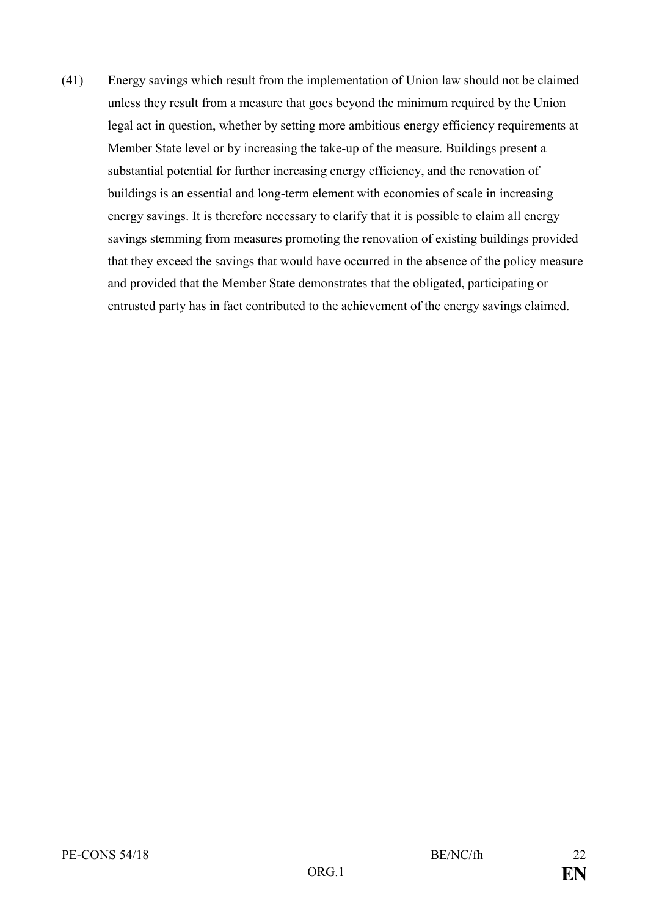(41) Energy savings which result from the implementation of Union law should not be claimed unless they result from a measure that goes beyond the minimum required by the Union legal act in question, whether by setting more ambitious energy efficiency requirements at Member State level or by increasing the take-up of the measure. Buildings present a substantial potential for further increasing energy efficiency, and the renovation of buildings is an essential and long-term element with economies of scale in increasing energy savings. It is therefore necessary to clarify that it is possible to claim all energy savings stemming from measures promoting the renovation of existing buildings provided that they exceed the savings that would have occurred in the absence of the policy measure and provided that the Member State demonstrates that the obligated, participating or entrusted party has in fact contributed to the achievement of the energy savings claimed.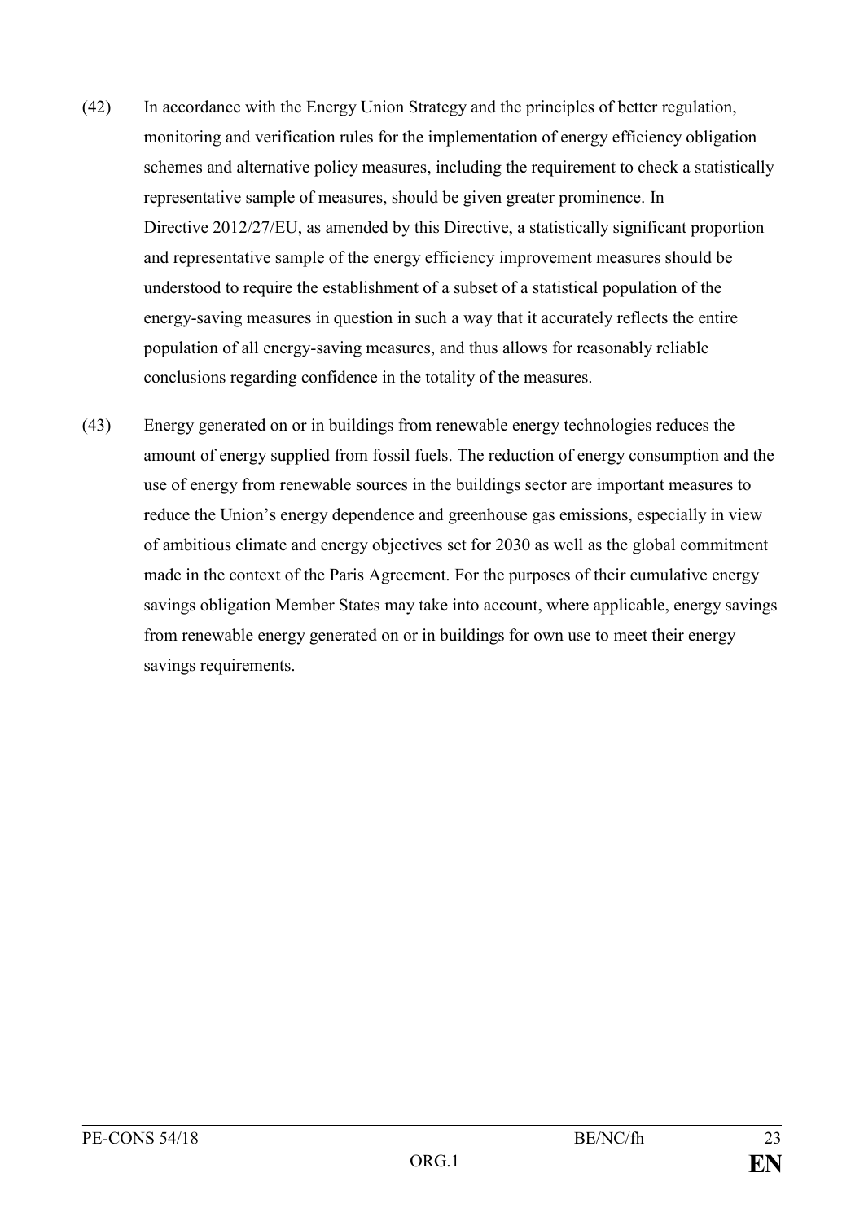(42) In accordance with the Energy Union Strategy and the principles of better regulation, monitoring and verification rules for the implementation of energy efficiency obligation schemes and alternative policy measures, including the requirement to check a statistically representative sample of measures, should be given greater prominence. In Directive 2012/27/EU, as amended by this Directive, a statistically significant proportion and representative sample of the energy efficiency improvement measures should be understood to require the establishment of a subset of a statistical population of the energy-saving measures in question in such a way that it accurately reflects the entire population of all energy-saving measures, and thus allows for reasonably reliable conclusions regarding confidence in the totality of the measures.

(43) Energy generated on or in buildings from renewable energy technologies reduces the amount of energy supplied from fossil fuels. The reduction of energy consumption and the use of energy from renewable sources in the buildings sector are important measures to reduce the Union's energy dependence and greenhouse gas emissions, especially in view of ambitious climate and energy objectives set for 2030 as well as the global commitment made in the context of the Paris Agreement. For the purposes of their cumulative energy savings obligation Member States may take into account, where applicable, energy savings from renewable energy generated on or in buildings for own use to meet their energy savings requirements.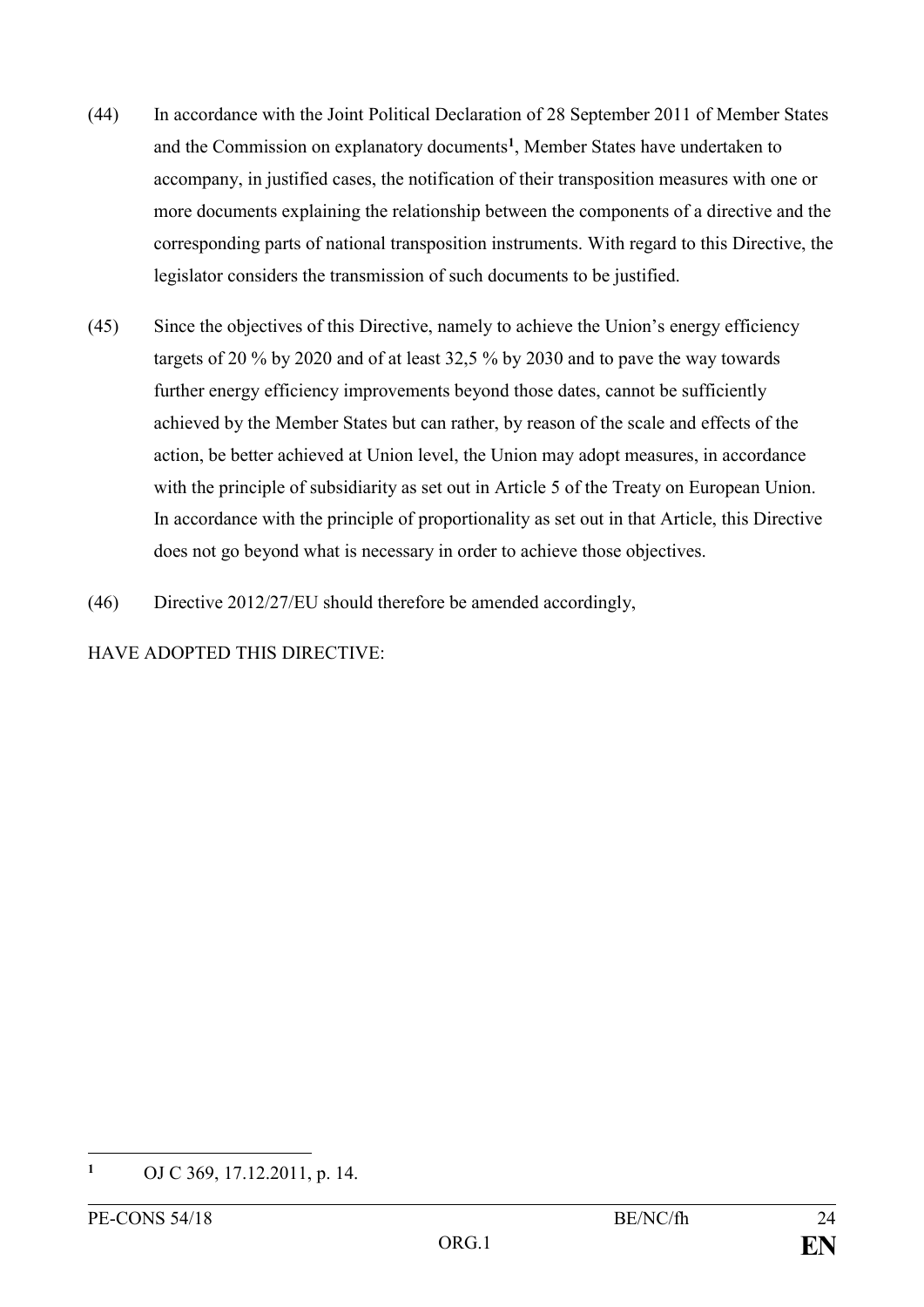(44) In accordance with the Joint Political Declaration of 28 September 2011 of Member States and the Commission on explanatory documents[1], Member States have undertaken to accompany, in justified cases, the notification of their transposition measures with one or more documents explaining the relationship between the components of a directive and the corresponding parts of national transposition instruments. With regard to this Directive, the legislator considers the transmission of such documents to be justified.

(45) Since the objectives of this Directive, namely to achieve the Union's energy efficiency targets of 20 % by 2020 and of at least 32,5 % by 2030 and to pave the way towards further energy efficiency improvements beyond those dates, cannot be sufficiently achieved by the Member States but can rather, by reason of the scale and effects of the action, be better achieved at Union level, the Union may adopt measures, in accordance with the principle of subsidiarity as set out in Article 5 of the Treaty on European Union. In accordance with the principle of proportionality as set out in that Article, this Directive does not go beyond what is necessary in order to achieve those objectives.

(46) Directive 2012/27/EU should therefore be amended accordingly,

HAVE ADOPTED THIS DIRECTIVE:

---

[1] OJ C 369, 17.12.2011, p. 14.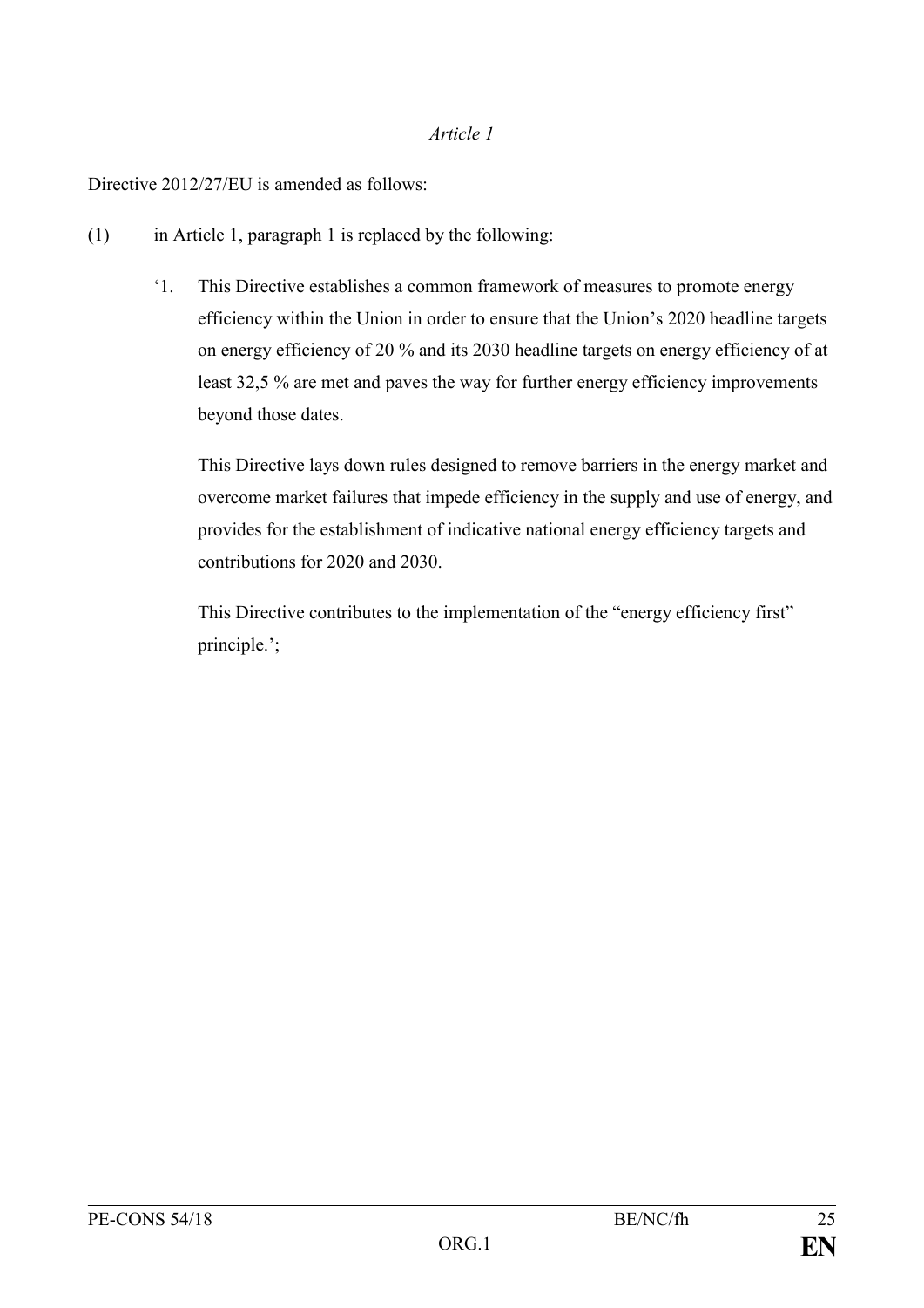*Article 1*

Directive 2012/27/EU is amended as follows:

(1) in Article 1, paragraph 1 is replaced by the following:

> '1. This Directive establishes a common framework of measures to promote energy efficiency within the Union in order to ensure that the Union's 2020 headline targets on energy efficiency of 20 % and its 2030 headline targets on energy efficiency of at least 32,5 % are met and paves the way for further energy efficiency improvements beyond those dates.
>
> This Directive lays down rules designed to remove barriers in the energy market and overcome market failures that impede efficiency in the supply and use of energy, and provides for the establishment of indicative national energy efficiency targets and contributions for 2020 and 2030.
>
> This Directive contributes to the implementation of the "energy efficiency first" principle.';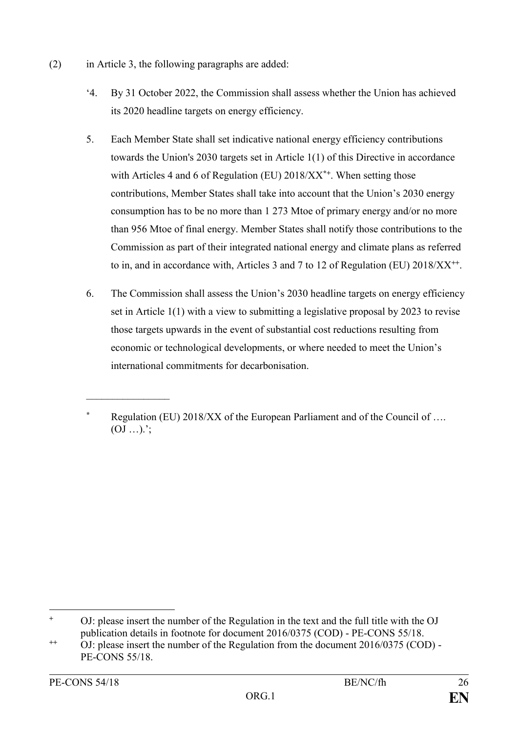(2) in Article 3, the following paragraphs are added:

'4. By 31 October 2022, the Commission shall assess whether the Union has achieved its 2020 headline targets on energy efficiency.

5. Each Member State shall set indicative national energy efficiency contributions towards the Union's 2030 targets set in Article 1(1) of this Directive in accordance with Articles 4 and 6 of Regulation (EU) 2018/XX[*+]. When setting those contributions, Member States shall take into account that the Union's 2030 energy consumption has to be no more than 1 273 Mtoe of primary energy and/or no more than 956 Mtoe of final energy. Member States shall notify those contributions to the Commission as part of their integrated national energy and climate plans as referred to in, and in accordance with, Articles 3 and 7 to 12 of Regulation (EU) 2018/XX[++].

6. The Commission shall assess the Union's 2030 headline targets on energy efficiency set in Article 1(1) with a view to submitting a legislative proposal by 2023 to revise those targets upwards in the event of substantial cost reductions resulting from economic or technological developments, or where needed to meet the Union's international commitments for decarbonisation.

---

[*] Regulation (EU) 2018/XX of the European Parliament and of the Council of …. (OJ …).';

---

[+] OJ: please insert the number of the Regulation in the text and the full title with the OJ publication details in footnote for document 2016/0375 (COD) - PE-CONS 55/18.

[++] OJ: please insert the number of the Regulation from the document 2016/0375 (COD) - PE-CONS 55/18.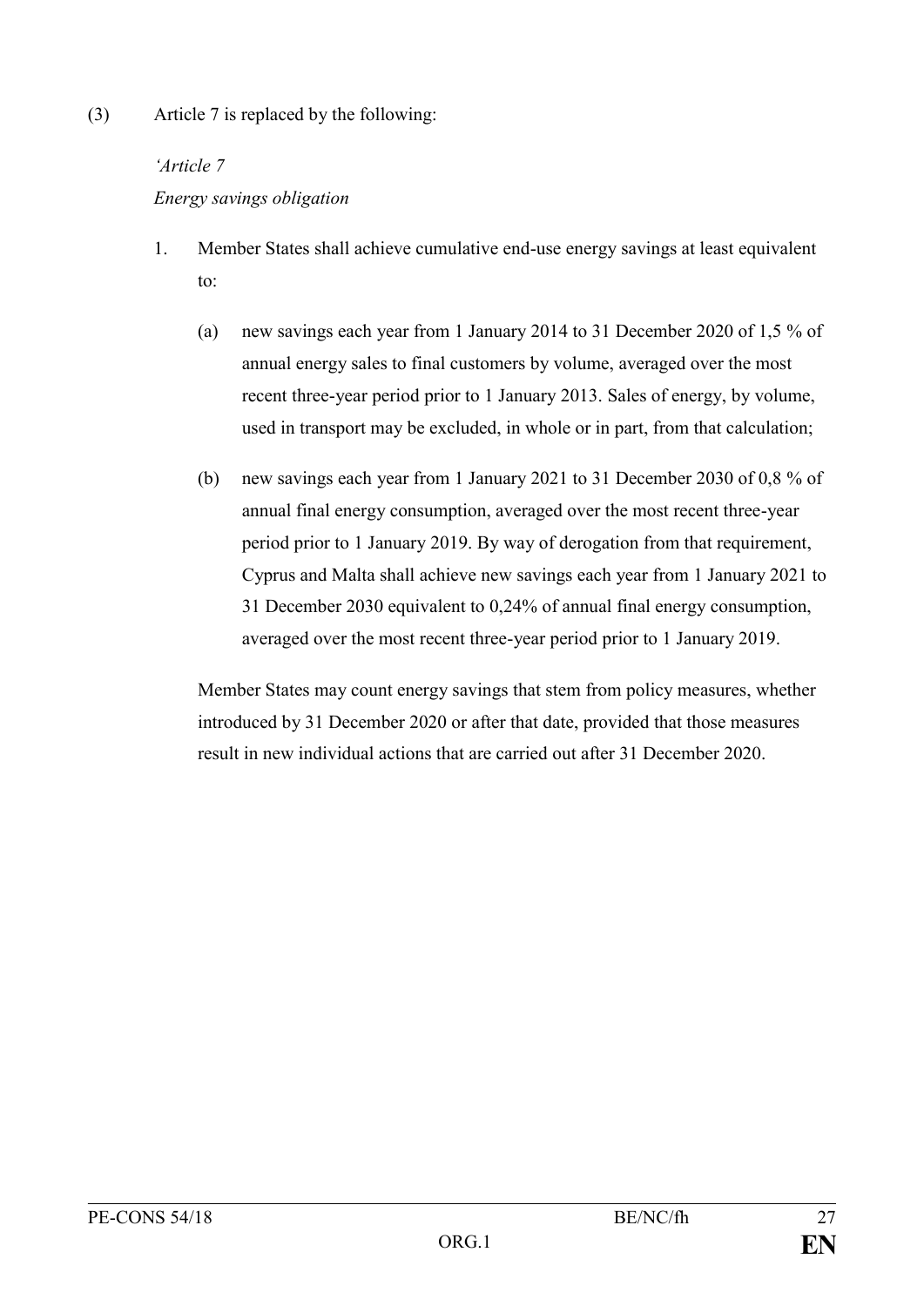(3) Article 7 is replaced by the following:

*'Article 7*

*Energy savings obligation*

1. Member States shall achieve cumulative end-use energy savings at least equivalent to:

   (a) new savings each year from 1 January 2014 to 31 December 2020 of 1,5 % of annual energy sales to final customers by volume, averaged over the most recent three-year period prior to 1 January 2013. Sales of energy, by volume, used in transport may be excluded, in whole or in part, from that calculation;

   (b) new savings each year from 1 January 2021 to 31 December 2030 of 0,8 % of annual final energy consumption, averaged over the most recent three-year period prior to 1 January 2019. By way of derogation from that requirement, Cyprus and Malta shall achieve new savings each year from 1 January 2021 to 31 December 2030 equivalent to 0,24% of annual final energy consumption, averaged over the most recent three-year period prior to 1 January 2019.

   Member States may count energy savings that stem from policy measures, whether introduced by 31 December 2020 or after that date, provided that those measures result in new individual actions that are carried out after 31 December 2020.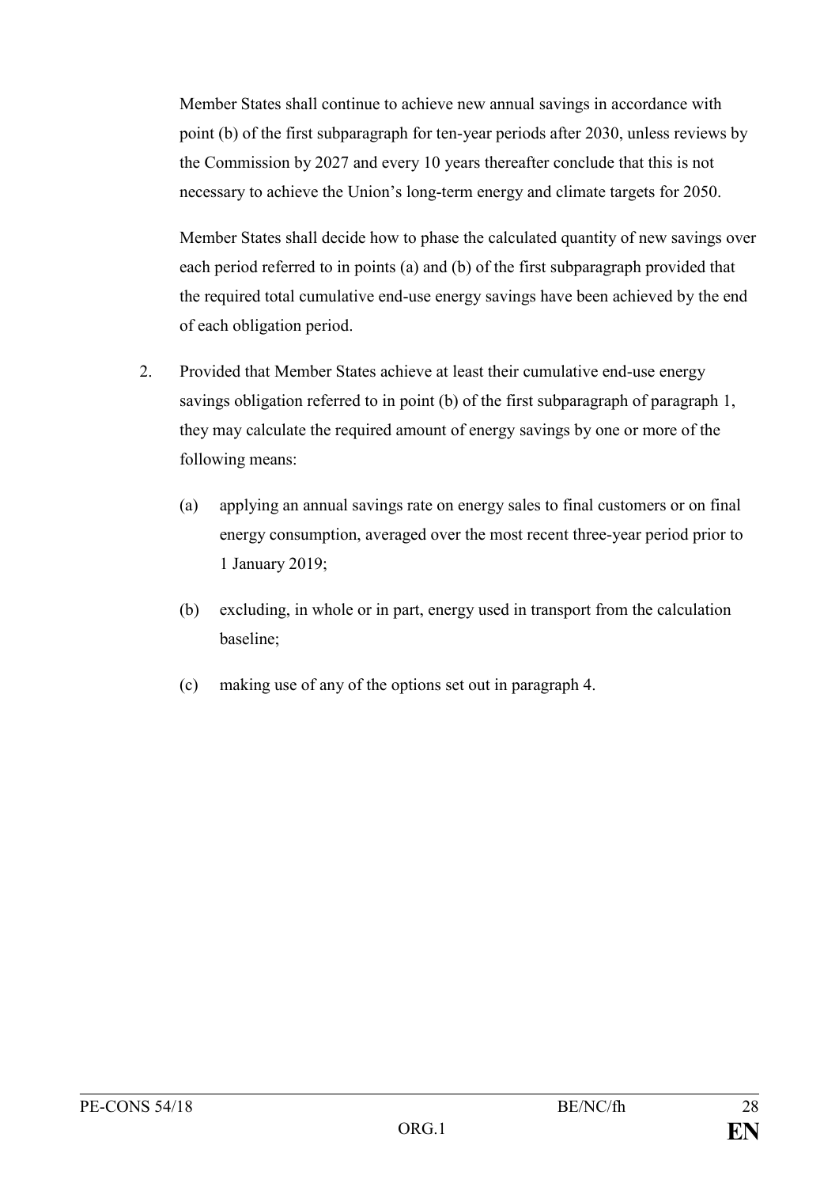Member States shall continue to achieve new annual savings in accordance with point (b) of the first subparagraph for ten-year periods after 2030, unless reviews by the Commission by 2027 and every 10 years thereafter conclude that this is not necessary to achieve the Union's long-term energy and climate targets for 2050.

Member States shall decide how to phase the calculated quantity of new savings over each period referred to in points (a) and (b) of the first subparagraph provided that the required total cumulative end-use energy savings have been achieved by the end of each obligation period.

2. Provided that Member States achieve at least their cumulative end-use energy savings obligation referred to in point (b) of the first subparagraph of paragraph 1, they may calculate the required amount of energy savings by one or more of the following means:

   (a) applying an annual savings rate on energy sales to final customers or on final energy consumption, averaged over the most recent three-year period prior to 1 January 2019;

   (b) excluding, in whole or in part, energy used in transport from the calculation baseline;

   (c) making use of any of the options set out in paragraph 4.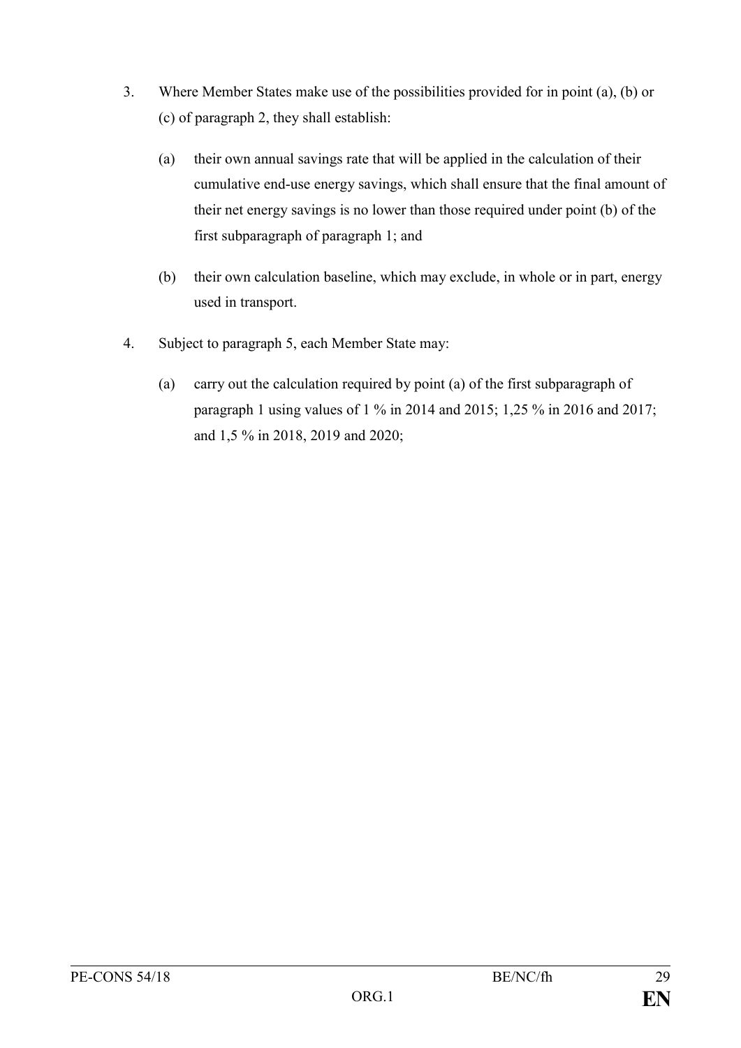3. Where Member States make use of the possibilities provided for in point (a), (b) or (c) of paragraph 2, they shall establish:

   (a) their own annual savings rate that will be applied in the calculation of their cumulative end-use energy savings, which shall ensure that the final amount of their net energy savings is no lower than those required under point (b) of the first subparagraph of paragraph 1; and

   (b) their own calculation baseline, which may exclude, in whole or in part, energy used in transport.

4. Subject to paragraph 5, each Member State may:

   (a) carry out the calculation required by point (a) of the first subparagraph of paragraph 1 using values of 1 % in 2014 and 2015; 1,25 % in 2016 and 2017; and 1,5 % in 2018, 2019 and 2020;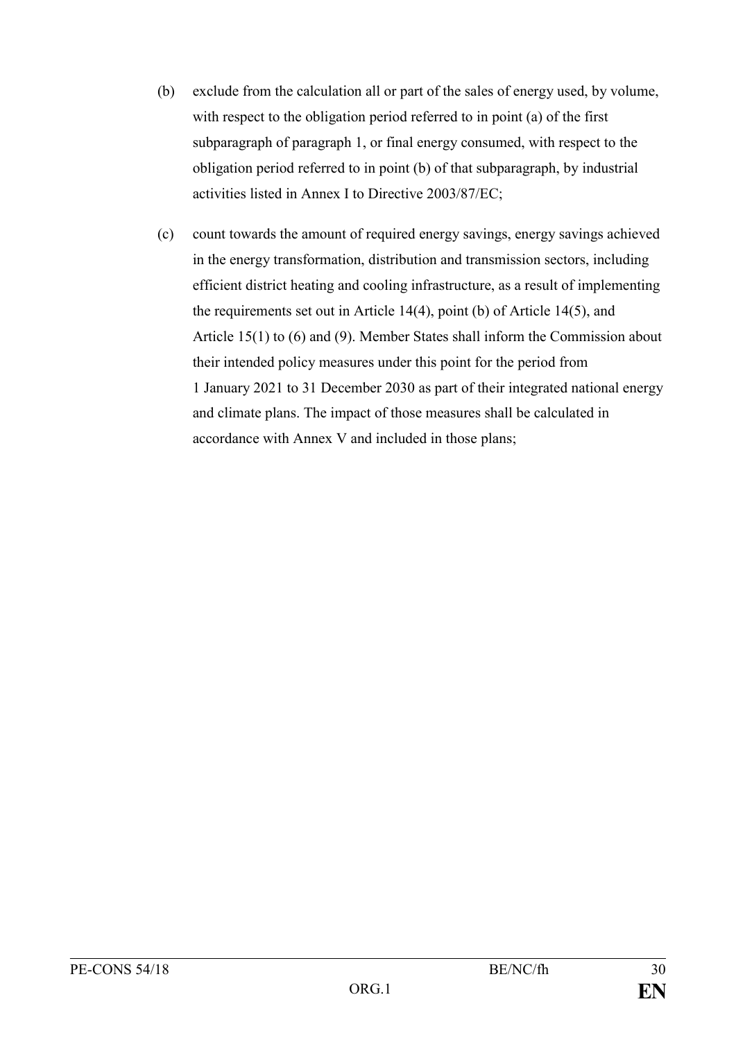(b) exclude from the calculation all or part of the sales of energy used, by volume, with respect to the obligation period referred to in point (a) of the first subparagraph of paragraph 1, or final energy consumed, with respect to the obligation period referred to in point (b) of that subparagraph, by industrial activities listed in Annex I to Directive 2003/87/EC;

(c) count towards the amount of required energy savings, energy savings achieved in the energy transformation, distribution and transmission sectors, including efficient district heating and cooling infrastructure, as a result of implementing the requirements set out in Article 14(4), point (b) of Article 14(5), and Article 15(1) to (6) and (9). Member States shall inform the Commission about their intended policy measures under this point for the period from 1 January 2021 to 31 December 2030 as part of their integrated national energy and climate plans. The impact of those measures shall be calculated in accordance with Annex V and included in those plans;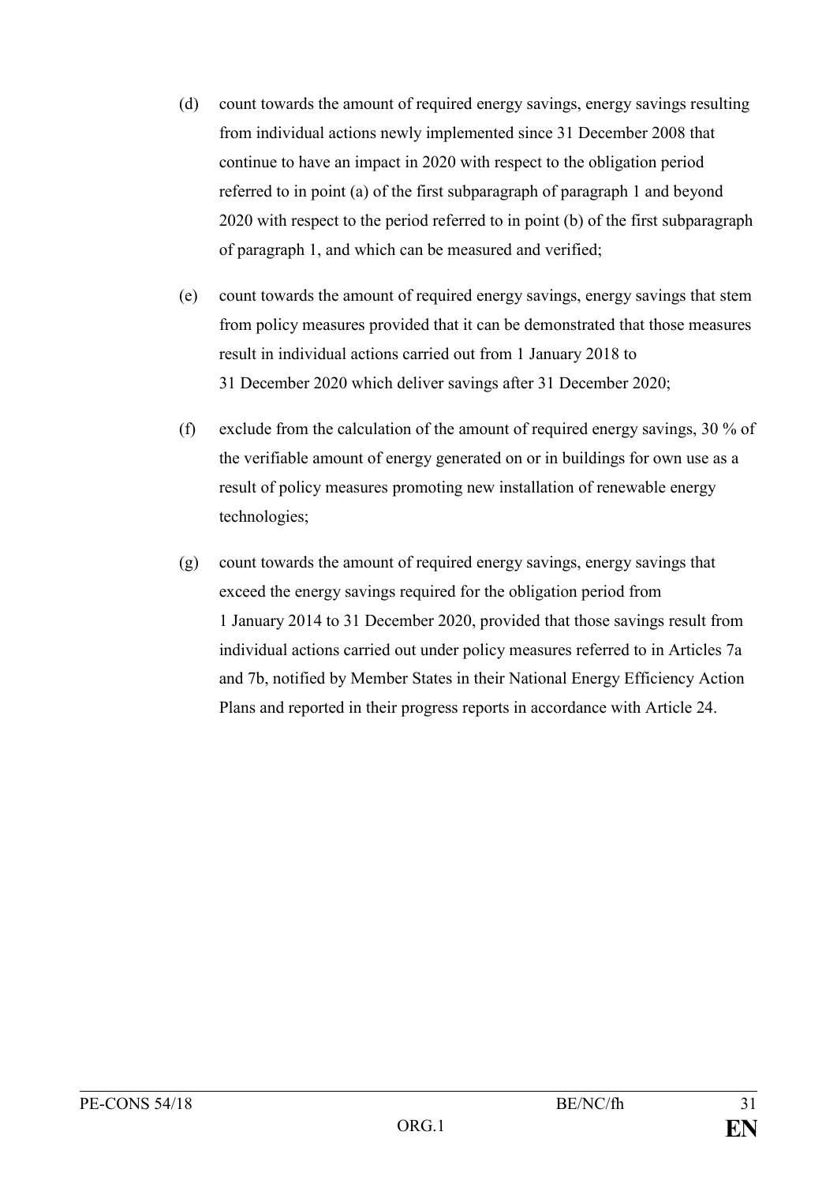(d) count towards the amount of required energy savings, energy savings resulting from individual actions newly implemented since 31 December 2008 that continue to have an impact in 2020 with respect to the obligation period referred to in point (a) of the first subparagraph of paragraph 1 and beyond 2020 with respect to the period referred to in point (b) of the first subparagraph of paragraph 1, and which can be measured and verified;

(e) count towards the amount of required energy savings, energy savings that stem from policy measures provided that it can be demonstrated that those measures result in individual actions carried out from 1 January 2018 to 31 December 2020 which deliver savings after 31 December 2020;

(f) exclude from the calculation of the amount of required energy savings, 30 % of the verifiable amount of energy generated on or in buildings for own use as a result of policy measures promoting new installation of renewable energy technologies;

(g) count towards the amount of required energy savings, energy savings that exceed the energy savings required for the obligation period from 1 January 2014 to 31 December 2020, provided that those savings result from individual actions carried out under policy measures referred to in Articles 7a and 7b, notified by Member States in their National Energy Efficiency Action Plans and reported in their progress reports in accordance with Article 24.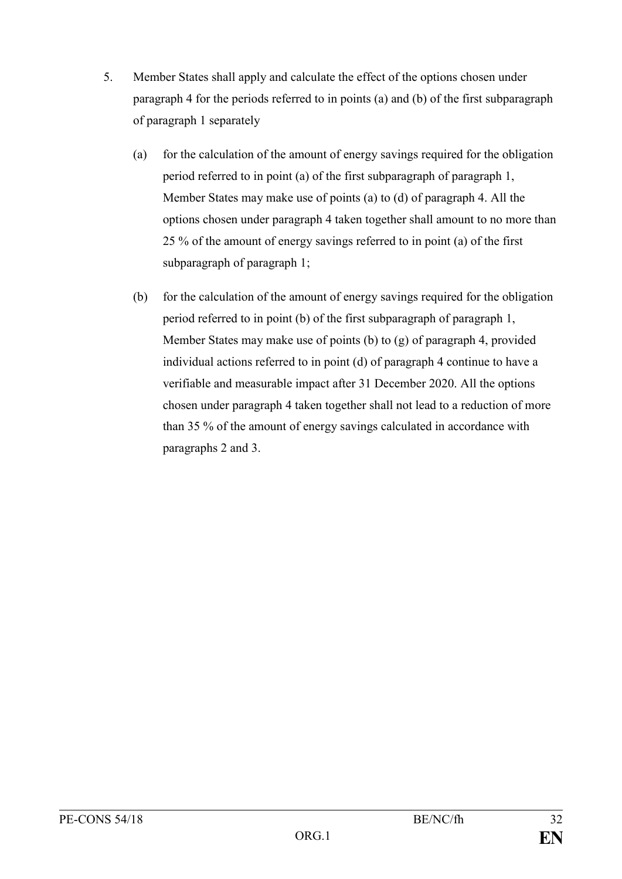5. Member States shall apply and calculate the effect of the options chosen under paragraph 4 for the periods referred to in points (a) and (b) of the first subparagraph of paragraph 1 separately

   (a) for the calculation of the amount of energy savings required for the obligation period referred to in point (a) of the first subparagraph of paragraph 1, Member States may make use of points (a) to (d) of paragraph 4. All the options chosen under paragraph 4 taken together shall amount to no more than 25 % of the amount of energy savings referred to in point (a) of the first subparagraph of paragraph 1;

   (b) for the calculation of the amount of energy savings required for the obligation period referred to in point (b) of the first subparagraph of paragraph 1, Member States may make use of points (b) to (g) of paragraph 4, provided individual actions referred to in point (d) of paragraph 4 continue to have a verifiable and measurable impact after 31 December 2020. All the options chosen under paragraph 4 taken together shall not lead to a reduction of more than 35 % of the amount of energy savings calculated in accordance with paragraphs 2 and 3.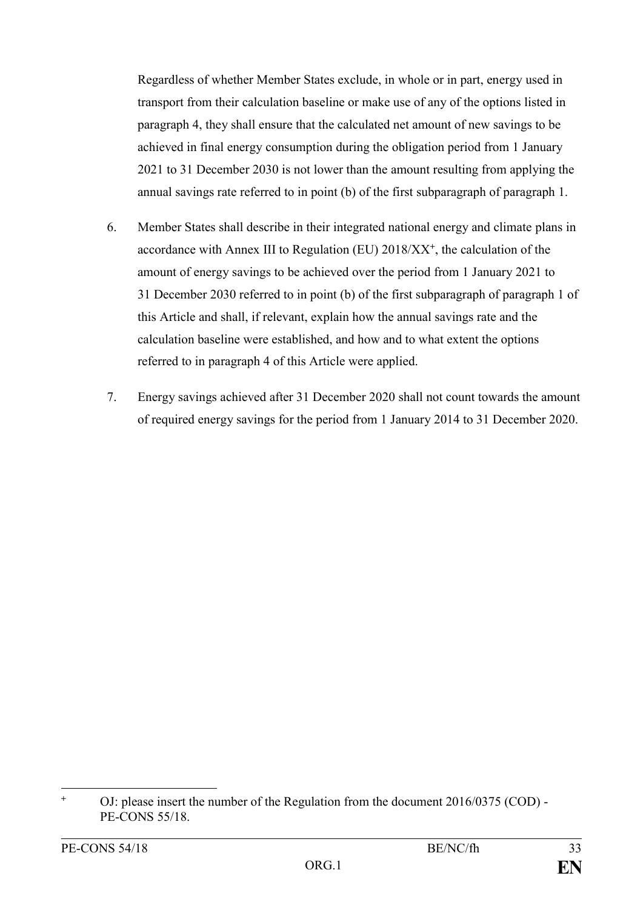Regardless of whether Member States exclude, in whole or in part, energy used in transport from their calculation baseline or make use of any of the options listed in paragraph 4, they shall ensure that the calculated net amount of new savings to be achieved in final energy consumption during the obligation period from 1 January 2021 to 31 December 2030 is not lower than the amount resulting from applying the annual savings rate referred to in point (b) of the first subparagraph of paragraph 1.

6. Member States shall describe in their integrated national energy and climate plans in accordance with Annex III to Regulation (EU) 2018/XX[+], the calculation of the amount of energy savings to be achieved over the period from 1 January 2021 to 31 December 2030 referred to in point (b) of the first subparagraph of paragraph 1 of this Article and shall, if relevant, explain how the annual savings rate and the calculation baseline were established, and how and to what extent the options referred to in paragraph 4 of this Article were applied.

7. Energy savings achieved after 31 December 2020 shall not count towards the amount of required energy savings for the period from 1 January 2014 to 31 December 2020.

---

[+] OJ: please insert the number of the Regulation from the document 2016/0375 (COD) - PE-CONS 55/18.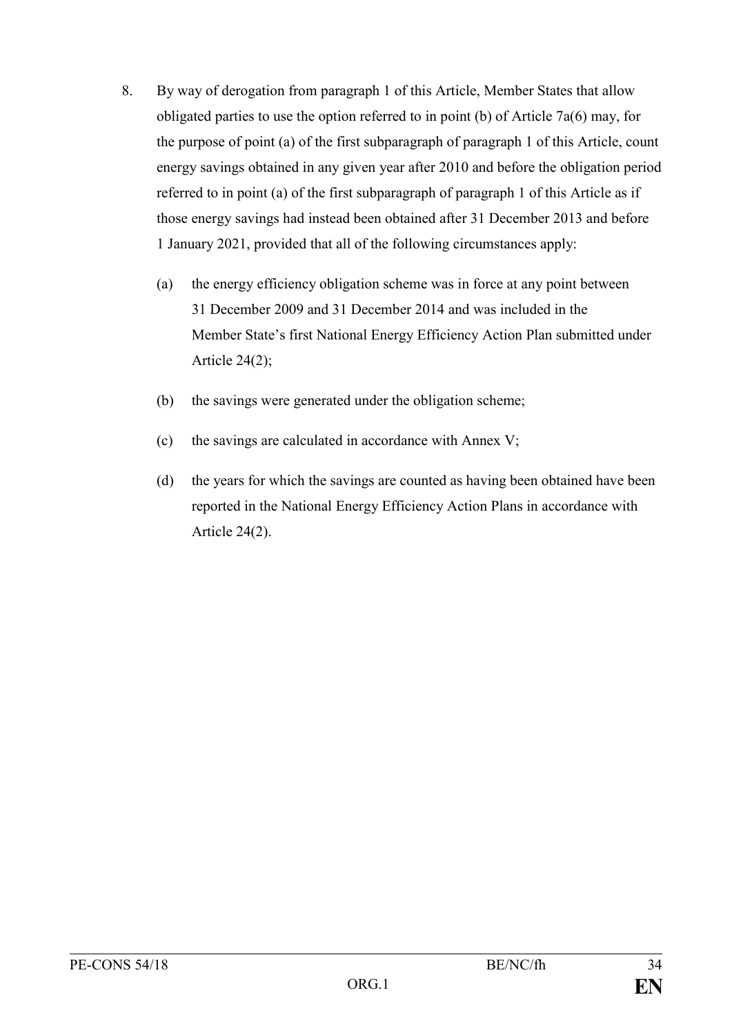8. By way of derogation from paragraph 1 of this Article, Member States that allow obligated parties to use the option referred to in point (b) of Article 7a(6) may, for the purpose of point (a) of the first subparagraph of paragraph 1 of this Article, count energy savings obtained in any given year after 2010 and before the obligation period referred to in point (a) of the first subparagraph of paragraph 1 of this Article as if those energy savings had instead been obtained after 31 December 2013 and before 1 January 2021, provided that all of the following circumstances apply:

   (a) the energy efficiency obligation scheme was in force at any point between 31 December 2009 and 31 December 2014 and was included in the Member State's first National Energy Efficiency Action Plan submitted under Article 24(2);

   (b) the savings were generated under the obligation scheme;

   (c) the savings are calculated in accordance with Annex V;

   (d) the years for which the savings are counted as having been obtained have been reported in the National Energy Efficiency Action Plans in accordance with Article 24(2).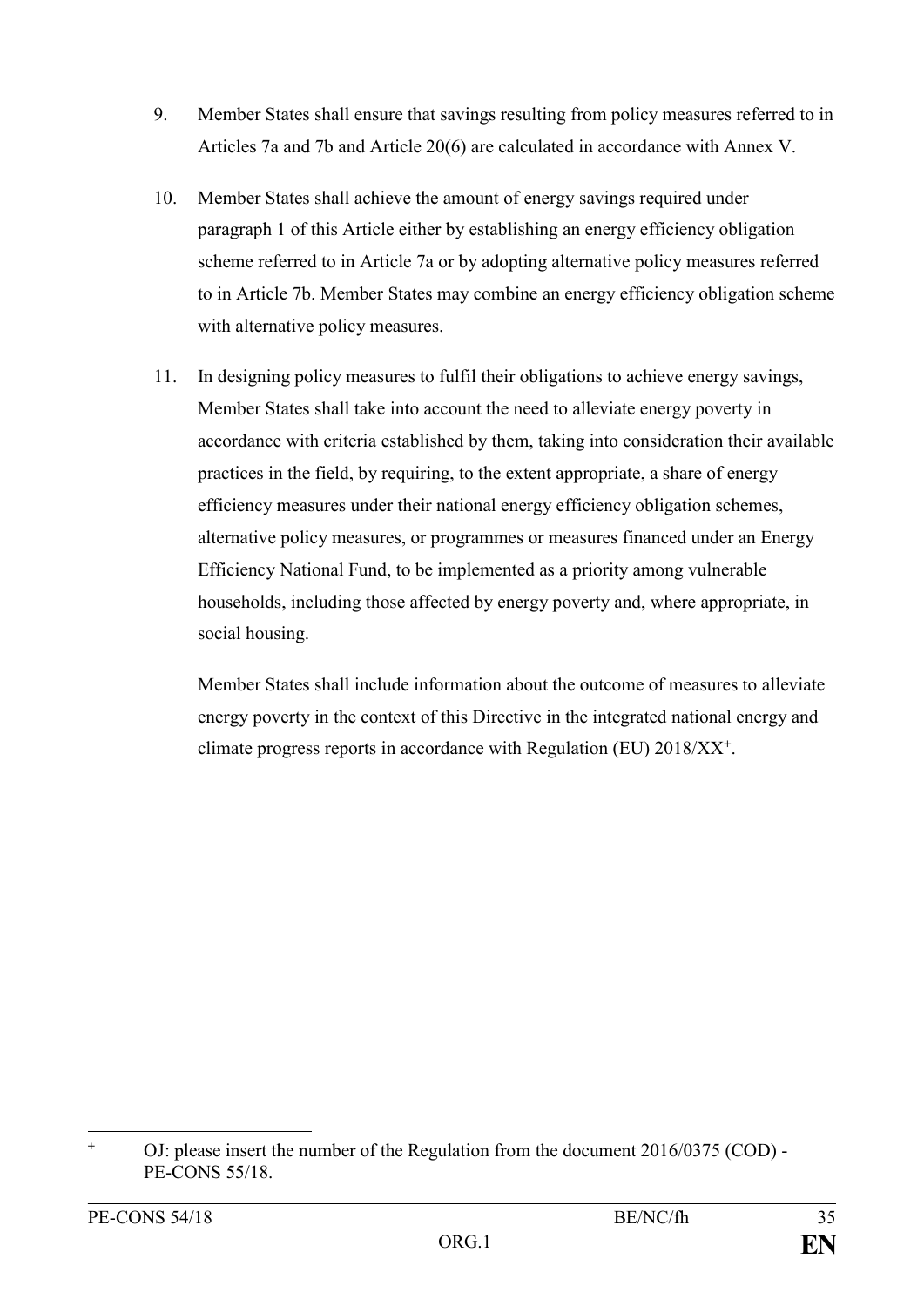9. Member States shall ensure that savings resulting from policy measures referred to in Articles 7a and 7b and Article 20(6) are calculated in accordance with Annex V.

10. Member States shall achieve the amount of energy savings required under paragraph 1 of this Article either by establishing an energy efficiency obligation scheme referred to in Article 7a or by adopting alternative policy measures referred to in Article 7b. Member States may combine an energy efficiency obligation scheme with alternative policy measures.

11. In designing policy measures to fulfil their obligations to achieve energy savings, Member States shall take into account the need to alleviate energy poverty in accordance with criteria established by them, taking into consideration their available practices in the field, by requiring, to the extent appropriate, a share of energy efficiency measures under their national energy efficiency obligation schemes, alternative policy measures, or programmes or measures financed under an Energy Efficiency National Fund, to be implemented as a priority among vulnerable households, including those affected by energy poverty and, where appropriate, in social housing.

    Member States shall include information about the outcome of measures to alleviate energy poverty in the context of this Directive in the integrated national energy and climate progress reports in accordance with Regulation (EU) 2018/XX[+].

---

[+] OJ: please insert the number of the Regulation from the document 2016/0375 (COD) - PE-CONS 55/18.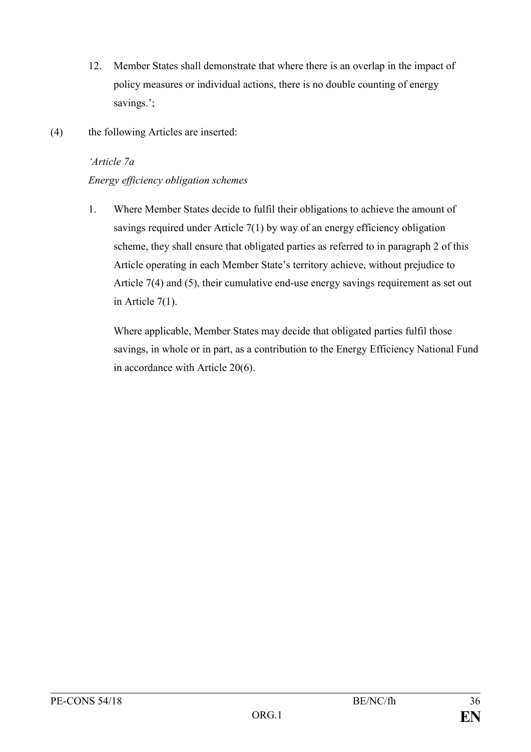12. Member States shall demonstrate that where there is an overlap in the impact of policy measures or individual actions, there is no double counting of energy savings.';

(4) the following Articles are inserted:

*'Article 7a*

*Energy efficiency obligation schemes*

1. Where Member States decide to fulfil their obligations to achieve the amount of savings required under Article 7(1) by way of an energy efficiency obligation scheme, they shall ensure that obligated parties as referred to in paragraph 2 of this Article operating in each Member State's territory achieve, without prejudice to Article 7(4) and (5), their cumulative end-use energy savings requirement as set out in Article 7(1).

   Where applicable, Member States may decide that obligated parties fulfil those savings, in whole or in part, as a contribution to the Energy Efficiency National Fund in accordance with Article 20(6).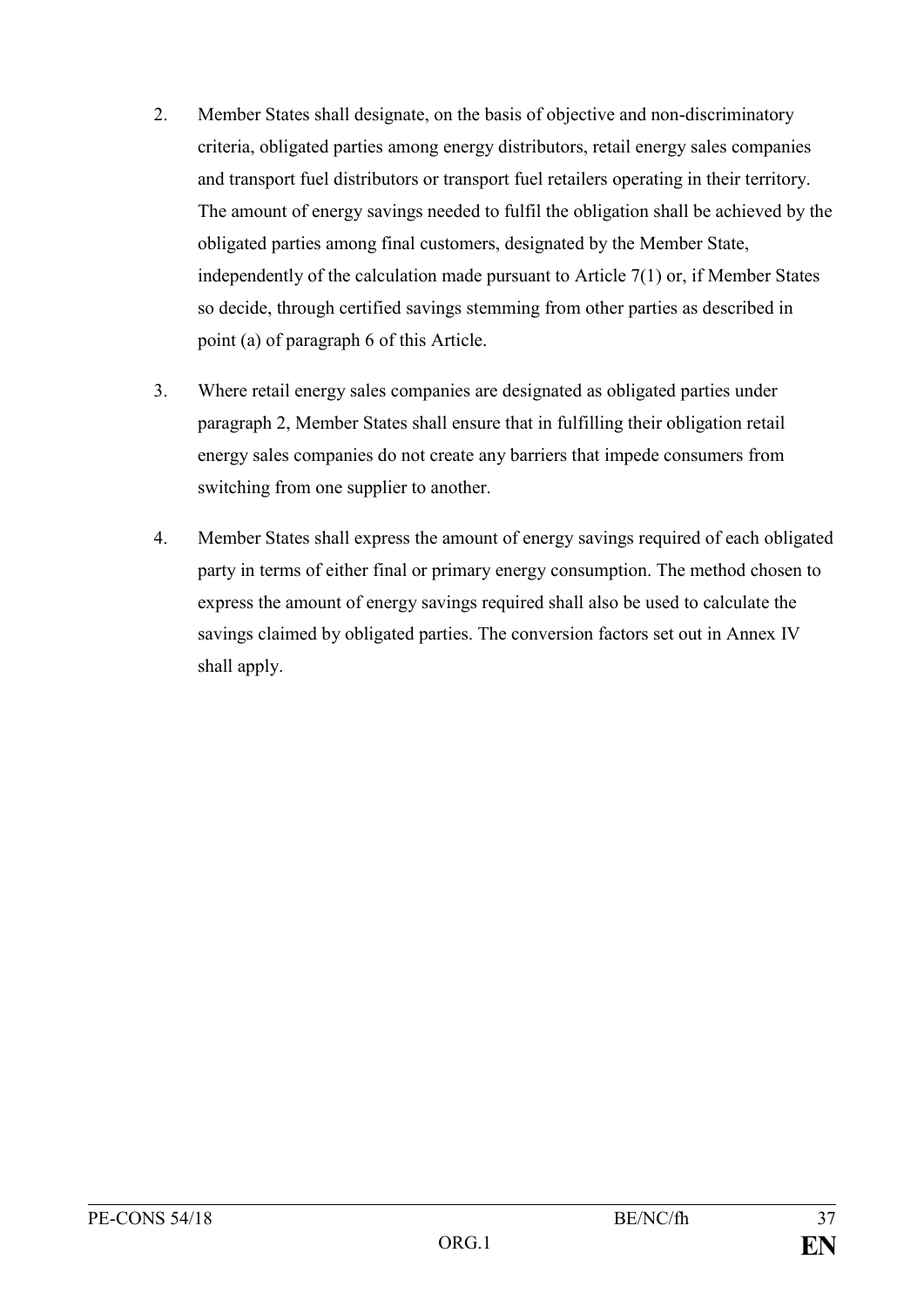2. Member States shall designate, on the basis of objective and non-discriminatory criteria, obligated parties among energy distributors, retail energy sales companies and transport fuel distributors or transport fuel retailers operating in their territory. The amount of energy savings needed to fulfil the obligation shall be achieved by the obligated parties among final customers, designated by the Member State, independently of the calculation made pursuant to Article 7(1) or, if Member States so decide, through certified savings stemming from other parties as described in point (a) of paragraph 6 of this Article.

3. Where retail energy sales companies are designated as obligated parties under paragraph 2, Member States shall ensure that in fulfilling their obligation retail energy sales companies do not create any barriers that impede consumers from switching from one supplier to another.

4. Member States shall express the amount of energy savings required of each obligated party in terms of either final or primary energy consumption. The method chosen to express the amount of energy savings required shall also be used to calculate the savings claimed by obligated parties. The conversion factors set out in Annex IV shall apply.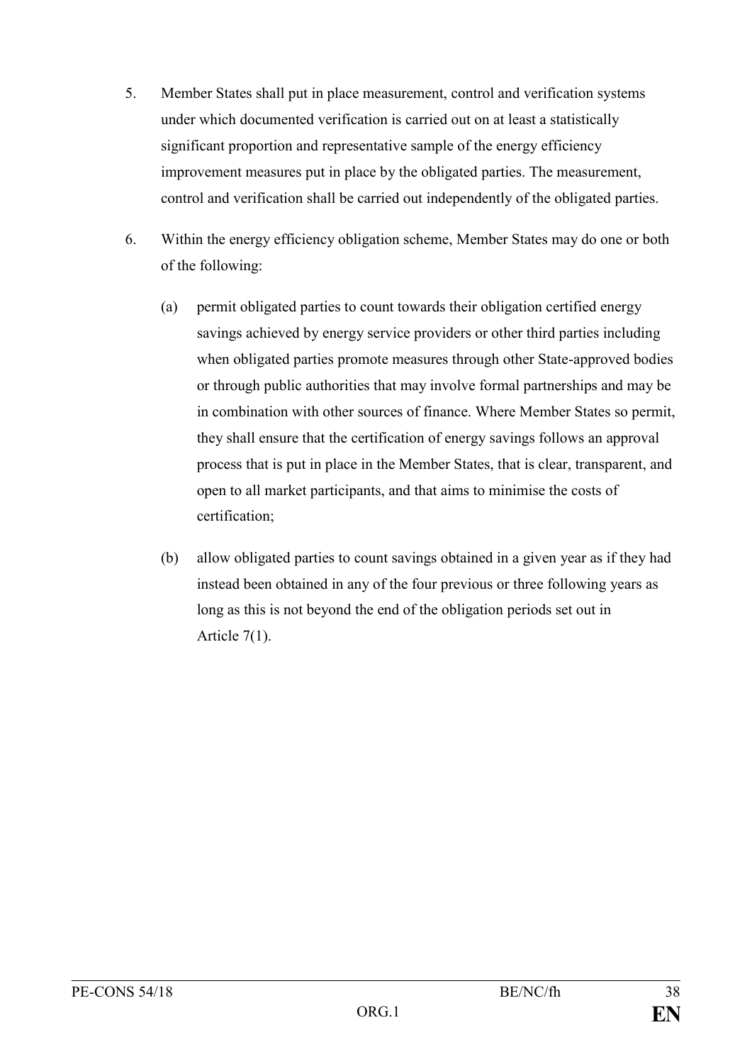5. Member States shall put in place measurement, control and verification systems under which documented verification is carried out on at least a statistically significant proportion and representative sample of the energy efficiency improvement measures put in place by the obligated parties. The measurement, control and verification shall be carried out independently of the obligated parties.

6. Within the energy efficiency obligation scheme, Member States may do one or both of the following:

   (a) permit obligated parties to count towards their obligation certified energy savings achieved by energy service providers or other third parties including when obligated parties promote measures through other State-approved bodies or through public authorities that may involve formal partnerships and may be in combination with other sources of finance. Where Member States so permit, they shall ensure that the certification of energy savings follows an approval process that is put in place in the Member States, that is clear, transparent, and open to all market participants, and that aims to minimise the costs of certification;

   (b) allow obligated parties to count savings obtained in a given year as if they had instead been obtained in any of the four previous or three following years as long as this is not beyond the end of the obligation periods set out in Article 7(1).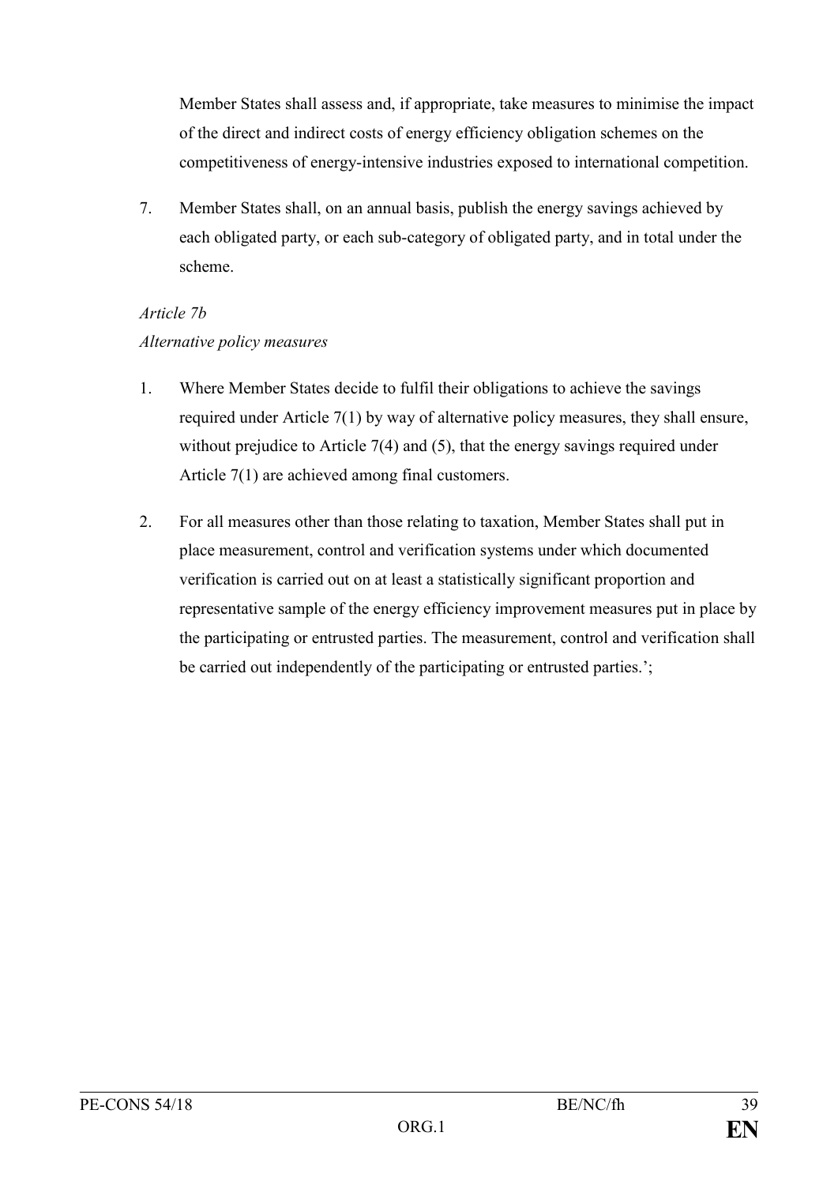Member States shall assess and, if appropriate, take measures to minimise the impact of the direct and indirect costs of energy efficiency obligation schemes on the competitiveness of energy-intensive industries exposed to international competition.

7. Member States shall, on an annual basis, publish the energy savings achieved by each obligated party, or each sub-category of obligated party, and in total under the scheme.

*Article 7b*

*Alternative policy measures*

1. Where Member States decide to fulfil their obligations to achieve the savings required under Article 7(1) by way of alternative policy measures, they shall ensure, without prejudice to Article 7(4) and (5), that the energy savings required under Article 7(1) are achieved among final customers.

2. For all measures other than those relating to taxation, Member States shall put in place measurement, control and verification systems under which documented verification is carried out on at least a statistically significant proportion and representative sample of the energy efficiency improvement measures put in place by the participating or entrusted parties. The measurement, control and verification shall be carried out independently of the participating or entrusted parties.';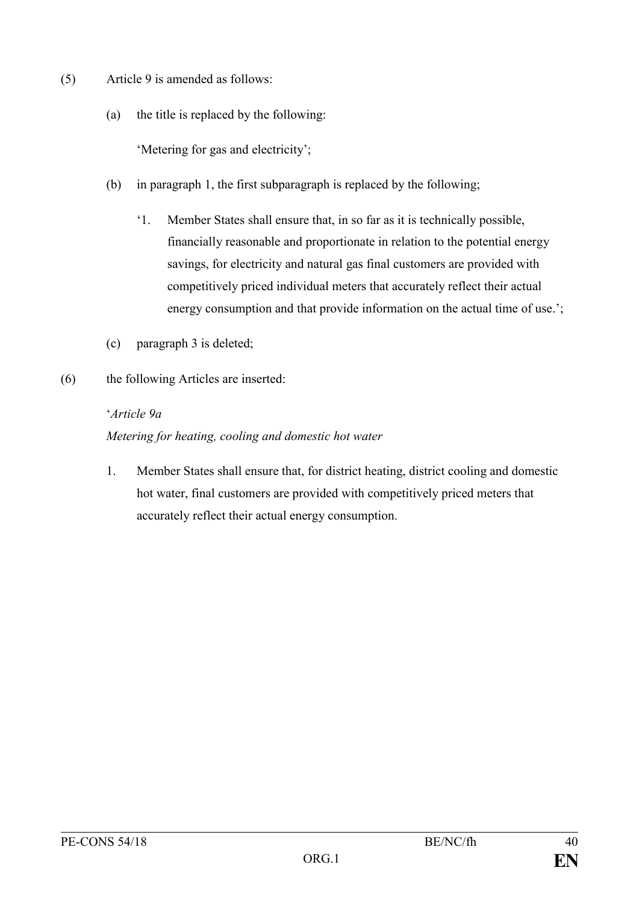(5) Article 9 is amended as follows:

(a) the title is replaced by the following:

'Metering for gas and electricity';

(b) in paragraph 1, the first subparagraph is replaced by the following;

'1. Member States shall ensure that, in so far as it is technically possible, financially reasonable and proportionate in relation to the potential energy savings, for electricity and natural gas final customers are provided with competitively priced individual meters that accurately reflect their actual energy consumption and that provide information on the actual time of use.';

(c) paragraph 3 is deleted;

(6) the following Articles are inserted:

'*Article 9a*

*Metering for heating, cooling and domestic hot water*

1. Member States shall ensure that, for district heating, district cooling and domestic hot water, final customers are provided with competitively priced meters that accurately reflect their actual energy consumption.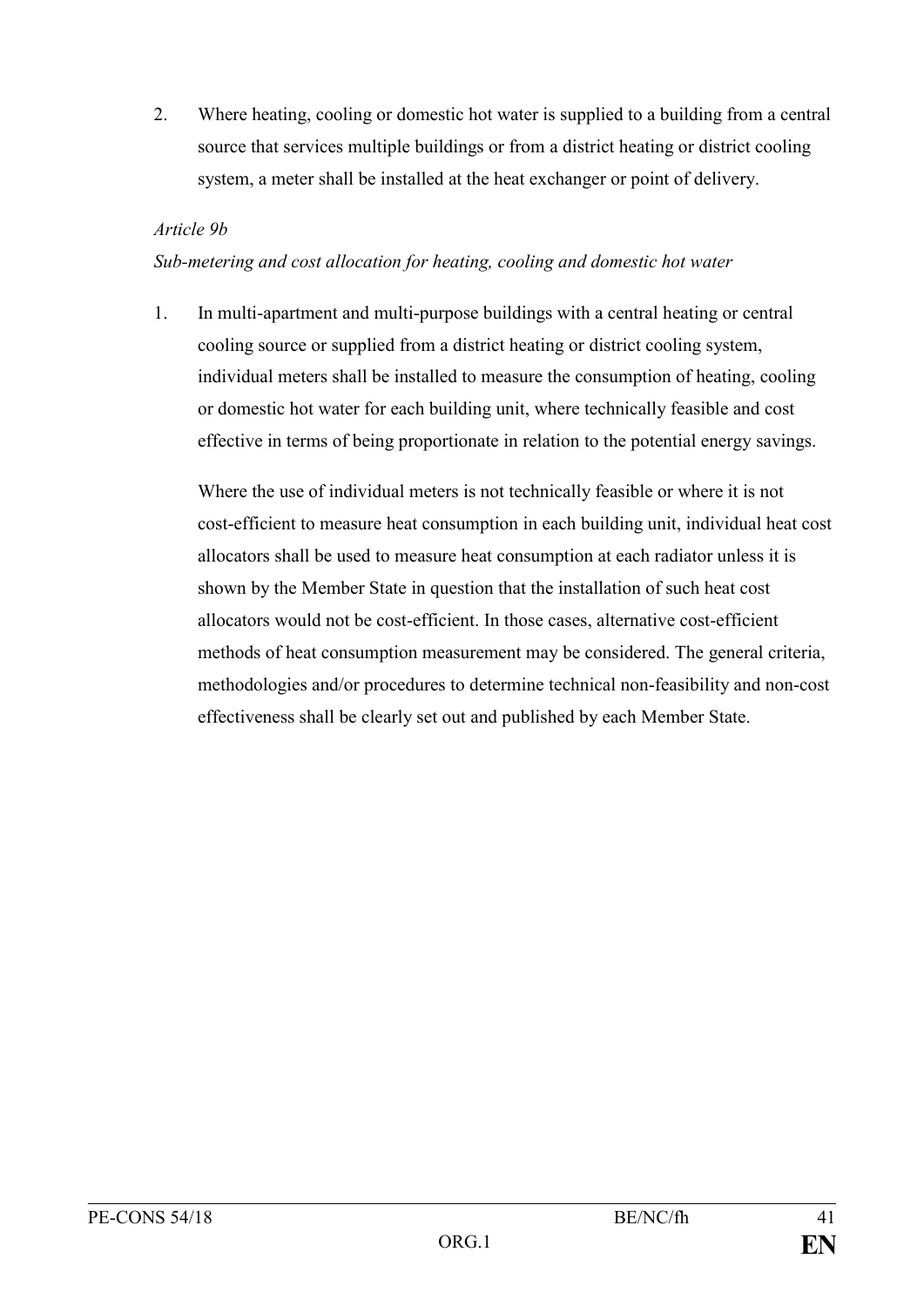2. Where heating, cooling or domestic hot water is supplied to a building from a central source that services multiple buildings or from a district heating or district cooling system, a meter shall be installed at the heat exchanger or point of delivery.

*Article 9b*

*Sub-metering and cost allocation for heating, cooling and domestic hot water*

1. In multi-apartment and multi-purpose buildings with a central heating or central cooling source or supplied from a district heating or district cooling system, individual meters shall be installed to measure the consumption of heating, cooling or domestic hot water for each building unit, where technically feasible and cost effective in terms of being proportionate in relation to the potential energy savings.

   Where the use of individual meters is not technically feasible or where it is not cost-efficient to measure heat consumption in each building unit, individual heat cost allocators shall be used to measure heat consumption at each radiator unless it is shown by the Member State in question that the installation of such heat cost allocators would not be cost-efficient. In those cases, alternative cost-efficient methods of heat consumption measurement may be considered. The general criteria, methodologies and/or procedures to determine technical non-feasibility and non-cost effectiveness shall be clearly set out and published by each Member State.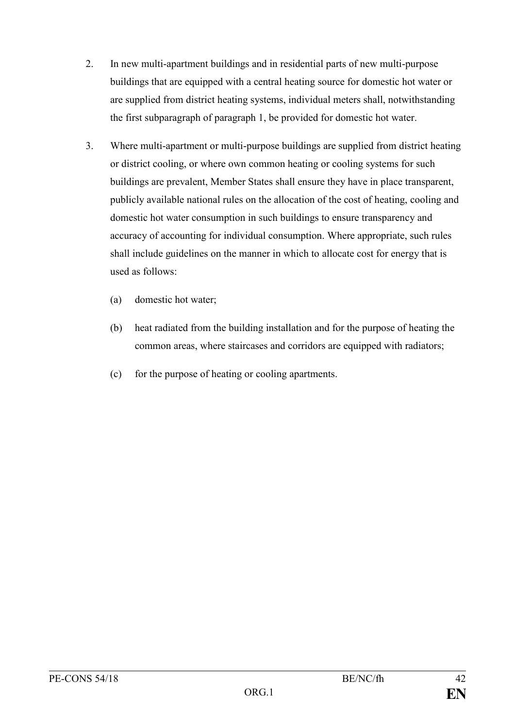2. In new multi-apartment buildings and in residential parts of new multi-purpose buildings that are equipped with a central heating source for domestic hot water or are supplied from district heating systems, individual meters shall, notwithstanding the first subparagraph of paragraph 1, be provided for domestic hot water.

3. Where multi-apartment or multi-purpose buildings are supplied from district heating or district cooling, or where own common heating or cooling systems for such buildings are prevalent, Member States shall ensure they have in place transparent, publicly available national rules on the allocation of the cost of heating, cooling and domestic hot water consumption in such buildings to ensure transparency and accuracy of accounting for individual consumption. Where appropriate, such rules shall include guidelines on the manner in which to allocate cost for energy that is used as follows:

   (a) domestic hot water;

   (b) heat radiated from the building installation and for the purpose of heating the common areas, where staircases and corridors are equipped with radiators;

   (c) for the purpose of heating or cooling apartments.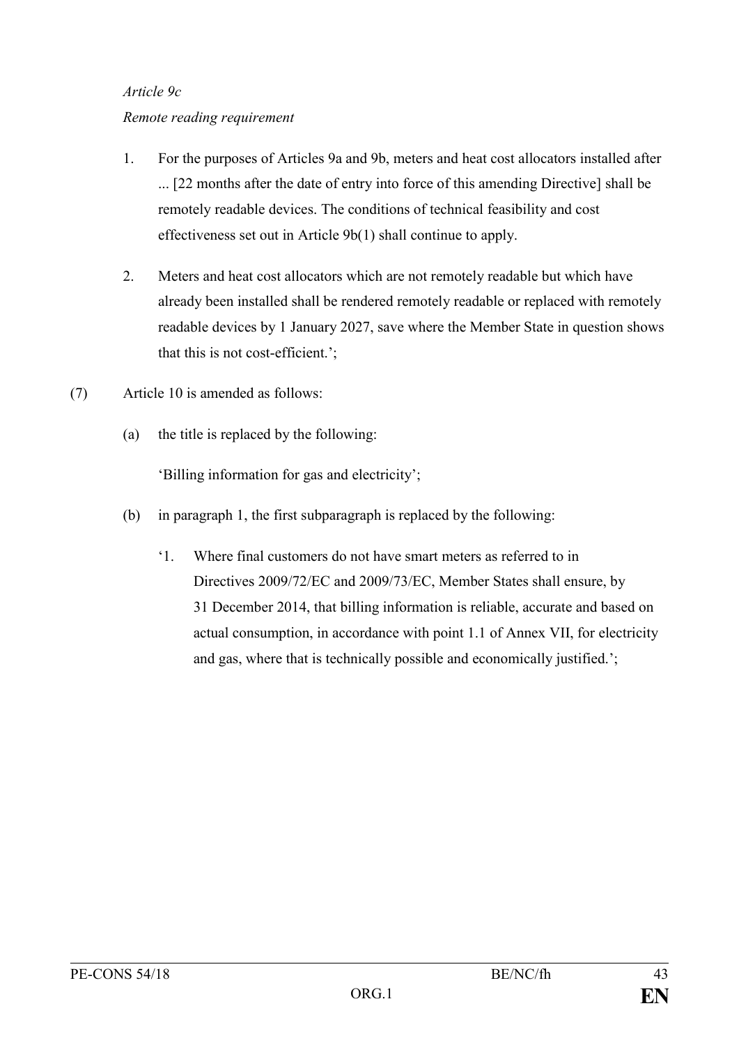*Article 9c*

*Remote reading requirement*

1. For the purposes of Articles 9a and 9b, meters and heat cost allocators installed after ... [22 months after the date of entry into force of this amending Directive] shall be remotely readable devices. The conditions of technical feasibility and cost effectiveness set out in Article 9b(1) shall continue to apply.

2. Meters and heat cost allocators which are not remotely readable but which have already been installed shall be rendered remotely readable or replaced with remotely readable devices by 1 January 2027, save where the Member State in question shows that this is not cost-efficient.';

(7) Article 10 is amended as follows:

(a) the title is replaced by the following:

'Billing information for gas and electricity';

(b) in paragraph 1, the first subparagraph is replaced by the following:

'1. Where final customers do not have smart meters as referred to in Directives 2009/72/EC and 2009/73/EC, Member States shall ensure, by 31 December 2014, that billing information is reliable, accurate and based on actual consumption, in accordance with point 1.1 of Annex VII, for electricity and gas, where that is technically possible and economically justified.';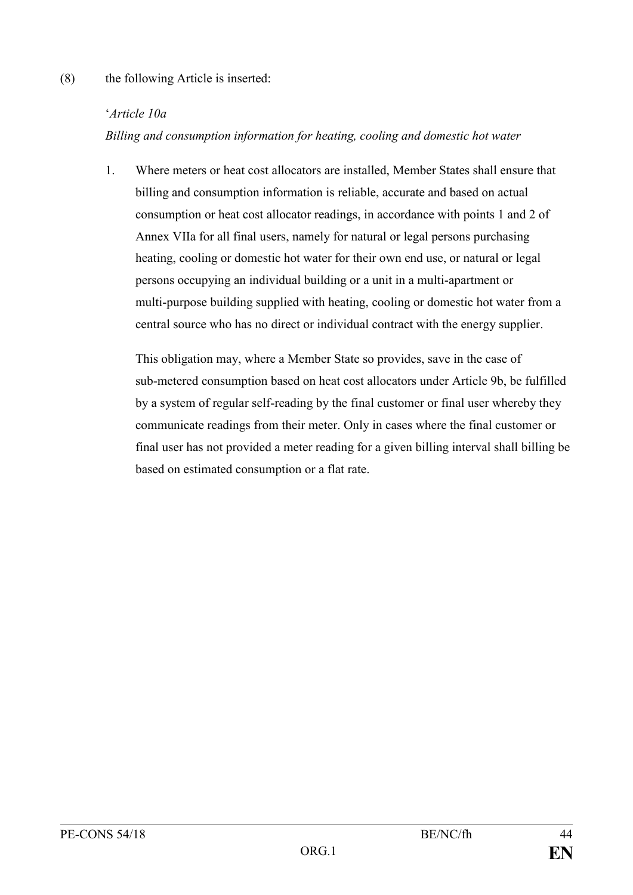(8) the following Article is inserted:

'*Article 10a*

*Billing and consumption information for heating, cooling and domestic hot water*

1. Where meters or heat cost allocators are installed, Member States shall ensure that billing and consumption information is reliable, accurate and based on actual consumption or heat cost allocator readings, in accordance with points 1 and 2 of Annex VIIa for all final users, namely for natural or legal persons purchasing heating, cooling or domestic hot water for their own end use, or natural or legal persons occupying an individual building or a unit in a multi-apartment or multi-purpose building supplied with heating, cooling or domestic hot water from a central source who has no direct or individual contract with the energy supplier.

   This obligation may, where a Member State so provides, save in the case of sub-metered consumption based on heat cost allocators under Article 9b, be fulfilled by a system of regular self-reading by the final customer or final user whereby they communicate readings from their meter. Only in cases where the final customer or final user has not provided a meter reading for a given billing interval shall billing be based on estimated consumption or a flat rate.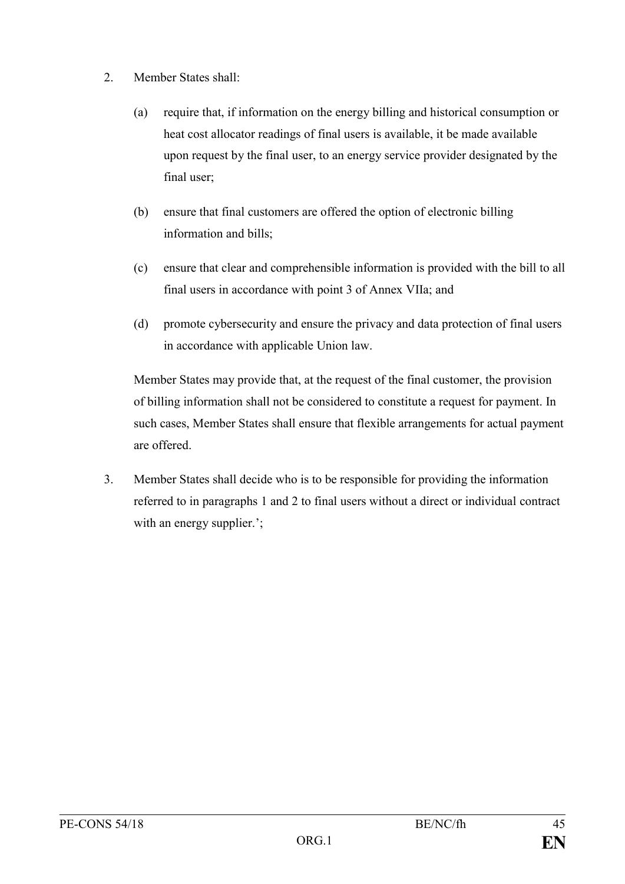2. Member States shall:

   (a) require that, if information on the energy billing and historical consumption or heat cost allocator readings of final users is available, it be made available upon request by the final user, to an energy service provider designated by the final user;

   (b) ensure that final customers are offered the option of electronic billing information and bills;

   (c) ensure that clear and comprehensible information is provided with the bill to all final users in accordance with point 3 of Annex VIIa; and

   (d) promote cybersecurity and ensure the privacy and data protection of final users in accordance with applicable Union law.

   Member States may provide that, at the request of the final customer, the provision of billing information shall not be considered to constitute a request for payment. In such cases, Member States shall ensure that flexible arrangements for actual payment are offered.

3. Member States shall decide who is to be responsible for providing the information referred to in paragraphs 1 and 2 to final users without a direct or individual contract with an energy supplier.';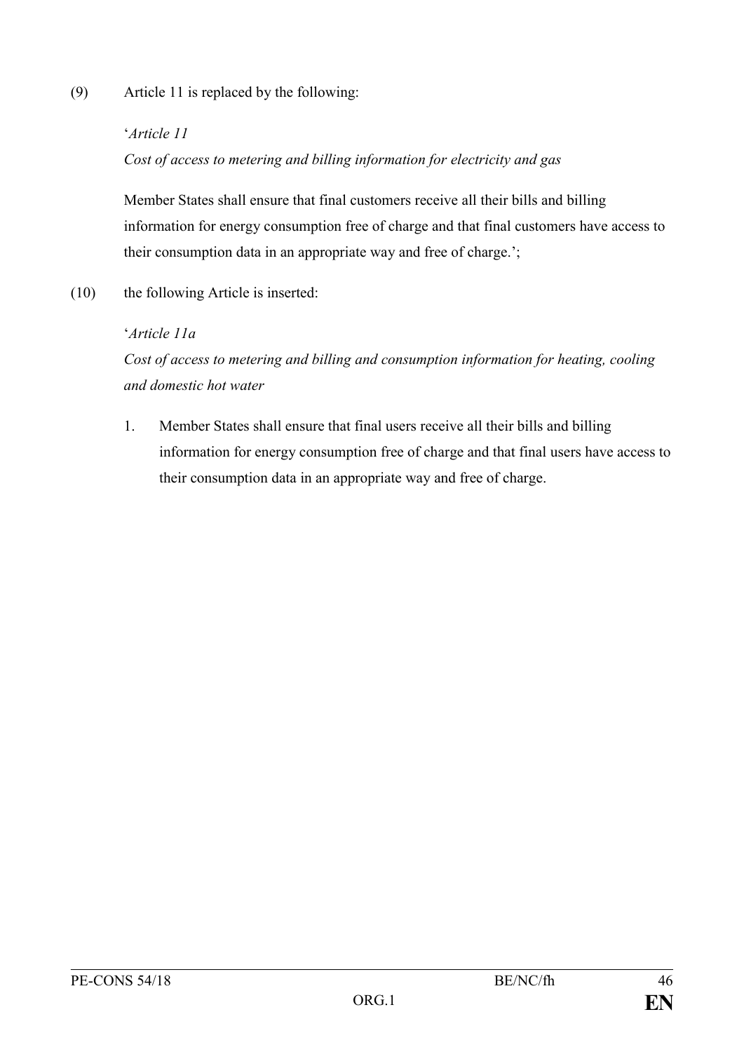(9) Article 11 is replaced by the following:

'*Article 11*

*Cost of access to metering and billing information for electricity and gas*

Member States shall ensure that final customers receive all their bills and billing information for energy consumption free of charge and that final customers have access to their consumption data in an appropriate way and free of charge.';

(10) the following Article is inserted:

'*Article 11a*

*Cost of access to metering and billing and consumption information for heating, cooling and domestic hot water*

1. Member States shall ensure that final users receive all their bills and billing information for energy consumption free of charge and that final users have access to their consumption data in an appropriate way and free of charge.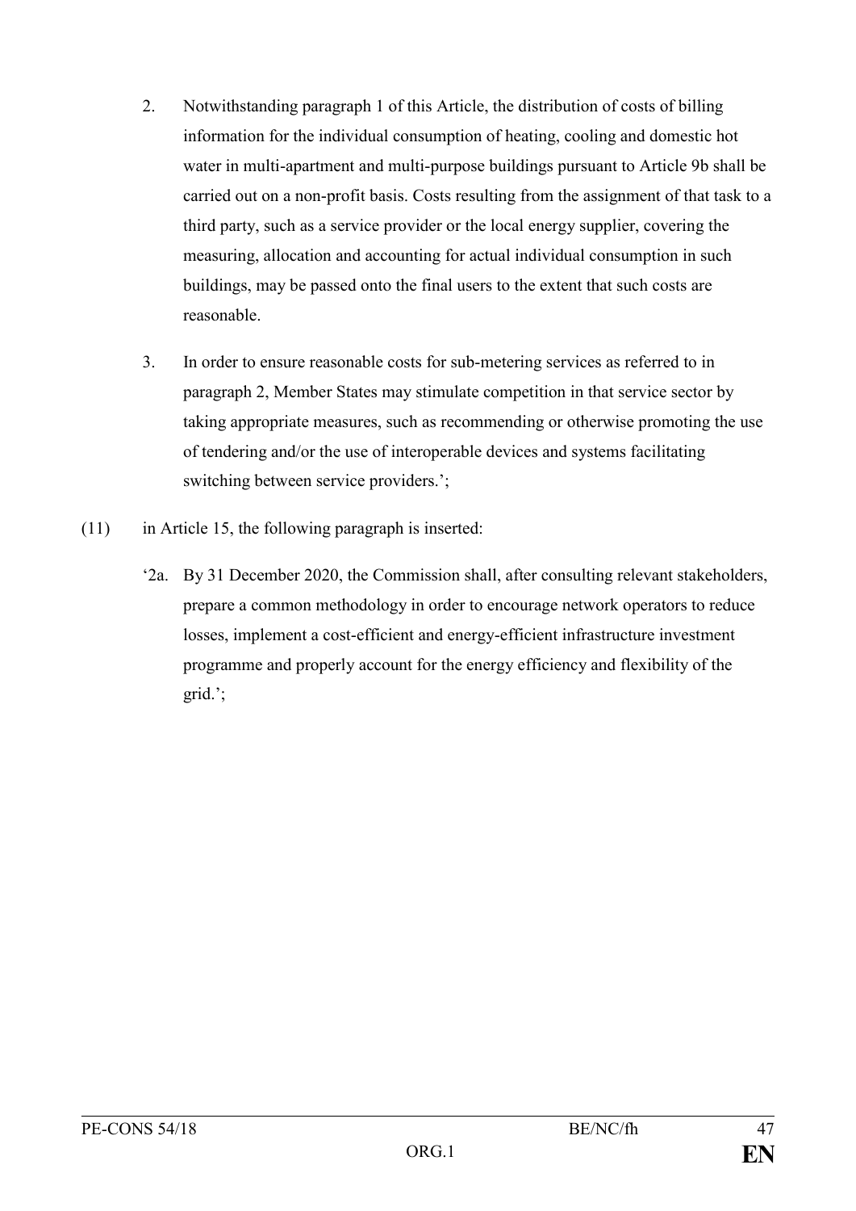2. Notwithstanding paragraph 1 of this Article, the distribution of costs of billing information for the individual consumption of heating, cooling and domestic hot water in multi-apartment and multi-purpose buildings pursuant to Article 9b shall be carried out on a non-profit basis. Costs resulting from the assignment of that task to a third party, such as a service provider or the local energy supplier, covering the measuring, allocation and accounting for actual individual consumption in such buildings, may be passed onto the final users to the extent that such costs are reasonable.

3. In order to ensure reasonable costs for sub-metering services as referred to in paragraph 2, Member States may stimulate competition in that service sector by taking appropriate measures, such as recommending or otherwise promoting the use of tendering and/or the use of interoperable devices and systems facilitating switching between service providers.';

(11) in Article 15, the following paragraph is inserted:

'2a. By 31 December 2020, the Commission shall, after consulting relevant stakeholders, prepare a common methodology in order to encourage network operators to reduce losses, implement a cost-efficient and energy-efficient infrastructure investment programme and properly account for the energy efficiency and flexibility of the grid.';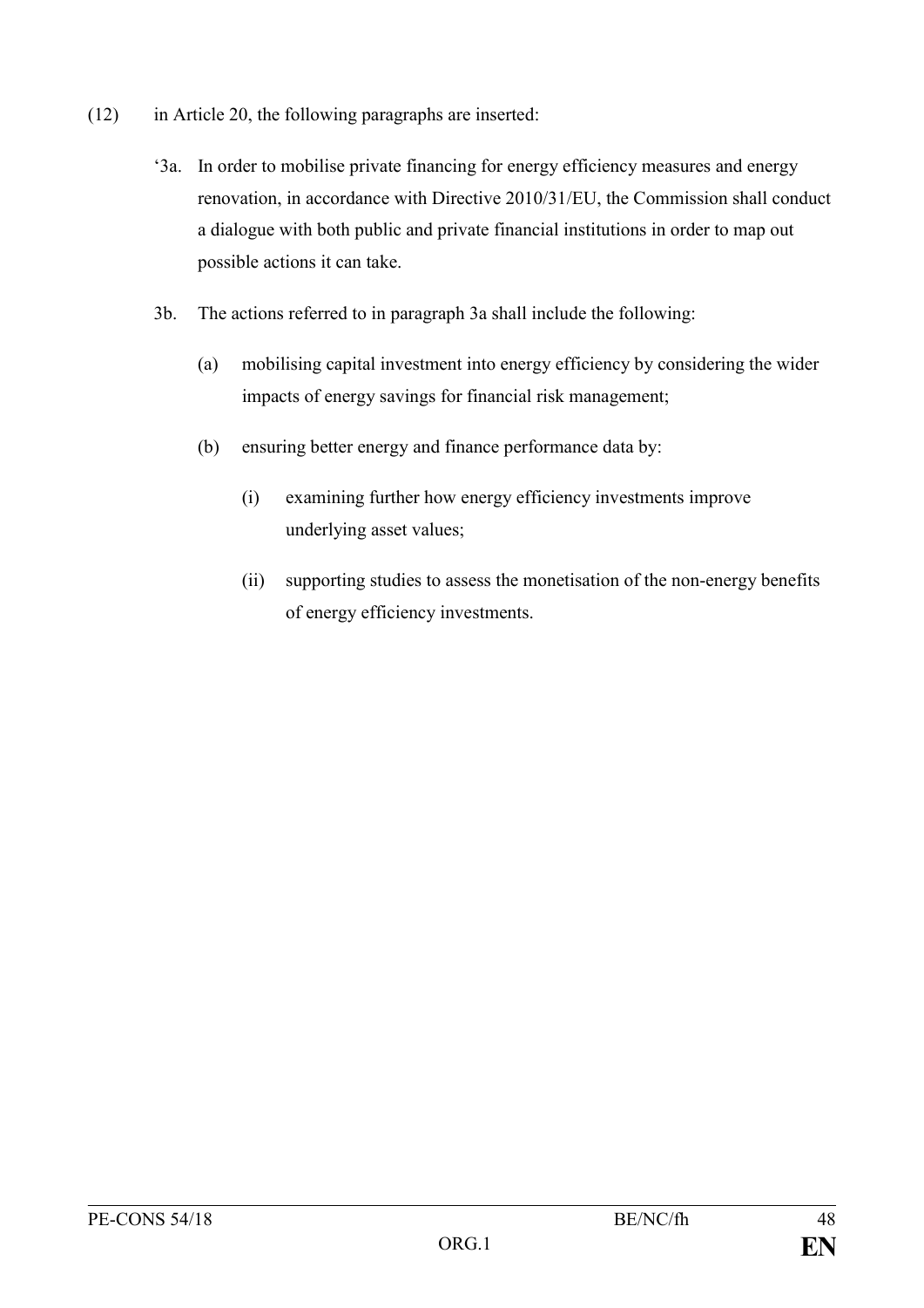(12) in Article 20, the following paragraphs are inserted:

‘3a. In order to mobilise private financing for energy efficiency measures and energy renovation, in accordance with Directive 2010/31/EU, the Commission shall conduct a dialogue with both public and private financial institutions in order to map out possible actions it can take.

3b. The actions referred to in paragraph 3a shall include the following:

(a) mobilising capital investment into energy efficiency by considering the wider impacts of energy savings for financial risk management;

(b) ensuring better energy and finance performance data by:

(i) examining further how energy efficiency investments improve underlying asset values;

(ii) supporting studies to assess the monetisation of the non-energy benefits of energy efficiency investments.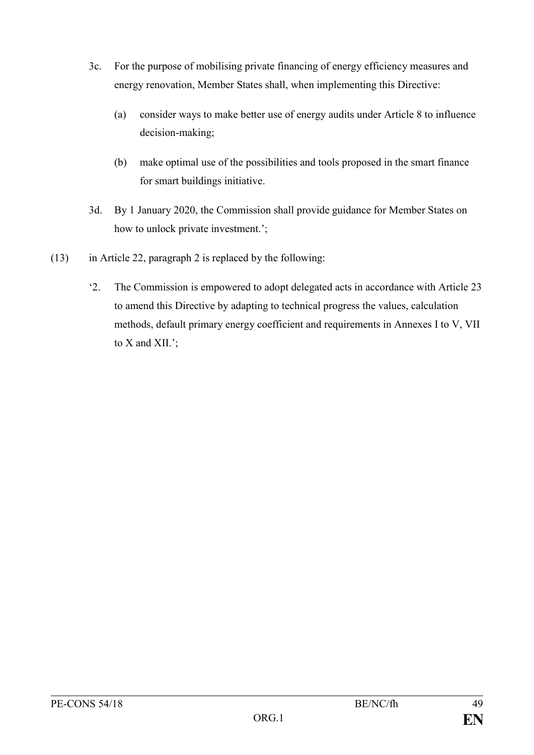3c. For the purpose of mobilising private financing of energy efficiency measures and energy renovation, Member States shall, when implementing this Directive:

(a) consider ways to make better use of energy audits under Article 8 to influence decision-making;

(b) make optimal use of the possibilities and tools proposed in the smart finance for smart buildings initiative.

3d. By 1 January 2020, the Commission shall provide guidance for Member States on how to unlock private investment.';

(13) in Article 22, paragraph 2 is replaced by the following:

'2. The Commission is empowered to adopt delegated acts in accordance with Article 23 to amend this Directive by adapting to technical progress the values, calculation methods, default primary energy coefficient and requirements in Annexes I to V, VII to X and XII.';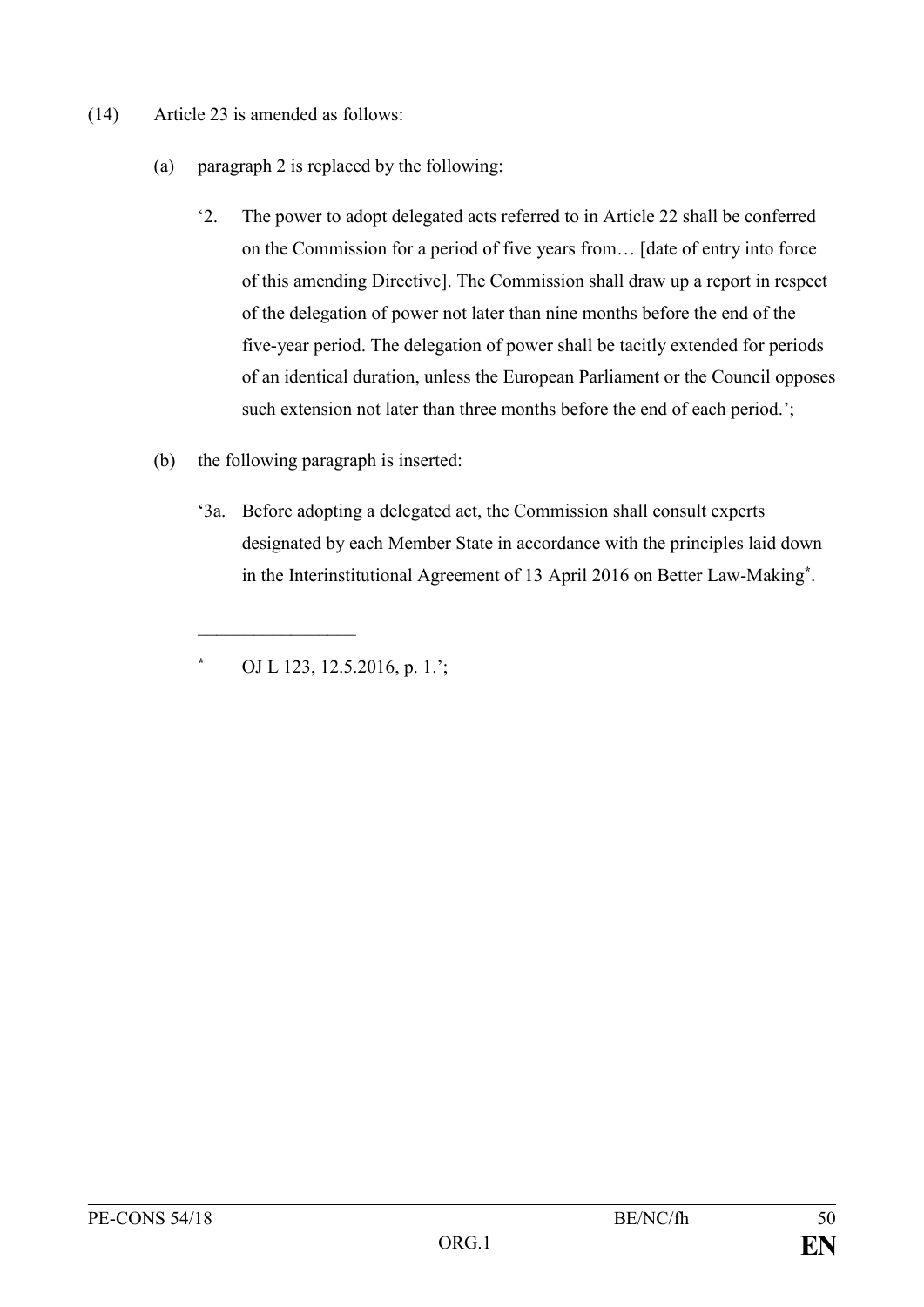(14) Article 23 is amended as follows:

(a) paragraph 2 is replaced by the following:

‘2. The power to adopt delegated acts referred to in Article 22 shall be conferred on the Commission for a period of five years from… [date of entry into force of this amending Directive]. The Commission shall draw up a report in respect of the delegation of power not later than nine months before the end of the five-year period. The delegation of power shall be tacitly extended for periods of an identical duration, unless the European Parliament or the Council opposes such extension not later than three months before the end of each period.’;

(b) the following paragraph is inserted:

‘3a. Before adopting a delegated act, the Commission shall consult experts designated by each Member State in accordance with the principles laid down in the Interinstitutional Agreement of 13 April 2016 on Better Law-Making[*].

---

[*] OJ L 123, 12.5.2016, p. 1.’;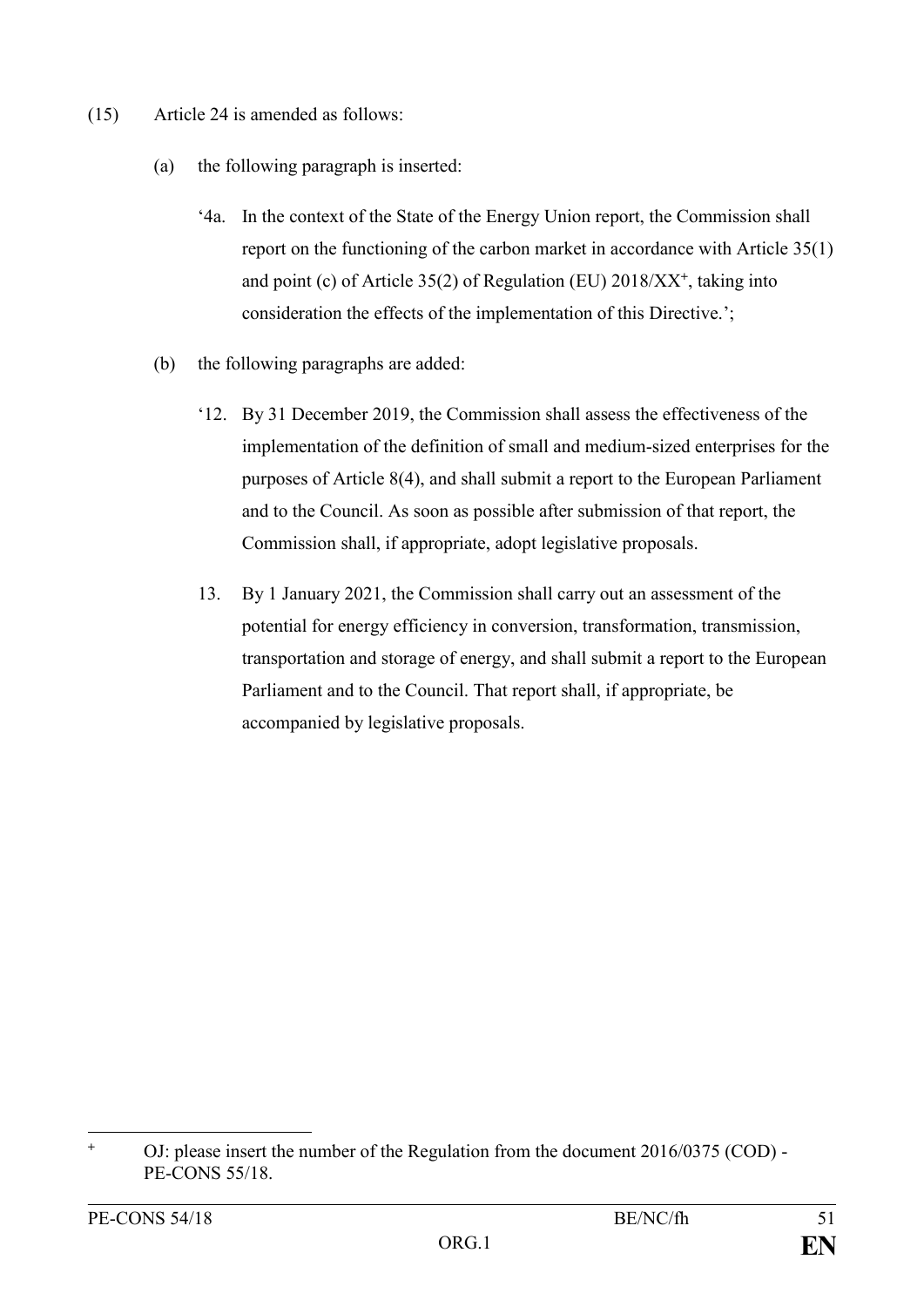(15) Article 24 is amended as follows:

(a) the following paragraph is inserted:

'4a. In the context of the State of the Energy Union report, the Commission shall report on the functioning of the carbon market in accordance with Article 35(1) and point (c) of Article 35(2) of Regulation (EU) 2018/XX[+], taking into consideration the effects of the implementation of this Directive.';

(b) the following paragraphs are added:

'12. By 31 December 2019, the Commission shall assess the effectiveness of the implementation of the definition of small and medium-sized enterprises for the purposes of Article 8(4), and shall submit a report to the European Parliament and to the Council. As soon as possible after submission of that report, the Commission shall, if appropriate, adopt legislative proposals.

13. By 1 January 2021, the Commission shall carry out an assessment of the potential for energy efficiency in conversion, transformation, transmission, transportation and storage of energy, and shall submit a report to the European Parliament and to the Council. That report shall, if appropriate, be accompanied by legislative proposals.

---

[+] OJ: please insert the number of the Regulation from the document 2016/0375 (COD) - PE-CONS 55/18.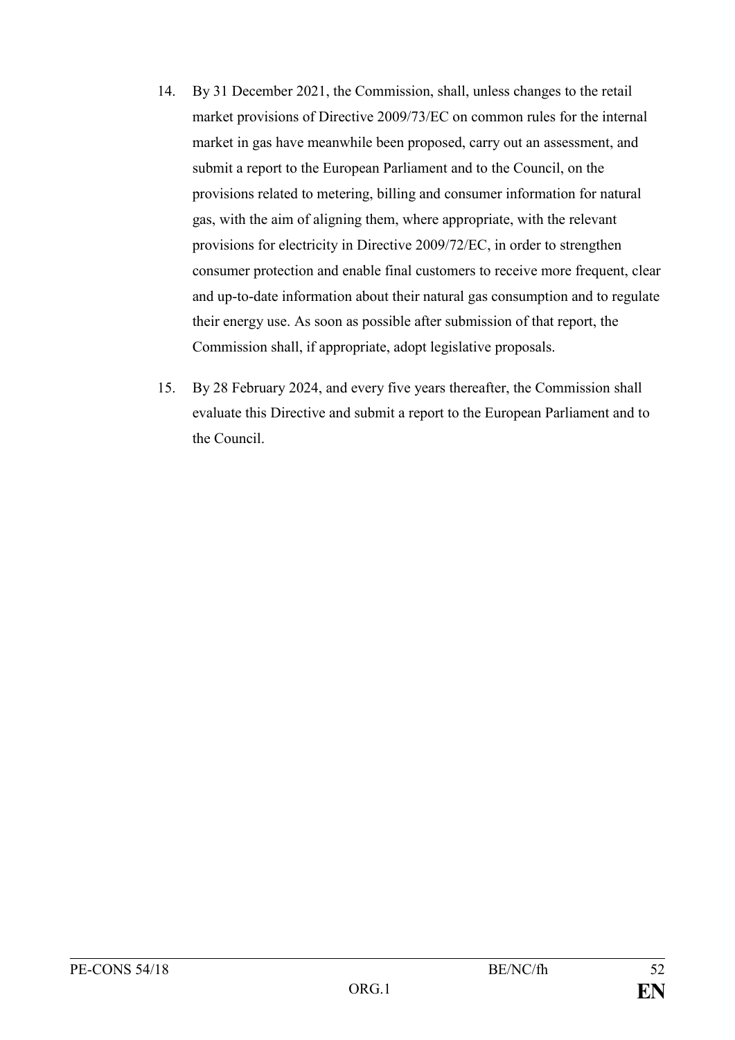14. By 31 December 2021, the Commission, shall, unless changes to the retail market provisions of Directive 2009/73/EC on common rules for the internal market in gas have meanwhile been proposed, carry out an assessment, and submit a report to the European Parliament and to the Council, on the provisions related to metering, billing and consumer information for natural gas, with the aim of aligning them, where appropriate, with the relevant provisions for electricity in Directive 2009/72/EC, in order to strengthen consumer protection and enable final customers to receive more frequent, clear and up-to-date information about their natural gas consumption and to regulate their energy use. As soon as possible after submission of that report, the Commission shall, if appropriate, adopt legislative proposals.

15. By 28 February 2024, and every five years thereafter, the Commission shall evaluate this Directive and submit a report to the European Parliament and to the Council.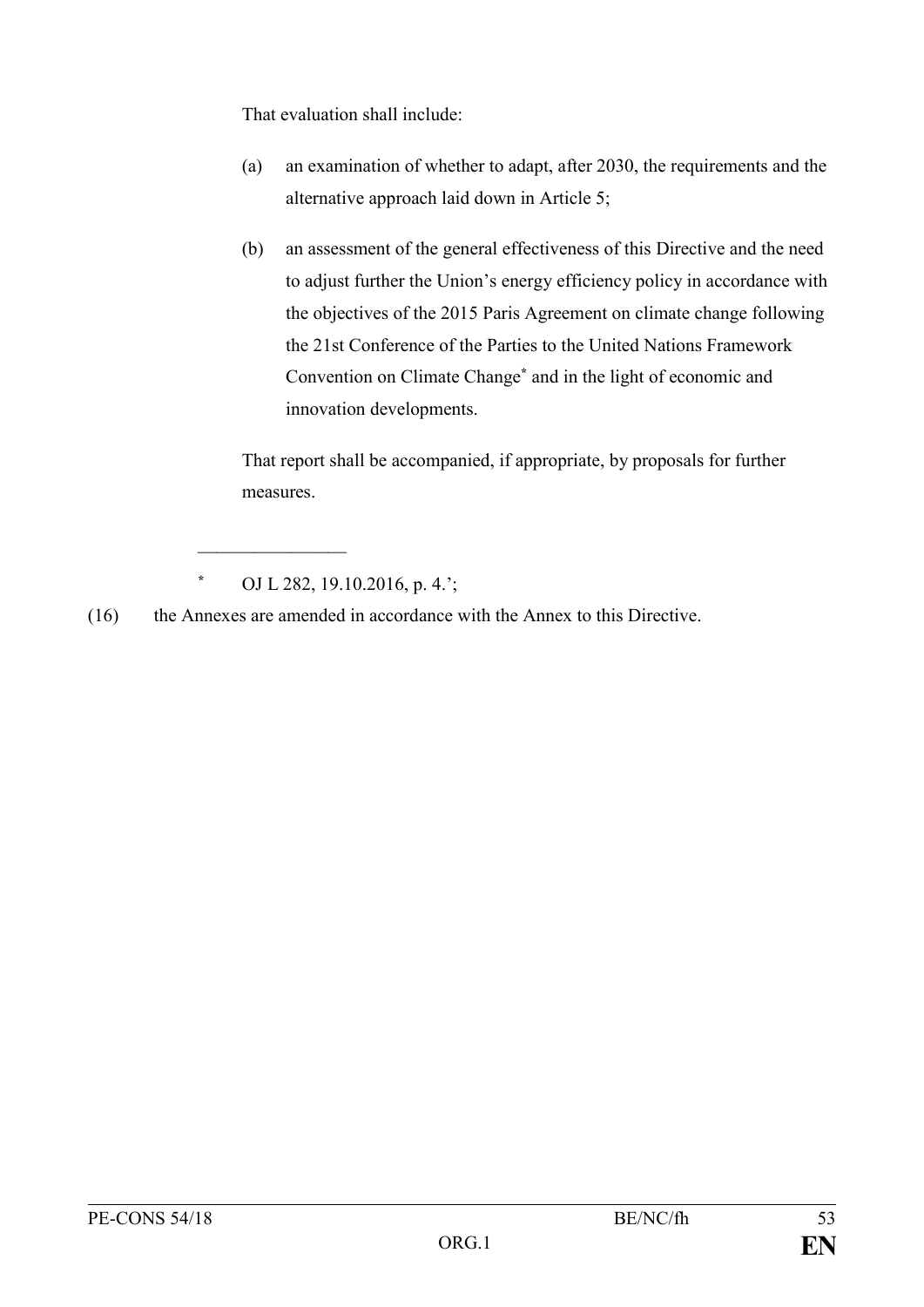That evaluation shall include:

(a) an examination of whether to adapt, after 2030, the requirements and the alternative approach laid down in Article 5;

(b) an assessment of the general effectiveness of this Directive and the need to adjust further the Union's energy efficiency policy in accordance with the objectives of the 2015 Paris Agreement on climate change following the 21st Conference of the Parties to the United Nations Framework Convention on Climate Change* and in the light of economic and innovation developments.

That report shall be accompanied, if appropriate, by proposals for further measures.

________________

\* OJ L 282, 19.10.2016, p. 4.';

(16) the Annexes are amended in accordance with the Annex to this Directive.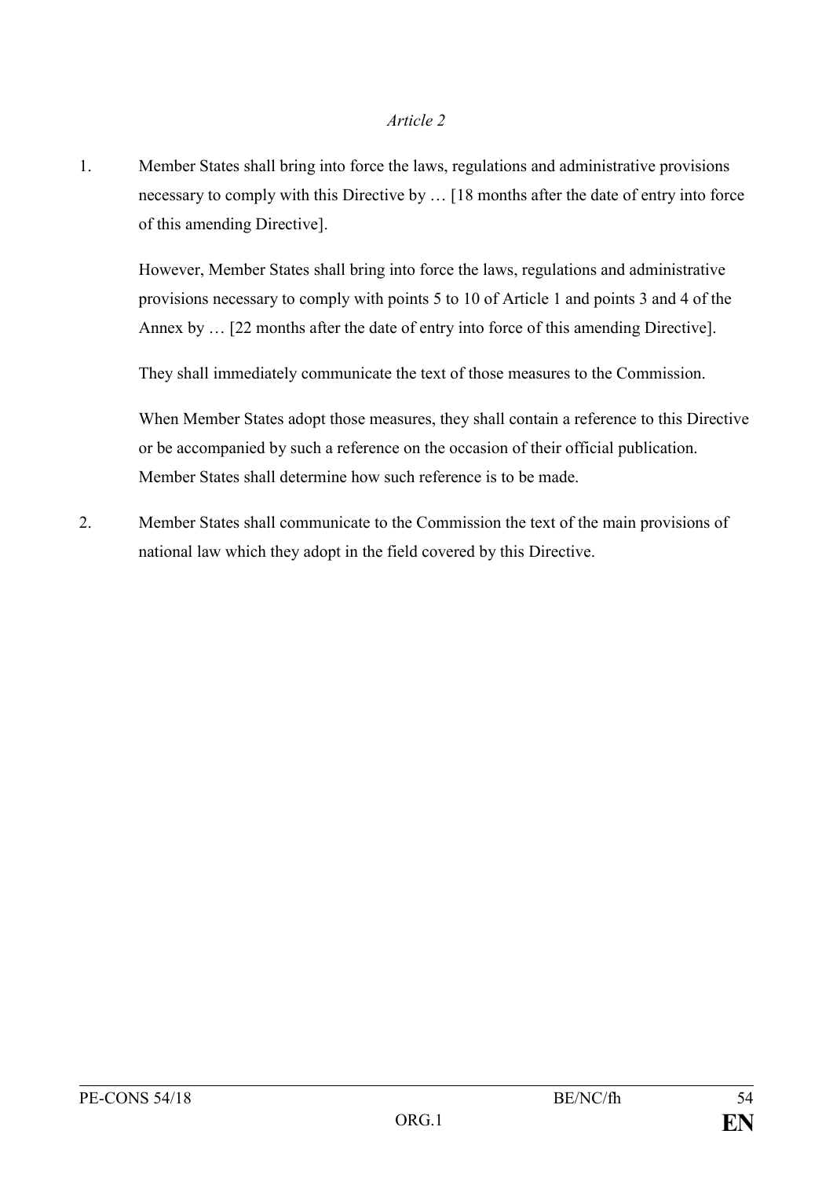*Article 2*

1. Member States shall bring into force the laws, regulations and administrative provisions necessary to comply with this Directive by … [18 months after the date of entry into force of this amending Directive].

   However, Member States shall bring into force the laws, regulations and administrative provisions necessary to comply with points 5 to 10 of Article 1 and points 3 and 4 of the Annex by … [22 months after the date of entry into force of this amending Directive].

   They shall immediately communicate the text of those measures to the Commission.

   When Member States adopt those measures, they shall contain a reference to this Directive or be accompanied by such a reference on the occasion of their official publication. Member States shall determine how such reference is to be made.

2. Member States shall communicate to the Commission the text of the main provisions of national law which they adopt in the field covered by this Directive.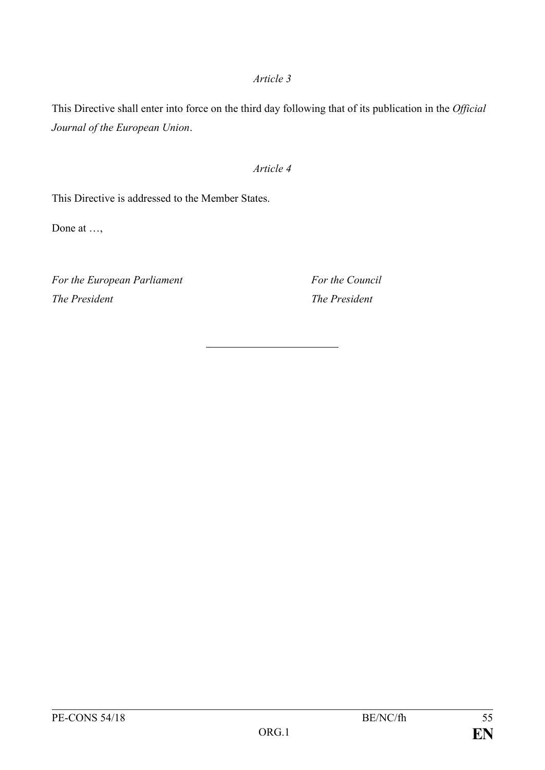*Article 3*

This Directive shall enter into force on the third day following that of its publication in the *Official Journal of the European Union*.

*Article 4*

This Directive is addressed to the Member States.

Done at …,

*For the European Parliament*
*The President*

*For the Council*
*The President*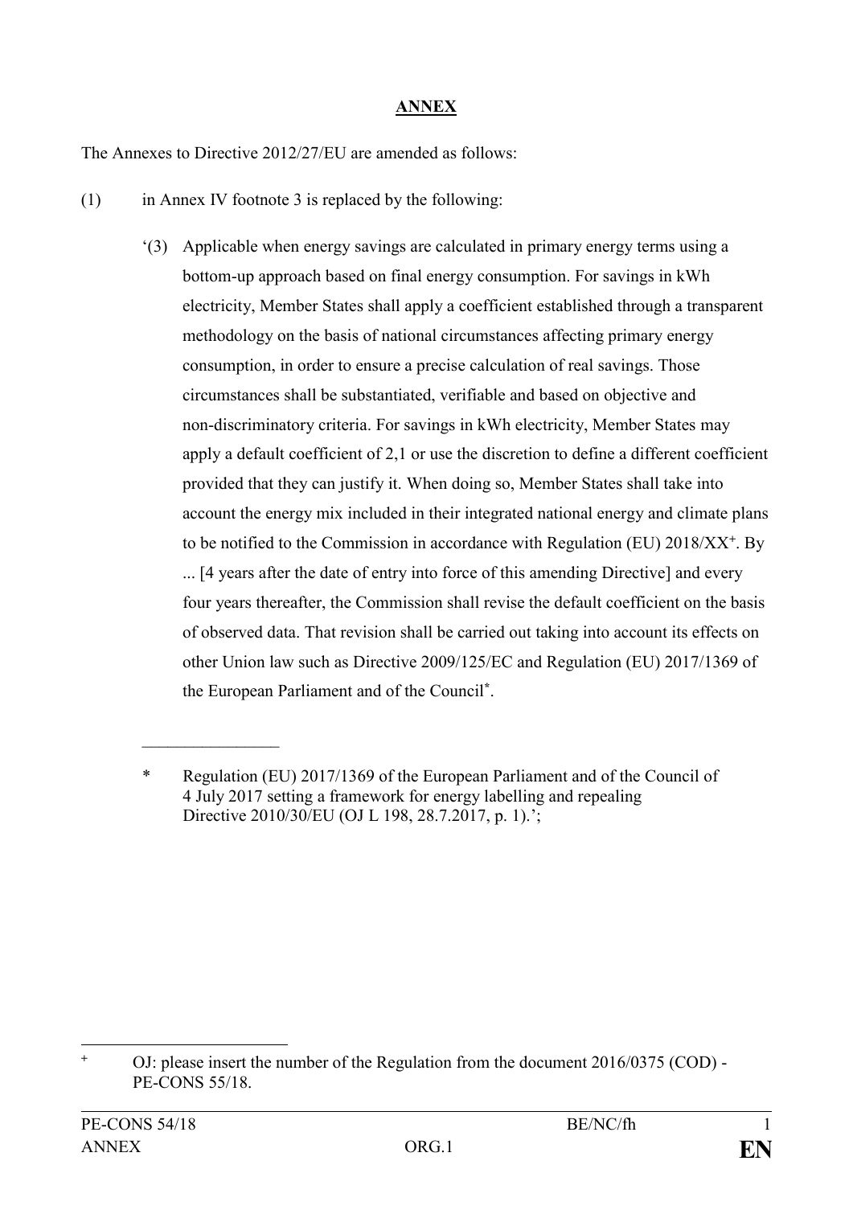**ANNEX**

The Annexes to Directive 2012/27/EU are amended as follows:

(1) in Annex IV footnote 3 is replaced by the following:

> ‘(3) Applicable when energy savings are calculated in primary energy terms using a bottom-up approach based on final energy consumption. For savings in kWh electricity, Member States shall apply a coefficient established through a transparent methodology on the basis of national circumstances affecting primary energy consumption, in order to ensure a precise calculation of real savings. Those circumstances shall be substantiated, verifiable and based on objective and non-discriminatory criteria. For savings in kWh electricity, Member States may apply a default coefficient of 2,1 or use the discretion to define a different coefficient provided that they can justify it. When doing so, Member States shall take into account the energy mix included in their integrated national energy and climate plans to be notified to the Commission in accordance with Regulation (EU) 2018/XX[+]. By ... [4 years after the date of entry into force of this amending Directive] and every four years thereafter, the Commission shall revise the default coefficient on the basis of observed data. That revision shall be carried out taking into account its effects on other Union law such as Directive 2009/125/EC and Regulation (EU) 2017/1369 of the European Parliament and of the Council[*].
>
> ---
>
> \* Regulation (EU) 2017/1369 of the European Parliament and of the Council of 4 July 2017 setting a framework for energy labelling and repealing Directive 2010/30/EU (OJ L 198, 28.7.2017, p. 1).’;

---

[+] OJ: please insert the number of the Regulation from the document 2016/0375 (COD) - PE-CONS 55/18.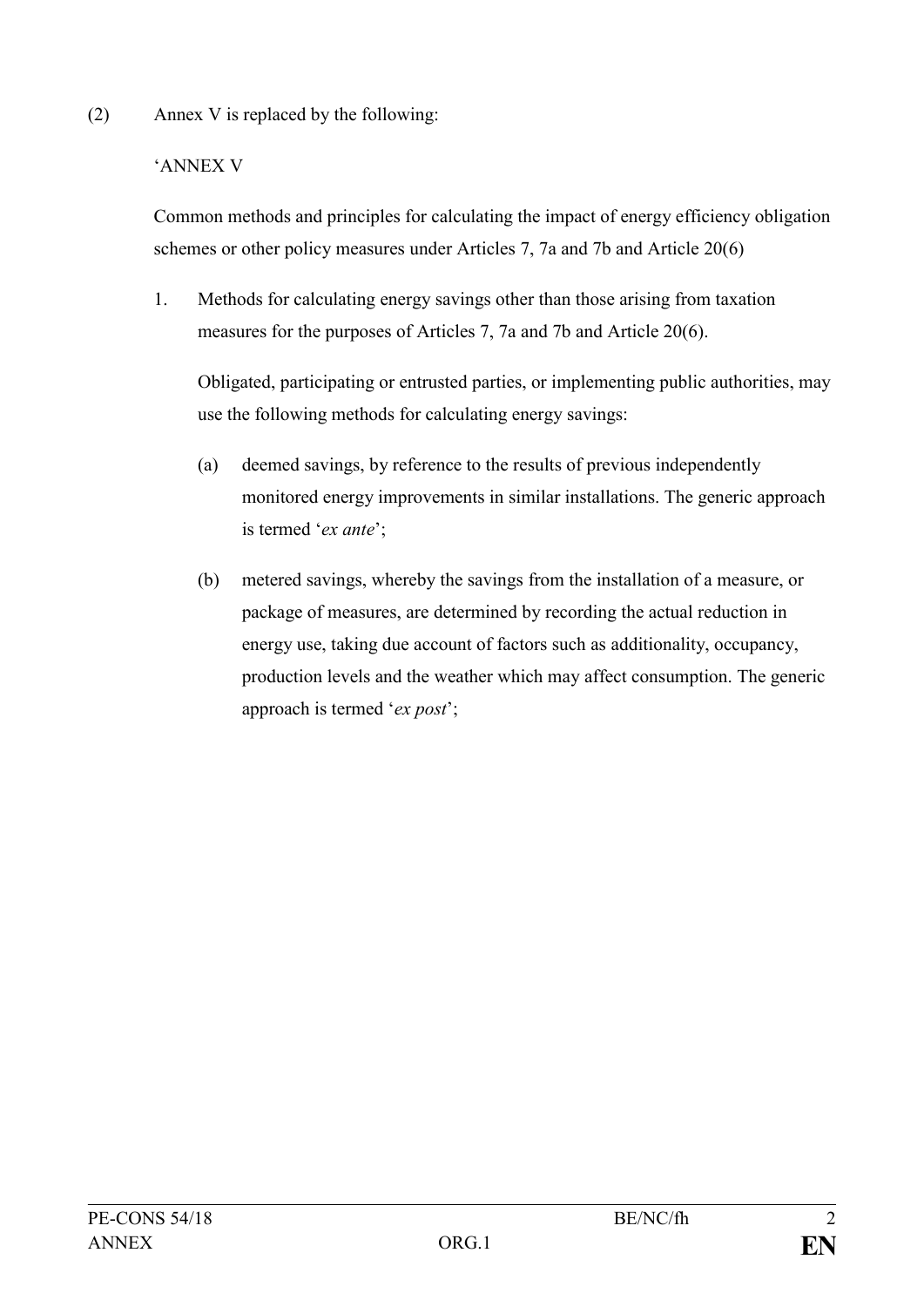(2) Annex V is replaced by the following:

'ANNEX V

Common methods and principles for calculating the impact of energy efficiency obligation schemes or other policy measures under Articles 7, 7a and 7b and Article 20(6)

1. Methods for calculating energy savings other than those arising from taxation measures for the purposes of Articles 7, 7a and 7b and Article 20(6).

   Obligated, participating or entrusted parties, or implementing public authorities, may use the following methods for calculating energy savings:

   (a) deemed savings, by reference to the results of previous independently monitored energy improvements in similar installations. The generic approach is termed '*ex ante*';

   (b) metered savings, whereby the savings from the installation of a measure, or package of measures, are determined by recording the actual reduction in energy use, taking due account of factors such as additionality, occupancy, production levels and the weather which may affect consumption. The generic approach is termed '*ex post*';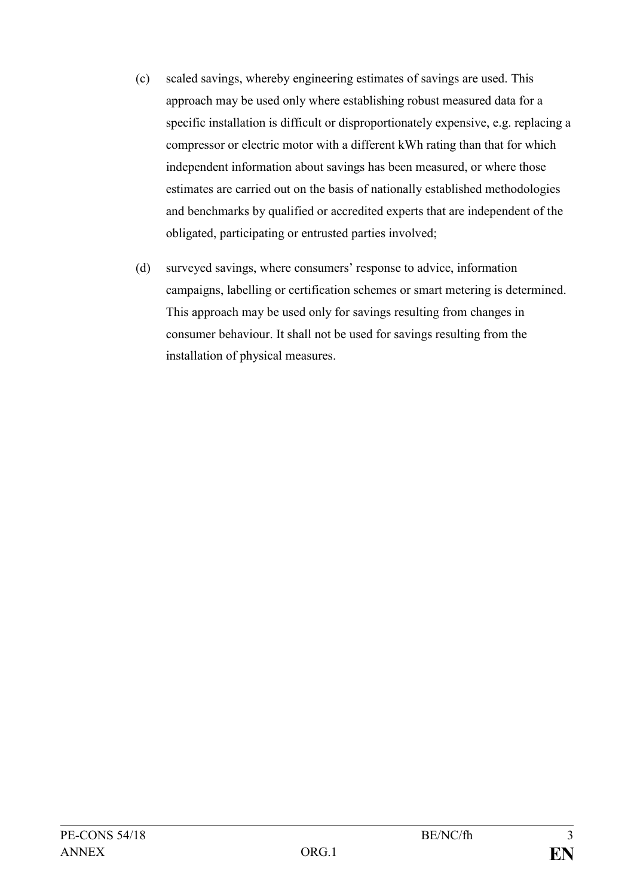(c) scaled savings, whereby engineering estimates of savings are used. This approach may be used only where establishing robust measured data for a specific installation is difficult or disproportionately expensive, e.g. replacing a compressor or electric motor with a different kWh rating than that for which independent information about savings has been measured, or where those estimates are carried out on the basis of nationally established methodologies and benchmarks by qualified or accredited experts that are independent of the obligated, participating or entrusted parties involved;

(d) surveyed savings, where consumers' response to advice, information campaigns, labelling or certification schemes or smart metering is determined. This approach may be used only for savings resulting from changes in consumer behaviour. It shall not be used for savings resulting from the installation of physical measures.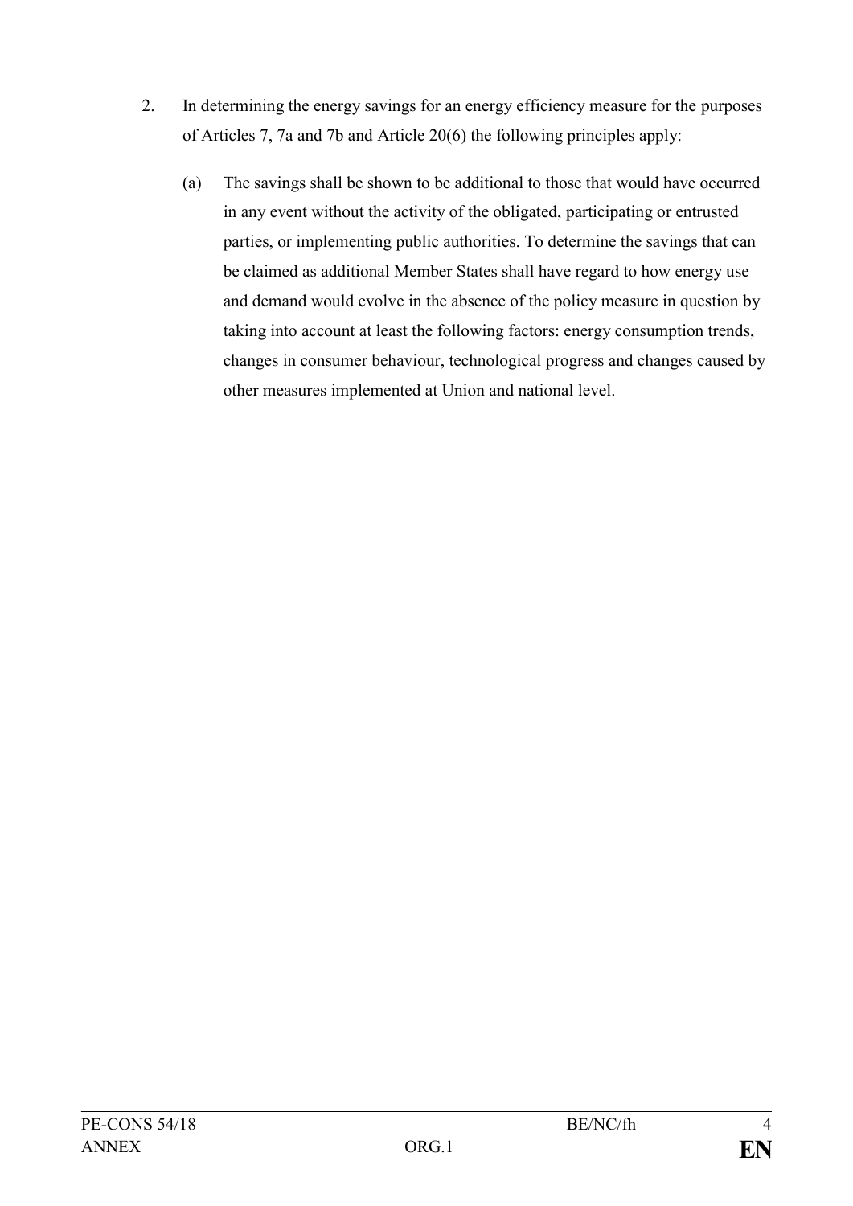2. In determining the energy savings for an energy efficiency measure for the purposes of Articles 7, 7a and 7b and Article 20(6) the following principles apply:

   (a) The savings shall be shown to be additional to those that would have occurred in any event without the activity of the obligated, participating or entrusted parties, or implementing public authorities. To determine the savings that can be claimed as additional Member States shall have regard to how energy use and demand would evolve in the absence of the policy measure in question by taking into account at least the following factors: energy consumption trends, changes in consumer behaviour, technological progress and changes caused by other measures implemented at Union and national level.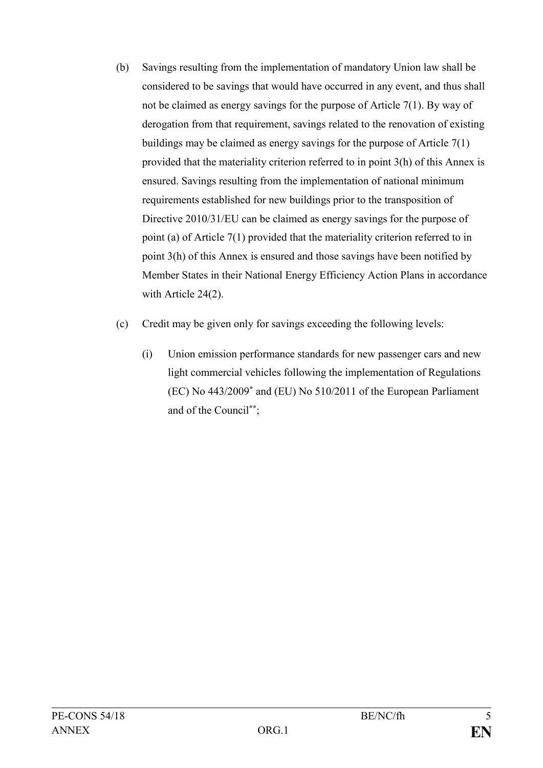(b) Savings resulting from the implementation of mandatory Union law shall be considered to be savings that would have occurred in any event, and thus shall not be claimed as energy savings for the purpose of Article 7(1). By way of derogation from that requirement, savings related to the renovation of existing buildings may be claimed as energy savings for the purpose of Article 7(1) provided that the materiality criterion referred to in point 3(h) of this Annex is ensured. Savings resulting from the implementation of national minimum requirements established for new buildings prior to the transposition of Directive 2010/31/EU can be claimed as energy savings for the purpose of point (a) of Article 7(1) provided that the materiality criterion referred to in point 3(h) of this Annex is ensured and those savings have been notified by Member States in their National Energy Efficiency Action Plans in accordance with Article 24(2).

(c) Credit may be given only for savings exceeding the following levels:

  (i) Union emission performance standards for new passenger cars and new light commercial vehicles following the implementation of Regulations (EC) No 443/2009[*] and (EU) No 510/2011 of the European Parliament and of the Council[**];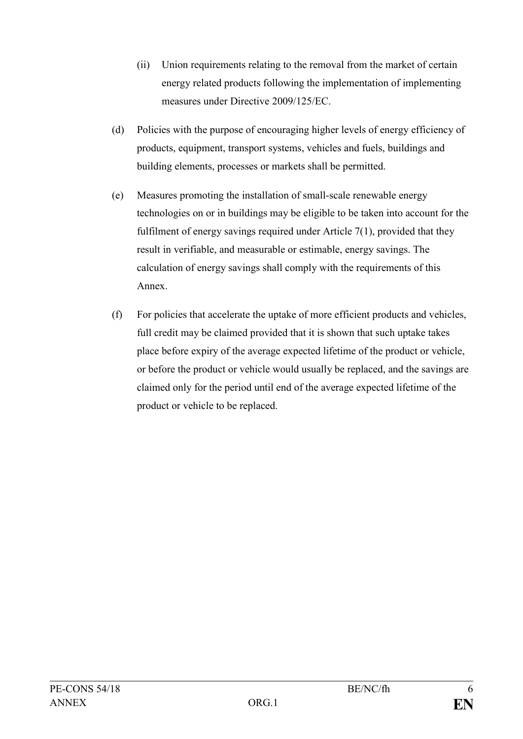(ii) Union requirements relating to the removal from the market of certain energy related products following the implementation of implementing measures under Directive 2009/125/EC.

(d) Policies with the purpose of encouraging higher levels of energy efficiency of products, equipment, transport systems, vehicles and fuels, buildings and building elements, processes or markets shall be permitted.

(e) Measures promoting the installation of small-scale renewable energy technologies on or in buildings may be eligible to be taken into account for the fulfilment of energy savings required under Article 7(1), provided that they result in verifiable, and measurable or estimable, energy savings. The calculation of energy savings shall comply with the requirements of this Annex.

(f) For policies that accelerate the uptake of more efficient products and vehicles, full credit may be claimed provided that it is shown that such uptake takes place before expiry of the average expected lifetime of the product or vehicle, or before the product or vehicle would usually be replaced, and the savings are claimed only for the period until end of the average expected lifetime of the product or vehicle to be replaced.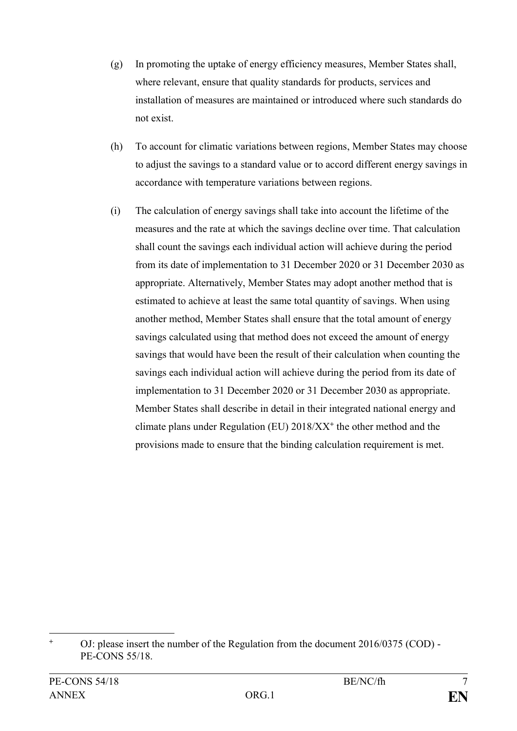(g) In promoting the uptake of energy efficiency measures, Member States shall, where relevant, ensure that quality standards for products, services and installation of measures are maintained or introduced where such standards do not exist.

(h) To account for climatic variations between regions, Member States may choose to adjust the savings to a standard value or to accord different energy savings in accordance with temperature variations between regions.

(i) The calculation of energy savings shall take into account the lifetime of the measures and the rate at which the savings decline over time. That calculation shall count the savings each individual action will achieve during the period from its date of implementation to 31 December 2020 or 31 December 2030 as appropriate. Alternatively, Member States may adopt another method that is estimated to achieve at least the same total quantity of savings. When using another method, Member States shall ensure that the total amount of energy savings calculated using that method does not exceed the amount of energy savings that would have been the result of their calculation when counting the savings each individual action will achieve during the period from its date of implementation to 31 December 2020 or 31 December 2030 as appropriate. Member States shall describe in detail in their integrated national energy and climate plans under Regulation (EU) 2018/XX[+] the other method and the provisions made to ensure that the binding calculation requirement is met.

---

[+] OJ: please insert the number of the Regulation from the document 2016/0375 (COD) - PE-CONS 55/18.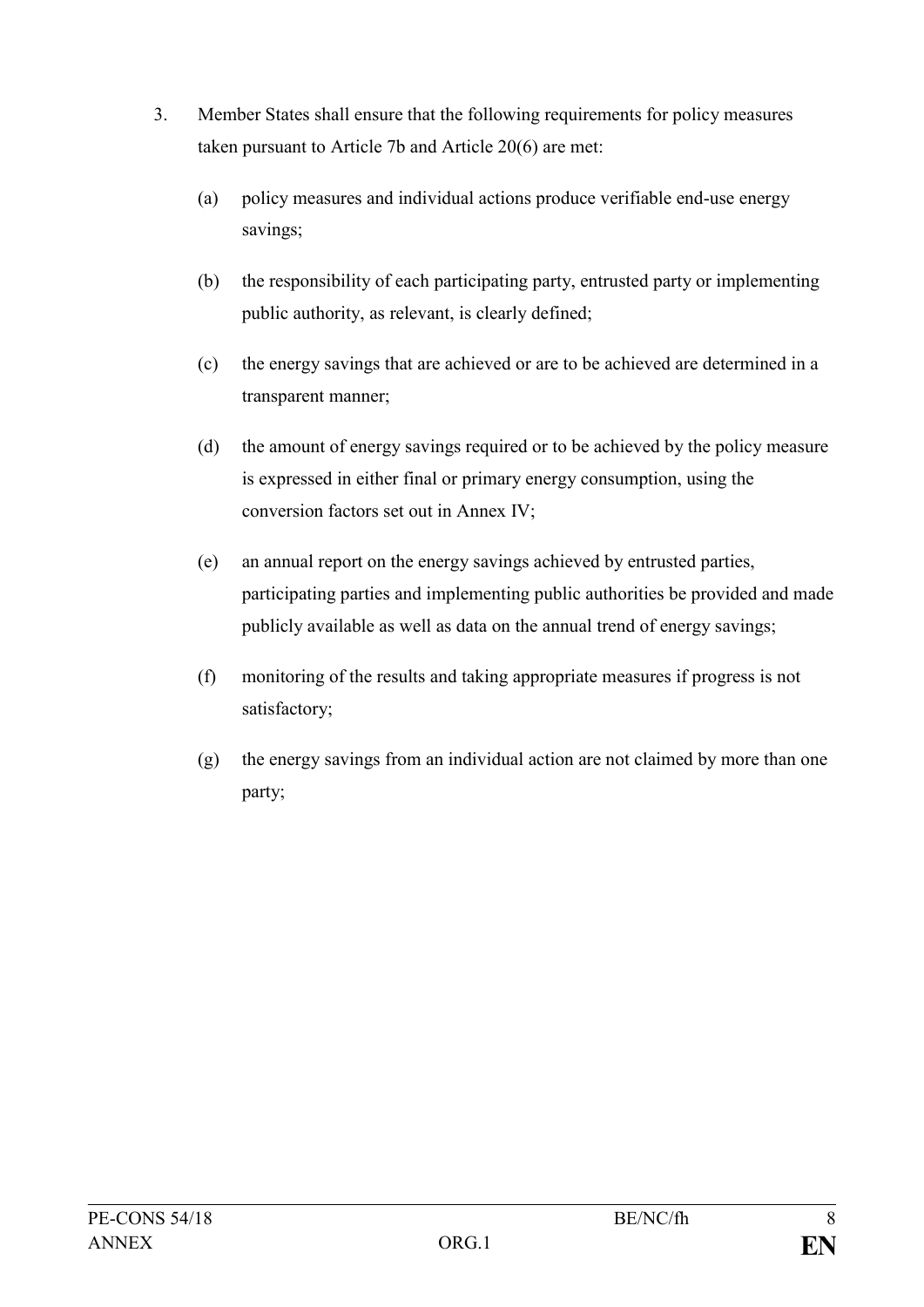3. Member States shall ensure that the following requirements for policy measures taken pursuant to Article 7b and Article 20(6) are met:

   (a) policy measures and individual actions produce verifiable end-use energy savings;

   (b) the responsibility of each participating party, entrusted party or implementing public authority, as relevant, is clearly defined;

   (c) the energy savings that are achieved or are to be achieved are determined in a transparent manner;

   (d) the amount of energy savings required or to be achieved by the policy measure is expressed in either final or primary energy consumption, using the conversion factors set out in Annex IV;

   (e) an annual report on the energy savings achieved by entrusted parties, participating parties and implementing public authorities be provided and made publicly available as well as data on the annual trend of energy savings;

   (f) monitoring of the results and taking appropriate measures if progress is not satisfactory;

   (g) the energy savings from an individual action are not claimed by more than one party;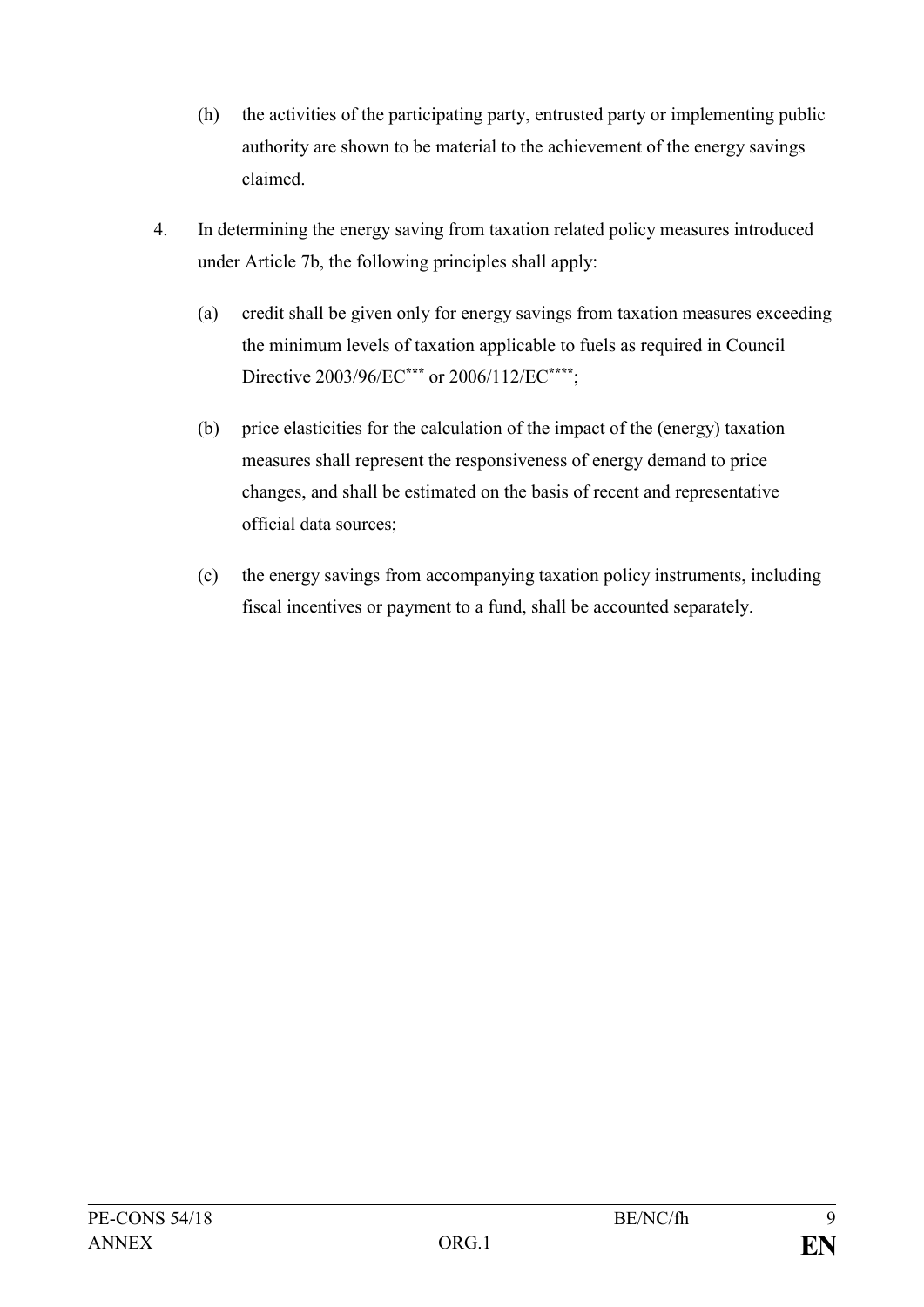(h) the activities of the participating party, entrusted party or implementing public authority are shown to be material to the achievement of the energy savings claimed.

4. In determining the energy saving from taxation related policy measures introduced under Article 7b, the following principles shall apply:

   (a) credit shall be given only for energy savings from taxation measures exceeding the minimum levels of taxation applicable to fuels as required in Council Directive 2003/96/EC[***] or 2006/112/EC[****];

   (b) price elasticities for the calculation of the impact of the (energy) taxation measures shall represent the responsiveness of energy demand to price changes, and shall be estimated on the basis of recent and representative official data sources;

   (c) the energy savings from accompanying taxation policy instruments, including fiscal incentives or payment to a fund, shall be accounted separately.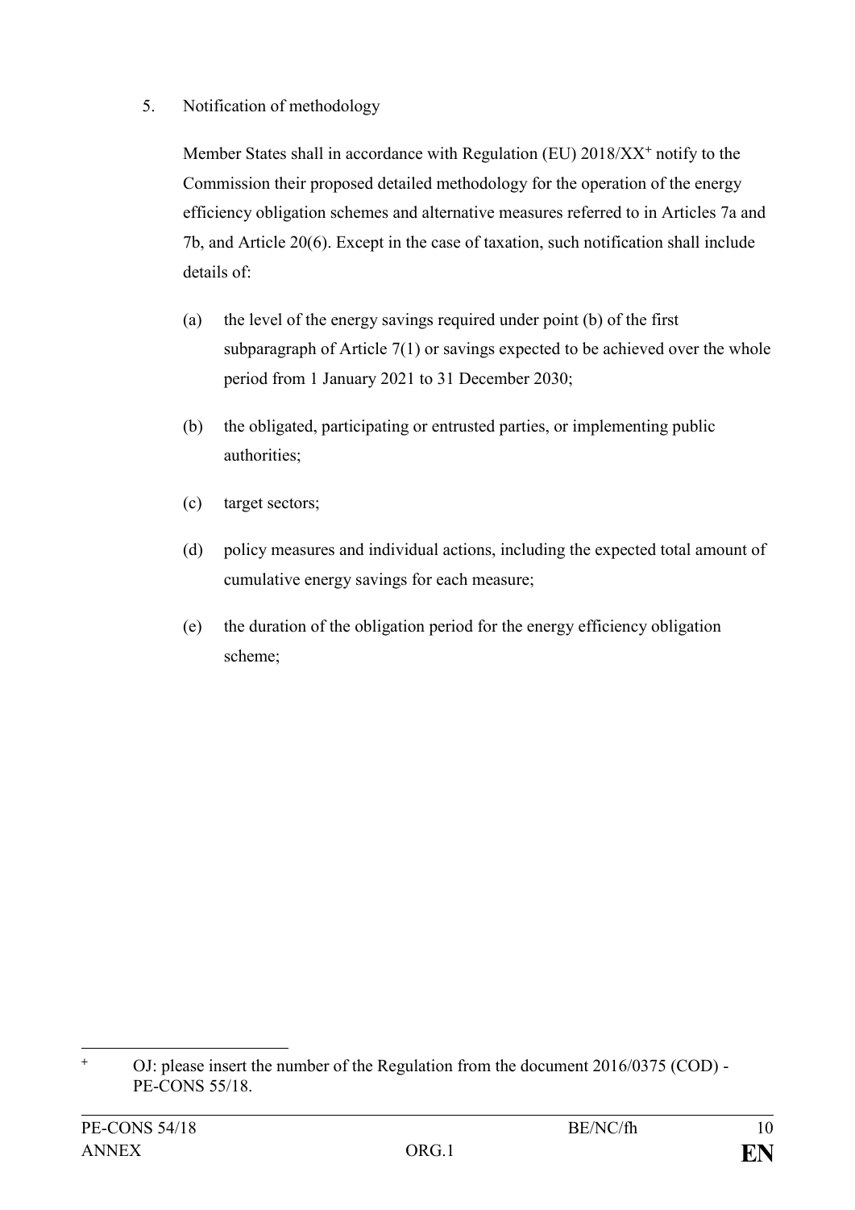5. Notification of methodology

Member States shall in accordance with Regulation (EU) 2018/XX[+] notify to the Commission their proposed detailed methodology for the operation of the energy efficiency obligation schemes and alternative measures referred to in Articles 7a and 7b, and Article 20(6). Except in the case of taxation, such notification shall include details of:

(a) the level of the energy savings required under point (b) of the first subparagraph of Article 7(1) or savings expected to be achieved over the whole period from 1 January 2021 to 31 December 2030;

(b) the obligated, participating or entrusted parties, or implementing public authorities;

(c) target sectors;

(d) policy measures and individual actions, including the expected total amount of cumulative energy savings for each measure;

(e) the duration of the obligation period for the energy efficiency obligation scheme;

---

[+] OJ: please insert the number of the Regulation from the document 2016/0375 (COD) - PE-CONS 55/18.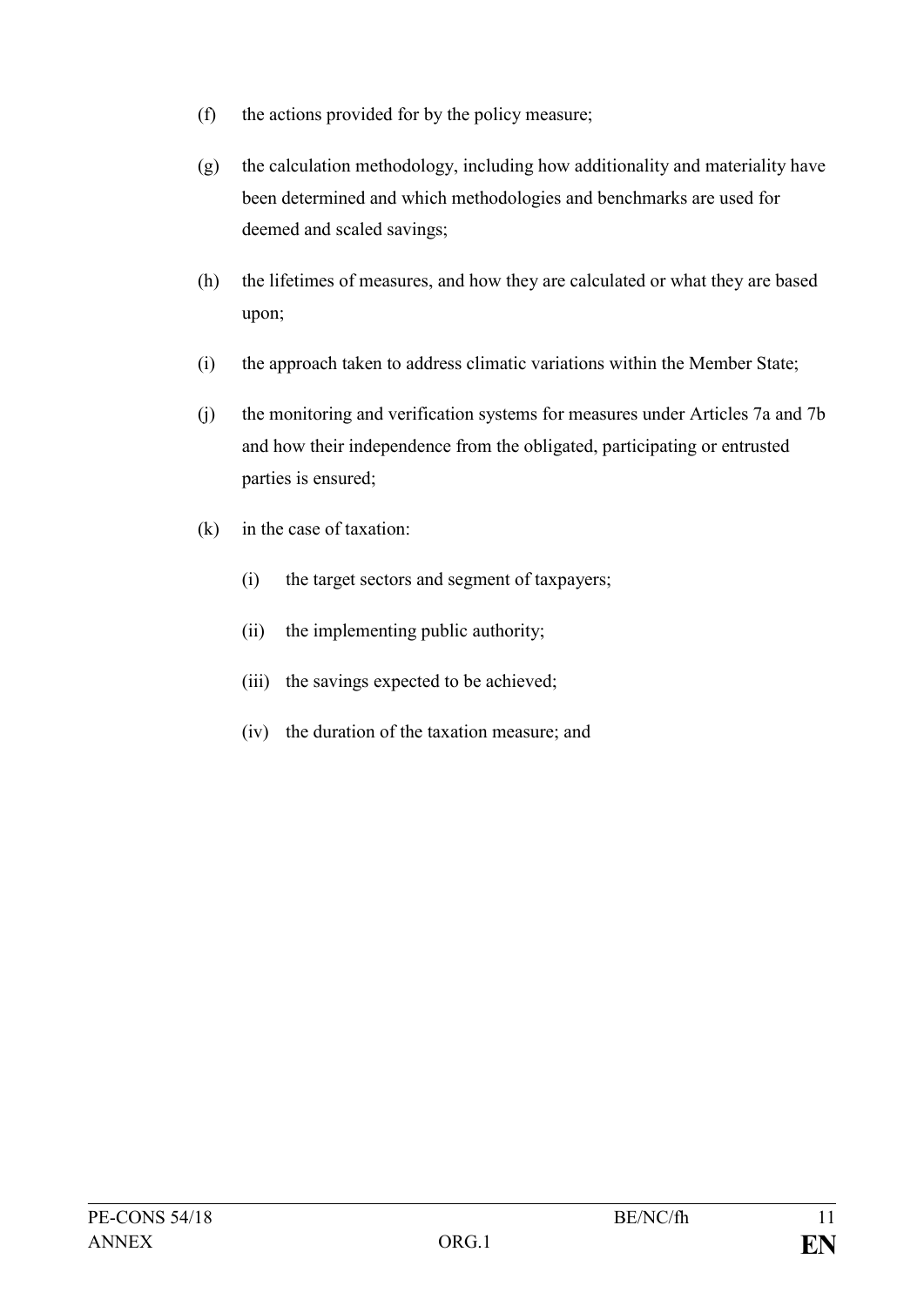(f) the actions provided for by the policy measure;

(g) the calculation methodology, including how additionality and materiality have been determined and which methodologies and benchmarks are used for deemed and scaled savings;

(h) the lifetimes of measures, and how they are calculated or what they are based upon;

(i) the approach taken to address climatic variations within the Member State;

(j) the monitoring and verification systems for measures under Articles 7a and 7b and how their independence from the obligated, participating or entrusted parties is ensured;

(k) in the case of taxation:

   (i) the target sectors and segment of taxpayers;

   (ii) the implementing public authority;

   (iii) the savings expected to be achieved;

   (iv) the duration of the taxation measure; and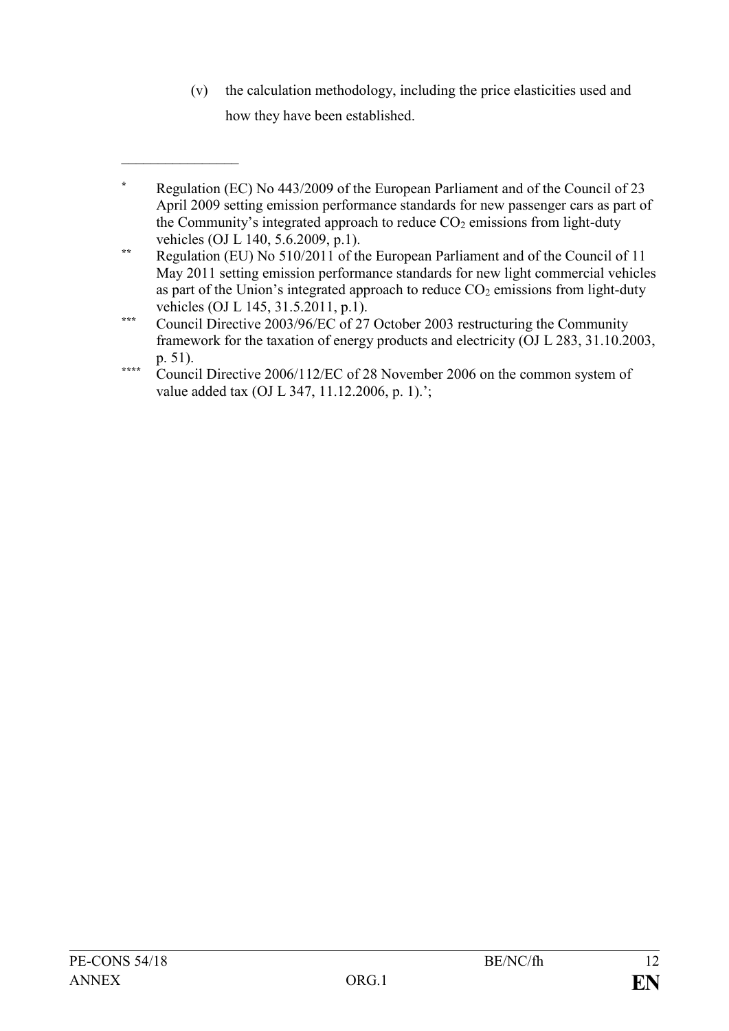(v) the calculation methodology, including the price elasticities used and how they have been established.

---

[*] Regulation (EC) No 443/2009 of the European Parliament and of the Council of 23 April 2009 setting emission performance standards for new passenger cars as part of the Community's integrated approach to reduce $CO_2$ emissions from light-duty vehicles (OJ L 140, 5.6.2009, p.1).

[**] Regulation (EU) No 510/2011 of the European Parliament and of the Council of 11 May 2011 setting emission performance standards for new light commercial vehicles as part of the Union's integrated approach to reduce $CO_2$ emissions from light-duty vehicles (OJ L 145, 31.5.2011, p.1).

[***] Council Directive 2003/96/EC of 27 October 2003 restructuring the Community framework for the taxation of energy products and electricity (OJ L 283, 31.10.2003, p. 51).

[****] Council Directive 2006/112/EC of 28 November 2006 on the common system of value added tax (OJ L 347, 11.12.2006, p. 1).';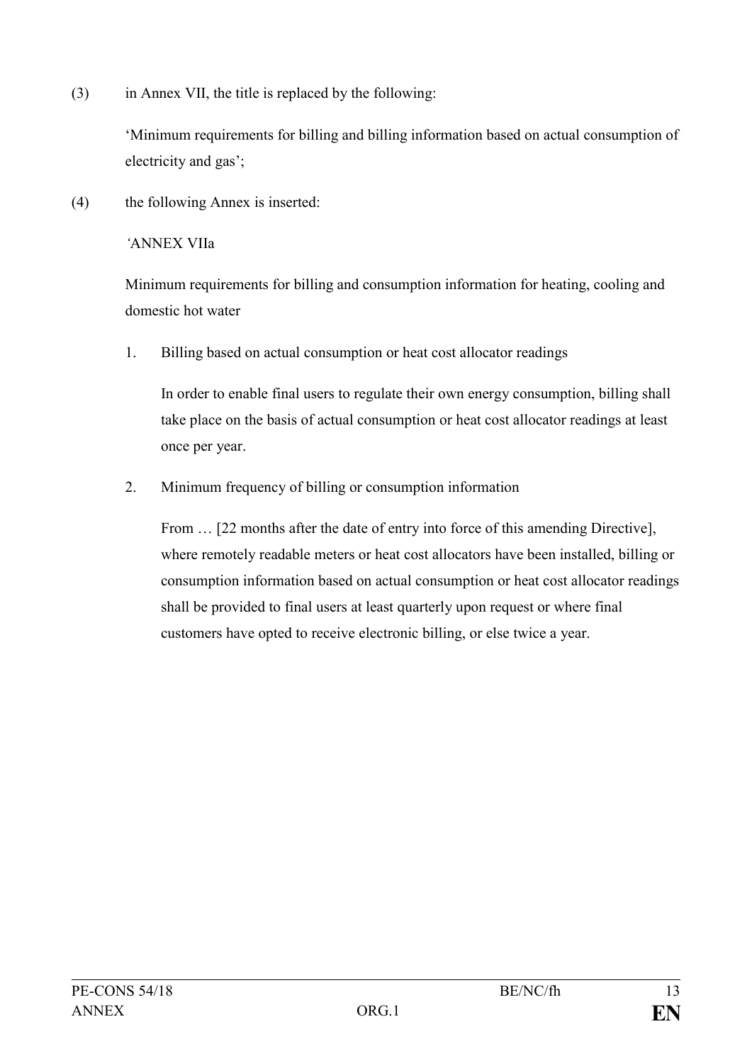(3) in Annex VII, the title is replaced by the following:

'Minimum requirements for billing and billing information based on actual consumption of electricity and gas';

(4) the following Annex is inserted:

'ANNEX VIIa

Minimum requirements for billing and consumption information for heating, cooling and domestic hot water

1. Billing based on actual consumption or heat cost allocator readings

   In order to enable final users to regulate their own energy consumption, billing shall take place on the basis of actual consumption or heat cost allocator readings at least once per year.

2. Minimum frequency of billing or consumption information

   From … [22 months after the date of entry into force of this amending Directive], where remotely readable meters or heat cost allocators have been installed, billing or consumption information based on actual consumption or heat cost allocator readings shall be provided to final users at least quarterly upon request or where final customers have opted to receive electronic billing, or else twice a year.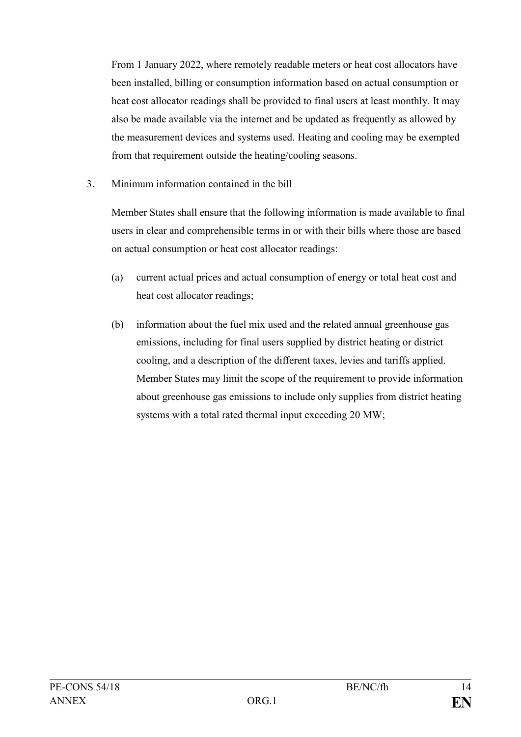From 1 January 2022, where remotely readable meters or heat cost allocators have been installed, billing or consumption information based on actual consumption or heat cost allocator readings shall be provided to final users at least monthly. It may also be made available via the internet and be updated as frequently as allowed by the measurement devices and systems used. Heating and cooling may be exempted from that requirement outside the heating/cooling seasons.

3. Minimum information contained in the bill

Member States shall ensure that the following information is made available to final users in clear and comprehensible terms in or with their bills where those are based on actual consumption or heat cost allocator readings:

(a) current actual prices and actual consumption of energy or total heat cost and heat cost allocator readings;

(b) information about the fuel mix used and the related annual greenhouse gas emissions, including for final users supplied by district heating or district cooling, and a description of the different taxes, levies and tariffs applied. Member States may limit the scope of the requirement to provide information about greenhouse gas emissions to include only supplies from district heating systems with a total rated thermal input exceeding 20 MW;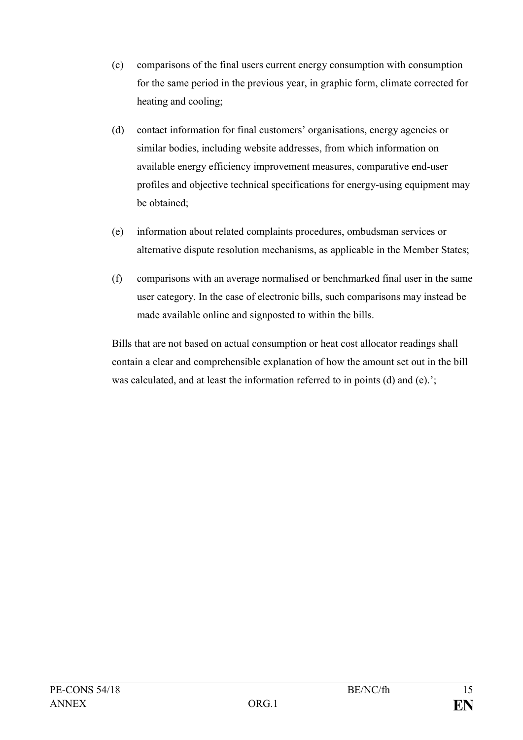(c) comparisons of the final users current energy consumption with consumption for the same period in the previous year, in graphic form, climate corrected for heating and cooling;

(d) contact information for final customers' organisations, energy agencies or similar bodies, including website addresses, from which information on available energy efficiency improvement measures, comparative end-user profiles and objective technical specifications for energy-using equipment may be obtained;

(e) information about related complaints procedures, ombudsman services or alternative dispute resolution mechanisms, as applicable in the Member States;

(f) comparisons with an average normalised or benchmarked final user in the same user category. In the case of electronic bills, such comparisons may instead be made available online and signposted to within the bills.

Bills that are not based on actual consumption or heat cost allocator readings shall contain a clear and comprehensible explanation of how the amount set out in the bill was calculated, and at least the information referred to in points (d) and (e).';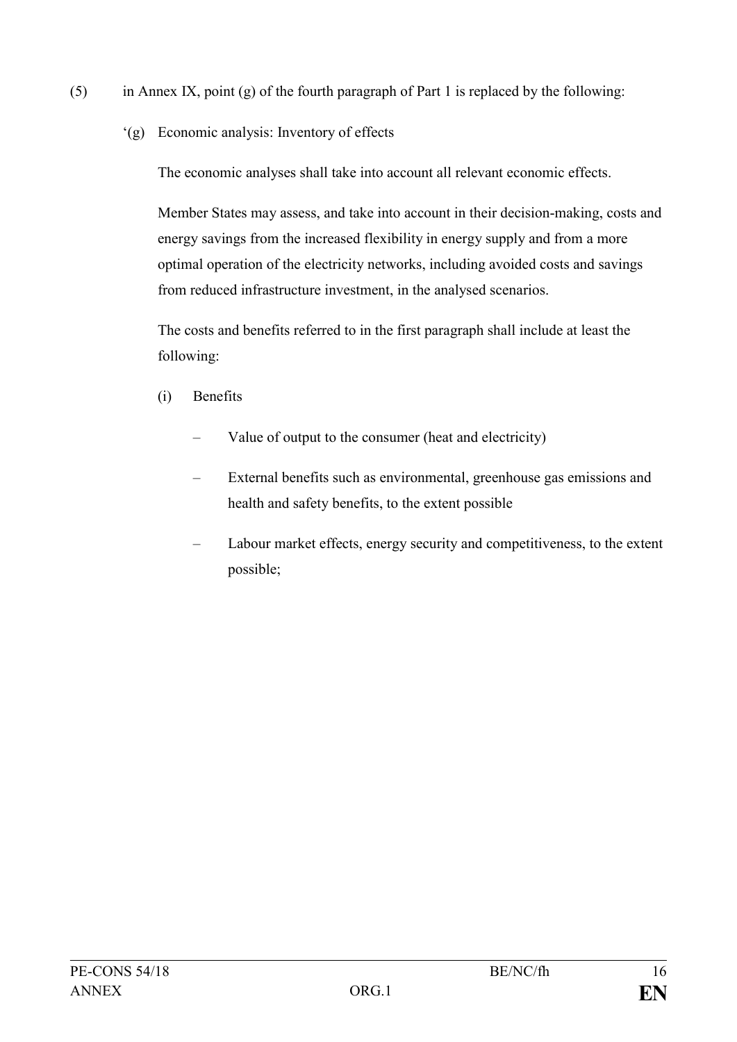(5) in Annex IX, point (g) of the fourth paragraph of Part 1 is replaced by the following:

'(g) Economic analysis: Inventory of effects

The economic analyses shall take into account all relevant economic effects.

Member States may assess, and take into account in their decision-making, costs and energy savings from the increased flexibility in energy supply and from a more optimal operation of the electricity networks, including avoided costs and savings from reduced infrastructure investment, in the analysed scenarios.

The costs and benefits referred to in the first paragraph shall include at least the following:

(i) Benefits

– Value of output to the consumer (heat and electricity)

– External benefits such as environmental, greenhouse gas emissions and health and safety benefits, to the extent possible

– Labour market effects, energy security and competitiveness, to the extent possible;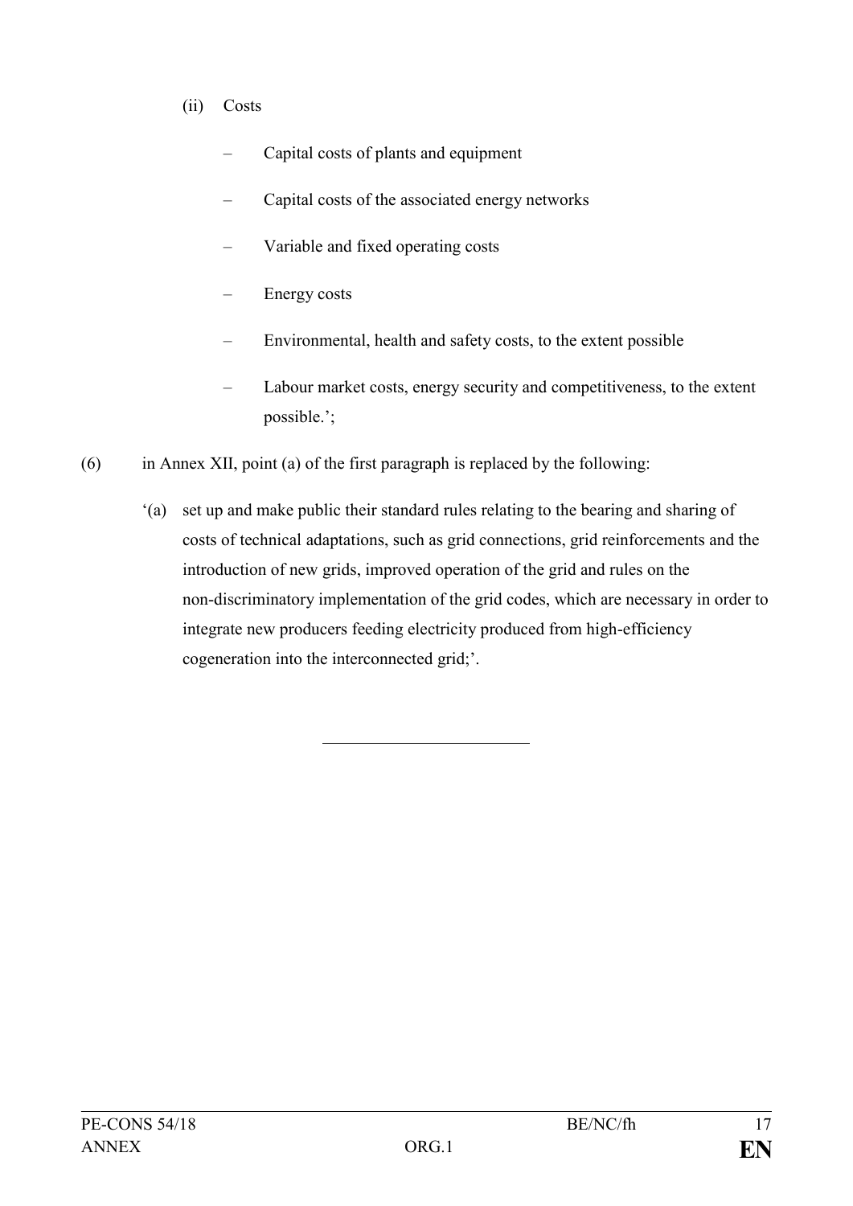(ii) Costs

– Capital costs of plants and equipment

– Capital costs of the associated energy networks

– Variable and fixed operating costs

– Energy costs

– Environmental, health and safety costs, to the extent possible

– Labour market costs, energy security and competitiveness, to the extent possible.';

(6) in Annex XII, point (a) of the first paragraph is replaced by the following:

'(a) set up and make public their standard rules relating to the bearing and sharing of costs of technical adaptations, such as grid connections, grid reinforcements and the introduction of new grids, improved operation of the grid and rules on the non-discriminatory implementation of the grid codes, which are necessary in order to integrate new producers feeding electricity produced from high-efficiency cogeneration into the interconnected grid;'.